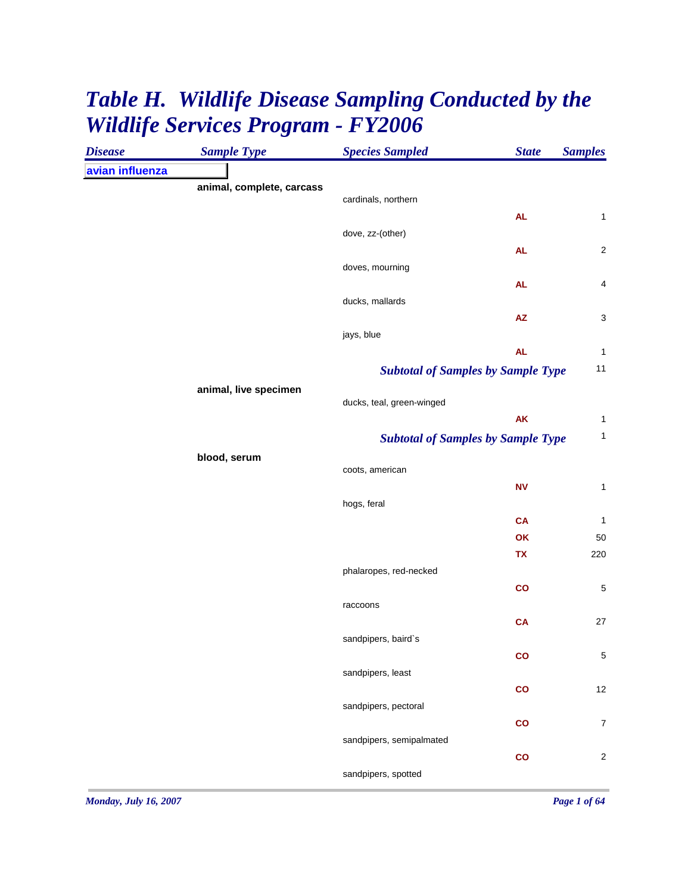# Table H. Wildlife Disease Sampling Conducted by the Wildlife Services Program - FY2006

| Disease | Sample Type | Species Sampled | State | Samples |
|---|---|---|---|---|
| avian influenza | | | | |
| | animal, complete, carcass | | | |
| | | cardinals, northern | | |
| | | | AL | 1 |
| | | dove, zz-(other) | | |
| | | | AL | 2 |
| | | doves, mourning | | |
| | | | AL | 4 |
| | | ducks, mallards | | |
| | | | AZ | 3 |
| | | jays, blue | | |
| | | | AL | 1 |
| | | *Subtotal of Samples by Sample Type* | | 11 |
| | animal, live specimen | | | |
| | | ducks, teal, green-winged | | |
| | | | AK | 1 |
| | | *Subtotal of Samples by Sample Type* | | 1 |
| | blood, serum | | | |
| | | coots, american | | |
| | | | NV | 1 |
| | | hogs, feral | | |
| | | | CA | 1 |
| | | | OK | 50 |
| | | | TX | 220 |
| | | phalaropes, red-necked | | |
| | | | CO | 5 |
| | | raccoons | | |
| | | | CA | 27 |
| | | sandpipers, baird`s | | |
| | | | CO | 5 |
| | | sandpipers, least | | |
| | | | CO | 12 |
| | | sandpipers, pectoral | | |
| | | | CO | 7 |
| | | sandpipers, semipalmated | | |
| | | | CO | 2 |
| | | sandpipers, spotted | | |

*Monday, July 16, 2007*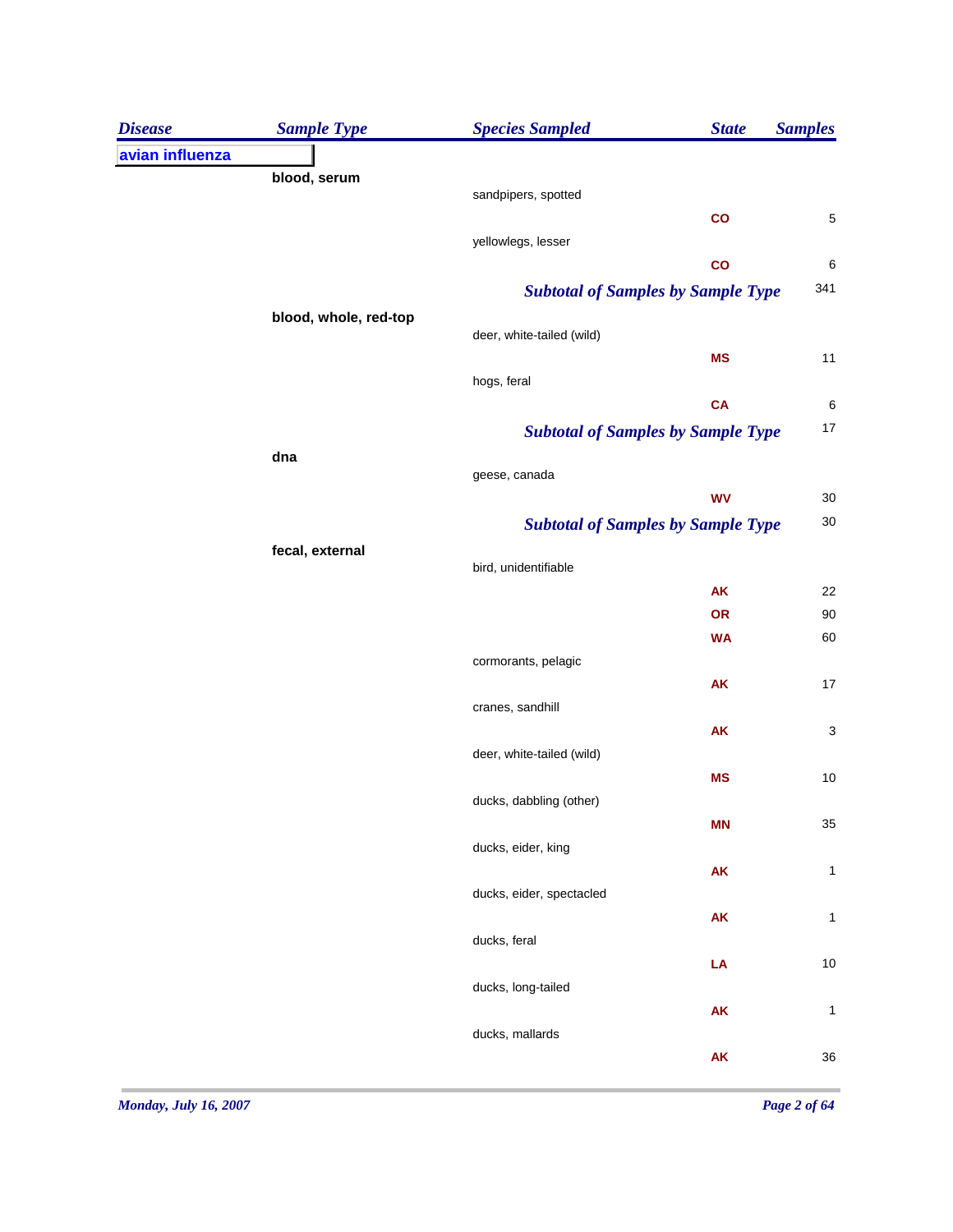| Disease | Sample Type | Species Sampled | State | Samples |
|---|---|---|---|---|
| **avian influenza** | | | | |
| | **blood, serum** | | | |
| | | sandpipers, spotted | | |
| | | | **CO** | 5 |
| | | yellowlegs, lesser | | |
| | | | **CO** | 6 |
| | | ***Subtotal of Samples by Sample Type*** | | 341 |
| | **blood, whole, red-top** | | | |
| | | deer, white-tailed (wild) | | |
| | | | **MS** | 11 |
| | | hogs, feral | | |
| | | | **CA** | 6 |
| | | ***Subtotal of Samples by Sample Type*** | | 17 |
| | **dna** | | | |
| | | geese, canada | | |
| | | | **WV** | 30 |
| | | ***Subtotal of Samples by Sample Type*** | | 30 |
| | **fecal, external** | | | |
| | | bird, unidentifiable | | |
| | | | **AK** | 22 |
| | | | **OR** | 90 |
| | | | **WA** | 60 |
| | | cormorants, pelagic | | |
| | | | **AK** | 17 |
| | | cranes, sandhill | | |
| | | | **AK** | 3 |
| | | deer, white-tailed (wild) | | |
| | | | **MS** | 10 |
| | | ducks, dabbling (other) | | |
| | | | **MN** | 35 |
| | | ducks, eider, king | | |
| | | | **AK** | 1 |
| | | ducks, eider, spectacled | | |
| | | | **AK** | 1 |
| | | ducks, feral | | |
| | | | **LA** | 10 |
| | | ducks, long-tailed | | |
| | | | **AK** | 1 |
| | | ducks, mallards | | |
| | | | **AK** | 36 |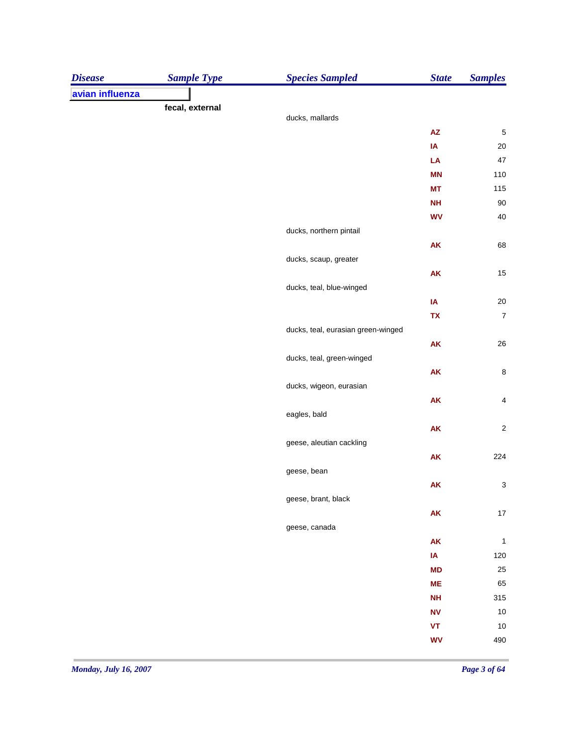| Disease | Sample Type | Species Sampled | State | Samples |
|---|---|---|---|---|
| avian influenza | | | | |
| | fecal, external | | | |
| | | ducks, mallards | | |
| | | | AZ | 5 |
| | | | IA | 20 |
| | | | LA | 47 |
| | | | MN | 110 |
| | | | MT | 115 |
| | | | NH | 90 |
| | | | WV | 40 |
| | | ducks, northern pintail | | |
| | | | AK | 68 |
| | | ducks, scaup, greater | | |
| | | | AK | 15 |
| | | ducks, teal, blue-winged | | |
| | | | IA | 20 |
| | | | TX | 7 |
| | | ducks, teal, eurasian green-winged | | |
| | | | AK | 26 |
| | | ducks, teal, green-winged | | |
| | | | AK | 8 |
| | | ducks, wigeon, eurasian | | |
| | | | AK | 4 |
| | | eagles, bald | | |
| | | | AK | 2 |
| | | geese, aleutian cackling | | |
| | | | AK | 224 |
| | | geese, bean | | |
| | | | AK | 3 |
| | | geese, brant, black | | |
| | | | AK | 17 |
| | | geese, canada | | |
| | | | AK | 1 |
| | | | IA | 120 |
| | | | MD | 25 |
| | | | ME | 65 |
| | | | NH | 315 |
| | | | NV | 10 |
| | | | VT | 10 |
| | | | WV | 490 |

*Monday, July 16, 2007*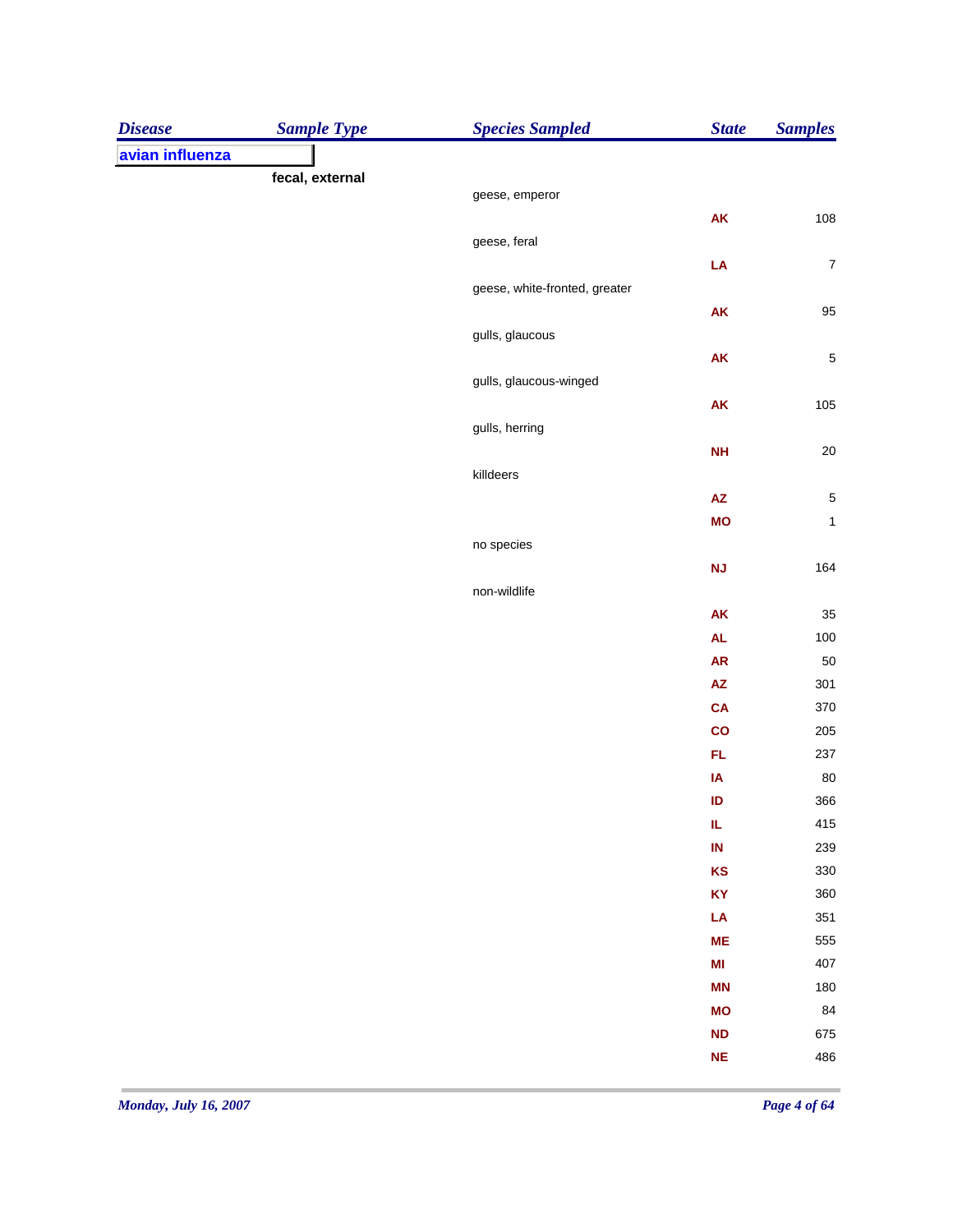| Disease | Sample Type | Species Sampled | State | Samples |
|---|---|---|---|---|
| **avian influenza** | | | | |
| | **fecal, external** | | | |
| | | geese, emperor | | |
| | | | AK | 108 |
| | | geese, feral | | |
| | | | LA | 7 |
| | | geese, white-fronted, greater | | |
| | | | AK | 95 |
| | | gulls, glaucous | | |
| | | | AK | 5 |
| | | gulls, glaucous-winged | | |
| | | | AK | 105 |
| | | gulls, herring | | |
| | | | NH | 20 |
| | | killdeers | | |
| | | | AZ | 5 |
| | | | MO | 1 |
| | | no species | | |
| | | | NJ | 164 |
| | | non-wildlife | | |
| | | | AK | 35 |
| | | | AL | 100 |
| | | | AR | 50 |
| | | | AZ | 301 |
| | | | CA | 370 |
| | | | CO | 205 |
| | | | FL | 237 |
| | | | IA | 80 |
| | | | ID | 366 |
| | | | IL | 415 |
| | | | IN | 239 |
| | | | KS | 330 |
| | | | KY | 360 |
| | | | LA | 351 |
| | | | ME | 555 |
| | | | MI | 407 |
| | | | MN | 180 |
| | | | MO | 84 |
| | | | ND | 675 |
| | | | NE | 486 |

*Monday, July 16, 2007*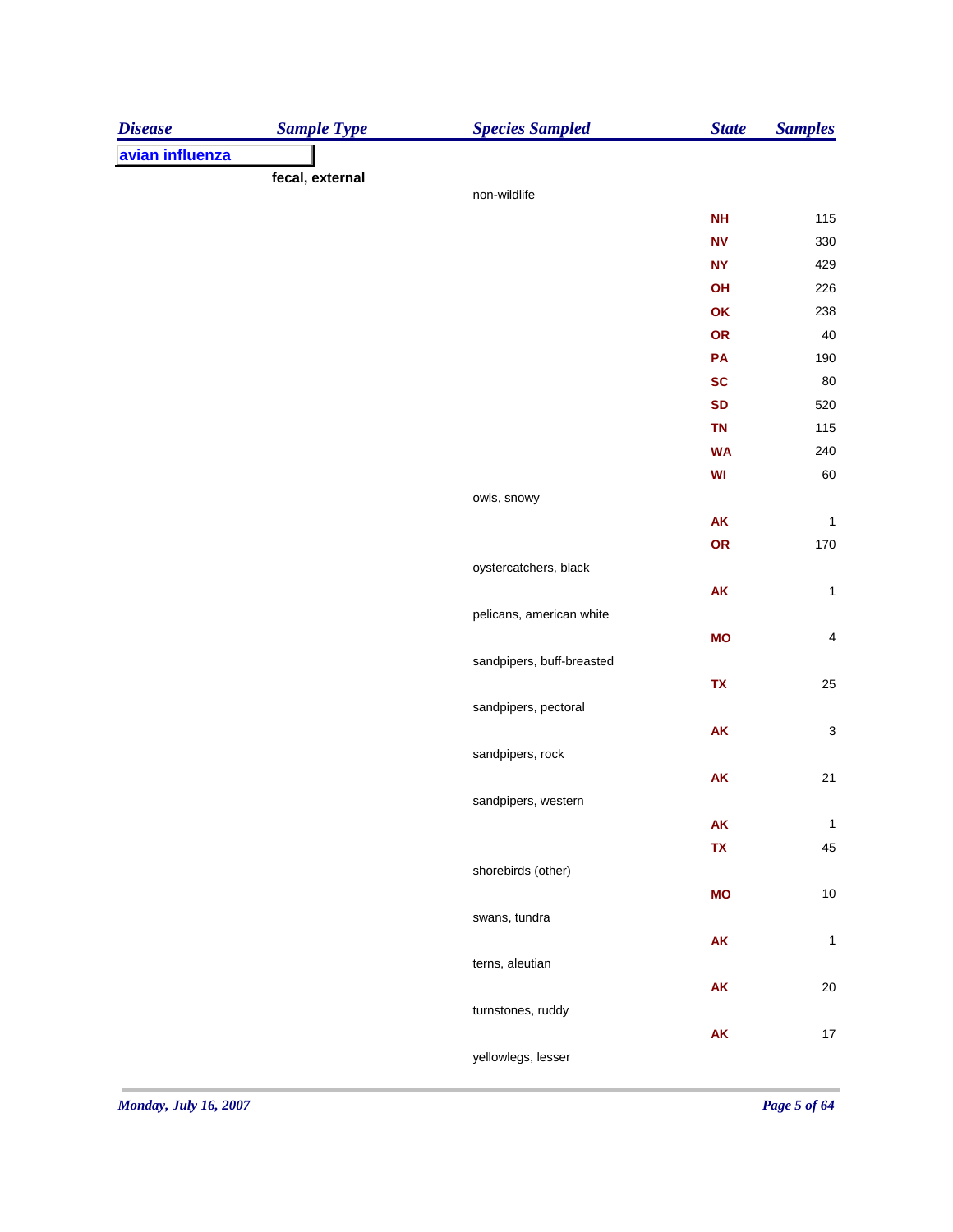| Disease | Sample Type | Species Sampled | State | Samples |
|---|---|---|---|---|
| **avian influenza** | | | | |
| | **fecal, external** | | | |
| | | non-wildlife | | |
| | | | **NH** | 115 |
| | | | **NV** | 330 |
| | | | **NY** | 429 |
| | | | **OH** | 226 |
| | | | **OK** | 238 |
| | | | **OR** | 40 |
| | | | **PA** | 190 |
| | | | **SC** | 80 |
| | | | **SD** | 520 |
| | | | **TN** | 115 |
| | | | **WA** | 240 |
| | | | **WI** | 60 |
| | | owls, snowy | | |
| | | | **AK** | 1 |
| | | | **OR** | 170 |
| | | oystercatchers, black | | |
| | | | **AK** | 1 |
| | | pelicans, american white | | |
| | | | **MO** | 4 |
| | | sandpipers, buff-breasted | | |
| | | | **TX** | 25 |
| | | sandpipers, pectoral | | |
| | | | **AK** | 3 |
| | | sandpipers, rock | | |
| | | | **AK** | 21 |
| | | sandpipers, western | | |
| | | | **AK** | 1 |
| | | | **TX** | 45 |
| | | shorebirds (other) | | |
| | | | **MO** | 10 |
| | | swans, tundra | | |
| | | | **AK** | 1 |
| | | terns, aleutian | | |
| | | | **AK** | 20 |
| | | turnstones, ruddy | | |
| | | | **AK** | 17 |
| | | yellowlegs, lesser | | |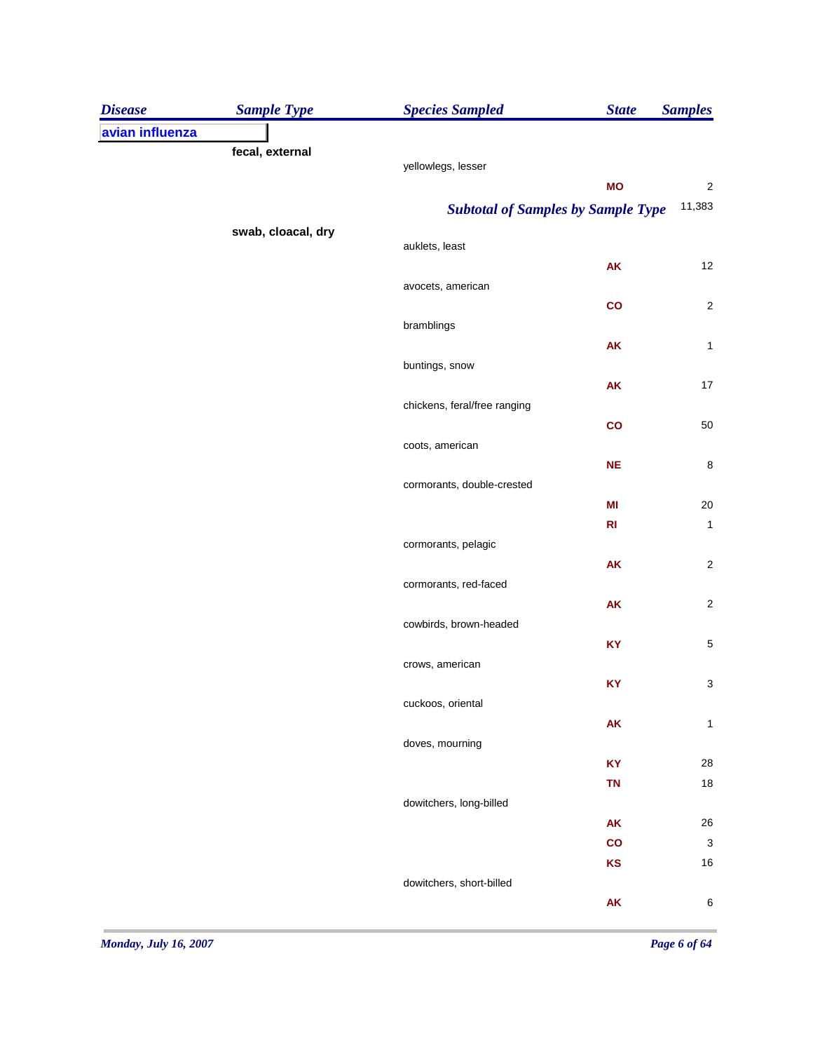| Disease | Sample Type | Species Sampled | State | Samples |
|---|---|---|---|---|
| **avian influenza** | | | | |
| | **fecal, external** | | | |
| | | yellowlegs, lesser | | |
| | | | MO | 2 |
| | | ***Subtotal of Samples by Sample Type*** | | 11,383 |
| | **swab, cloacal, dry** | | | |
| | | auklets, least | | |
| | | | AK | 12 |
| | | avocets, american | | |
| | | | CO | 2 |
| | | bramblings | | |
| | | | AK | 1 |
| | | buntings, snow | | |
| | | | AK | 17 |
| | | chickens, feral/free ranging | | |
| | | | CO | 50 |
| | | coots, american | | |
| | | | NE | 8 |
| | | cormorants, double-crested | | |
| | | | MI | 20 |
| | | | RI | 1 |
| | | cormorants, pelagic | | |
| | | | AK | 2 |
| | | cormorants, red-faced | | |
| | | | AK | 2 |
| | | cowbirds, brown-headed | | |
| | | | KY | 5 |
| | | crows, american | | |
| | | | KY | 3 |
| | | cuckoos, oriental | | |
| | | | AK | 1 |
| | | doves, mourning | | |
| | | | KY | 28 |
| | | | TN | 18 |
| | | dowitchers, long-billed | | |
| | | | AK | 26 |
| | | | CO | 3 |
| | | | KS | 16 |
| | | dowitchers, short-billed | | |
| | | | AK | 6 |

*Monday, July 16, 2007*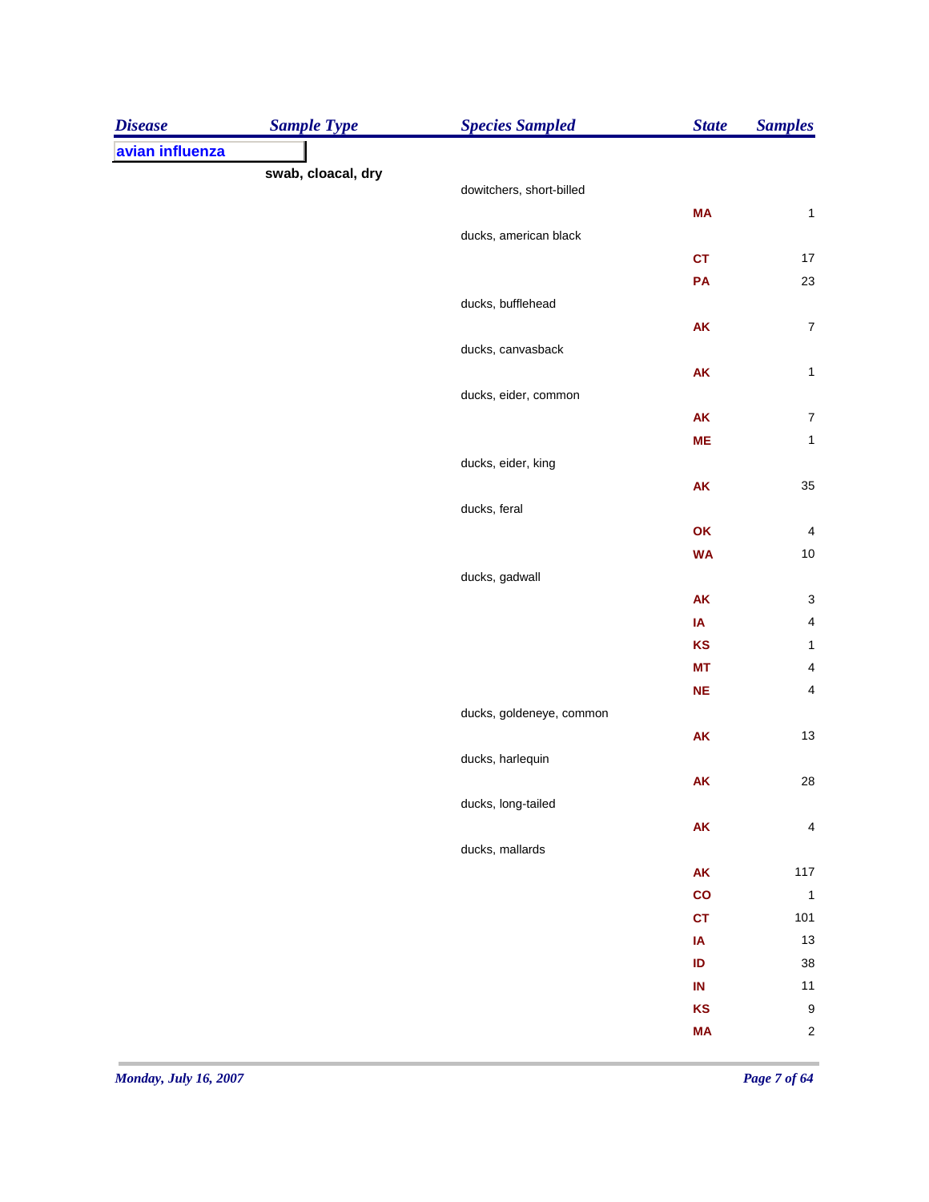| Disease | Sample Type | Species Sampled | State | Samples |
|---|---|---|---|---|
| avian influenza | | | | |
| | swab, cloacal, dry | | | |
| | | dowitchers, short-billed | | |
| | | | MA | 1 |
| | | ducks, american black | | |
| | | | CT | 17 |
| | | | PA | 23 |
| | | ducks, bufflehead | | |
| | | | AK | 7 |
| | | ducks, canvasback | | |
| | | | AK | 1 |
| | | ducks, eider, common | | |
| | | | AK | 7 |
| | | | ME | 1 |
| | | ducks, eider, king | | |
| | | | AK | 35 |
| | | ducks, feral | | |
| | | | OK | 4 |
| | | | WA | 10 |
| | | ducks, gadwall | | |
| | | | AK | 3 |
| | | | IA | 4 |
| | | | KS | 1 |
| | | | MT | 4 |
| | | | NE | 4 |
| | | ducks, goldeneye, common | | |
| | | | AK | 13 |
| | | ducks, harlequin | | |
| | | | AK | 28 |
| | | ducks, long-tailed | | |
| | | | AK | 4 |
| | | ducks, mallards | | |
| | | | AK | 117 |
| | | | CO | 1 |
| | | | CT | 101 |
| | | | IA | 13 |
| | | | ID | 38 |
| | | | IN | 11 |
| | | | KS | 9 |
| | | | MA | 2 |

*Monday, July 16, 2007*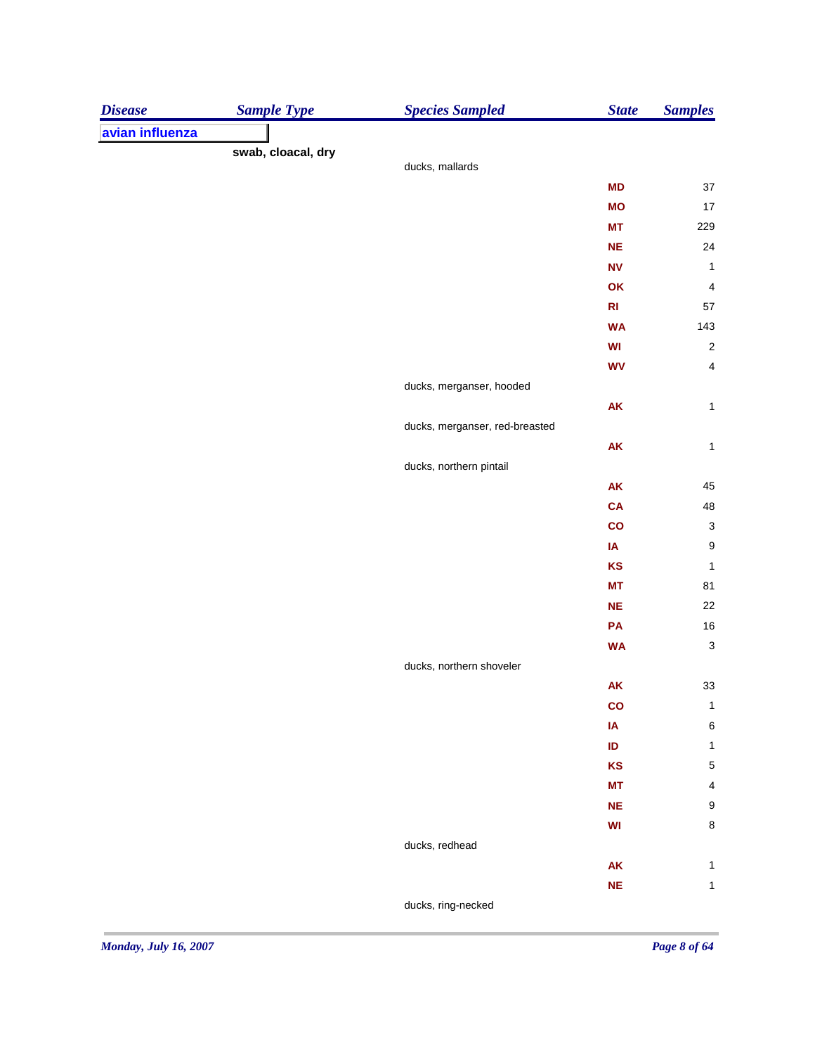| Disease | Sample Type | Species Sampled | State | Samples |
|---|---|---|---|---|
| **avian influenza** | | | | |
| | **swab, cloacal, dry** | | | |
| | | ducks, mallards | | |
| | | | MD | 37 |
| | | | MO | 17 |
| | | | MT | 229 |
| | | | NE | 24 |
| | | | NV | 1 |
| | | | OK | 4 |
| | | | RI | 57 |
| | | | WA | 143 |
| | | | WI | 2 |
| | | | WV | 4 |
| | | ducks, merganser, hooded | | |
| | | | AK | 1 |
| | | ducks, merganser, red-breasted | | |
| | | | AK | 1 |
| | | ducks, northern pintail | | |
| | | | AK | 45 |
| | | | CA | 48 |
| | | | CO | 3 |
| | | | IA | 9 |
| | | | KS | 1 |
| | | | MT | 81 |
| | | | NE | 22 |
| | | | PA | 16 |
| | | | WA | 3 |
| | | ducks, northern shoveler | | |
| | | | AK | 33 |
| | | | CO | 1 |
| | | | IA | 6 |
| | | | ID | 1 |
| | | | KS | 5 |
| | | | MT | 4 |
| | | | NE | 9 |
| | | | WI | 8 |
| | | ducks, redhead | | |
| | | | AK | 1 |
| | | | NE | 1 |
| | | ducks, ring-necked | | |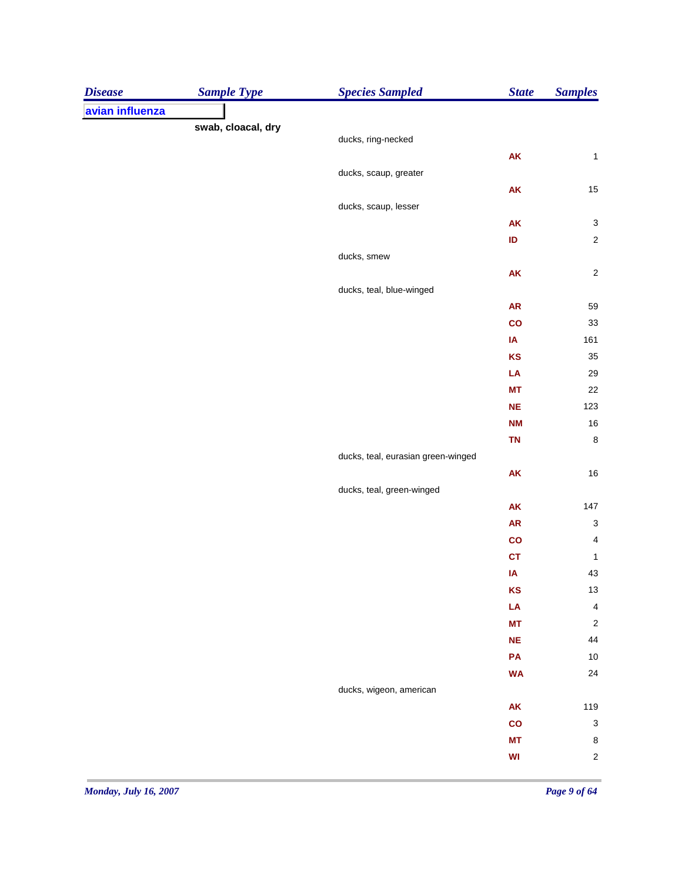| Disease | Sample Type | Species Sampled | State | Samples |
|---|---|---|---|---|
| **avian influenza** | | | | |
| | **swab, cloacal, dry** | | | |
| | | ducks, ring-necked | | |
| | | | AK | 1 |
| | | ducks, scaup, greater | | |
| | | | AK | 15 |
| | | ducks, scaup, lesser | | |
| | | | AK | 3 |
| | | | ID | 2 |
| | | ducks, smew | | |
| | | | AK | 2 |
| | | ducks, teal, blue-winged | | |
| | | | AR | 59 |
| | | | CO | 33 |
| | | | IA | 161 |
| | | | KS | 35 |
| | | | LA | 29 |
| | | | MT | 22 |
| | | | NE | 123 |
| | | | NM | 16 |
| | | | TN | 8 |
| | | ducks, teal, eurasian green-winged | | |
| | | | AK | 16 |
| | | ducks, teal, green-winged | | |
| | | | AK | 147 |
| | | | AR | 3 |
| | | | CO | 4 |
| | | | CT | 1 |
| | | | IA | 43 |
| | | | KS | 13 |
| | | | LA | 4 |
| | | | MT | 2 |
| | | | NE | 44 |
| | | | PA | 10 |
| | | | WA | 24 |
| | | ducks, wigeon, american | | |
| | | | AK | 119 |
| | | | CO | 3 |
| | | | MT | 8 |
| | | | WI | 2 |

*Monday, July 16, 2007*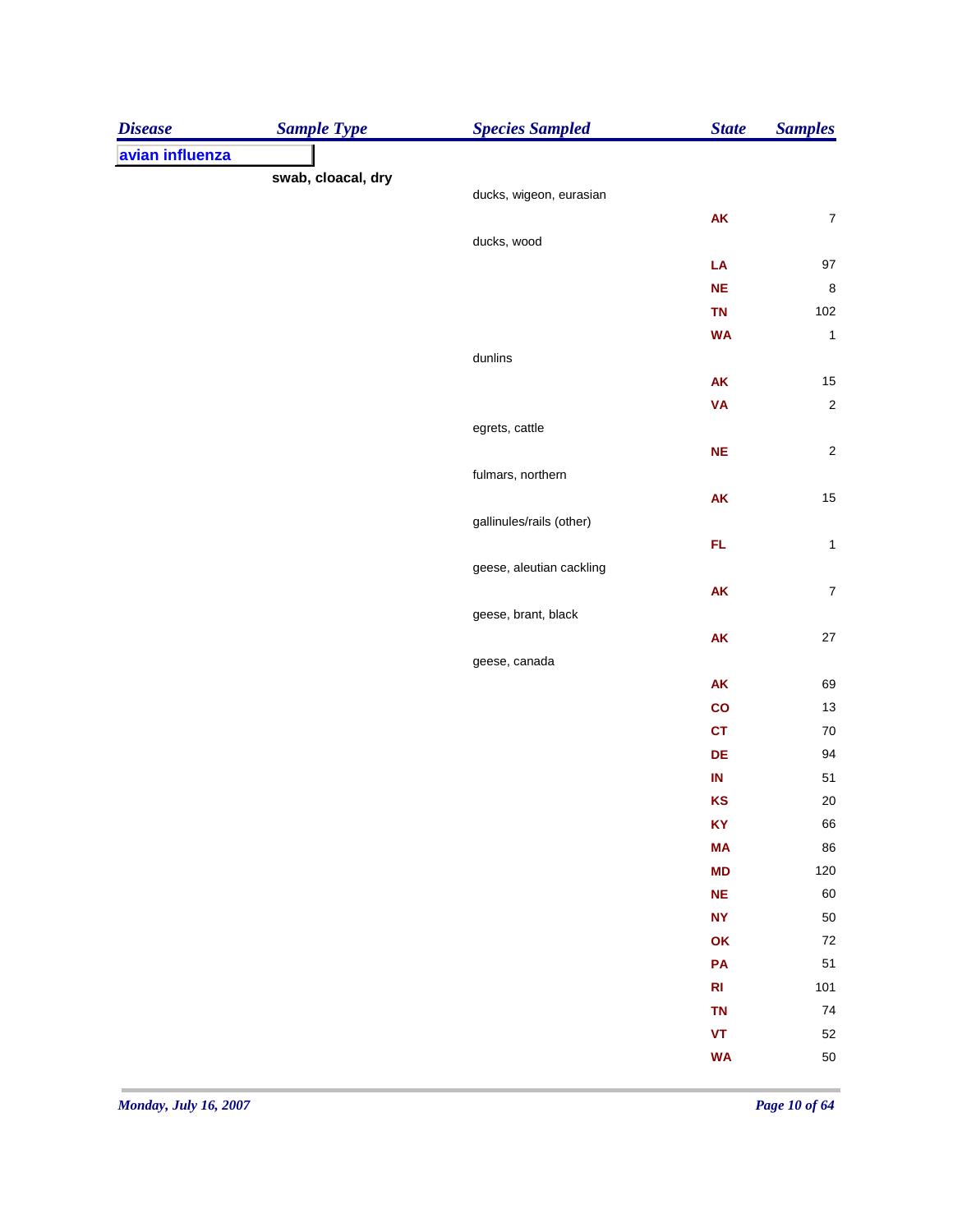| Disease | Sample Type | Species Sampled | State | Samples |
|---|---|---|---|---|
| avian influenza | | | | |
| | swab, cloacal, dry | | | |
| | | ducks, wigeon, eurasian | | |
| | | | AK | 7 |
| | | ducks, wood | | |
| | | | LA | 97 |
| | | | NE | 8 |
| | | | TN | 102 |
| | | | WA | 1 |
| | | dunlins | | |
| | | | AK | 15 |
| | | | VA | 2 |
| | | egrets, cattle | | |
| | | | NE | 2 |
| | | fulmars, northern | | |
| | | | AK | 15 |
| | | gallinules/rails (other) | | |
| | | | FL | 1 |
| | | geese, aleutian cackling | | |
| | | | AK | 7 |
| | | geese, brant, black | | |
| | | | AK | 27 |
| | | geese, canada | | |
| | | | AK | 69 |
| | | | CO | 13 |
| | | | CT | 70 |
| | | | DE | 94 |
| | | | IN | 51 |
| | | | KS | 20 |
| | | | KY | 66 |
| | | | MA | 86 |
| | | | MD | 120 |
| | | | NE | 60 |
| | | | NY | 50 |
| | | | OK | 72 |
| | | | PA | 51 |
| | | | RI | 101 |
| | | | TN | 74 |
| | | | VT | 52 |
| | | | WA | 50 |

*Monday, July 16, 2007*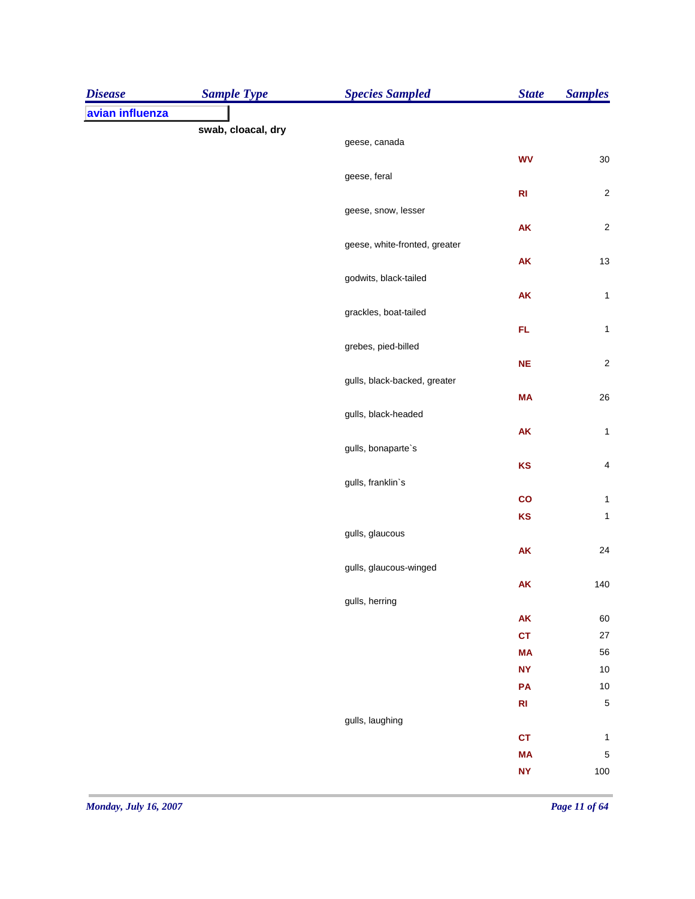| Disease | Sample Type | Species Sampled | State | Samples |
|---|---|---|---|---|
| avian influenza | | | | |
| | swab, cloacal, dry | | | |
| | | geese, canada | | |
| | | | WV | 30 |
| | | geese, feral | | |
| | | | RI | 2 |
| | | geese, snow, lesser | | |
| | | | AK | 2 |
| | | geese, white-fronted, greater | | |
| | | | AK | 13 |
| | | godwits, black-tailed | | |
| | | | AK | 1 |
| | | grackles, boat-tailed | | |
| | | | FL | 1 |
| | | grebes, pied-billed | | |
| | | | NE | 2 |
| | | gulls, black-backed, greater | | |
| | | | MA | 26 |
| | | gulls, black-headed | | |
| | | | AK | 1 |
| | | gulls, bonaparte`s | | |
| | | | KS | 4 |
| | | gulls, franklin`s | | |
| | | | CO | 1 |
| | | | KS | 1 |
| | | gulls, glaucous | | |
| | | | AK | 24 |
| | | gulls, glaucous-winged | | |
| | | | AK | 140 |
| | | gulls, herring | | |
| | | | AK | 60 |
| | | | CT | 27 |
| | | | MA | 56 |
| | | | NY | 10 |
| | | | PA | 10 |
| | | | RI | 5 |
| | | gulls, laughing | | |
| | | | CT | 1 |
| | | | MA | 5 |
| | | | NY | 100 |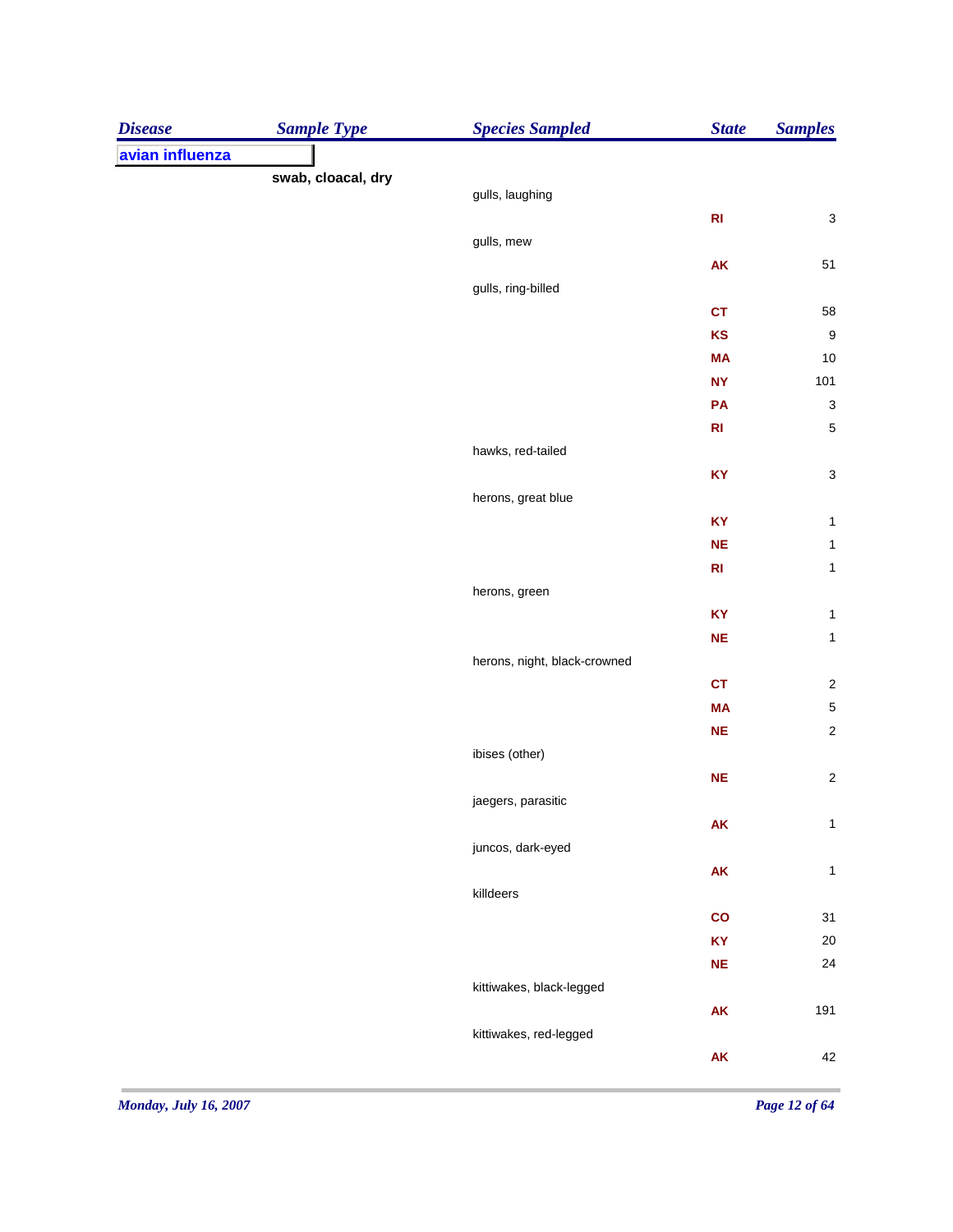| Disease | Sample Type | Species Sampled | State | Samples |
|---|---|---|---|---|
| avian influenza | | | | |
| | swab, cloacal, dry | | | |
| | | gulls, laughing | | |
| | | | RI | 3 |
| | | gulls, mew | | |
| | | | AK | 51 |
| | | gulls, ring-billed | | |
| | | | CT | 58 |
| | | | KS | 9 |
| | | | MA | 10 |
| | | | NY | 101 |
| | | | PA | 3 |
| | | | RI | 5 |
| | | hawks, red-tailed | | |
| | | | KY | 3 |
| | | herons, great blue | | |
| | | | KY | 1 |
| | | | NE | 1 |
| | | | RI | 1 |
| | | herons, green | | |
| | | | KY | 1 |
| | | | NE | 1 |
| | | herons, night, black-crowned | | |
| | | | CT | 2 |
| | | | MA | 5 |
| | | | NE | 2 |
| | | ibises (other) | | |
| | | | NE | 2 |
| | | jaegers, parasitic | | |
| | | | AK | 1 |
| | | juncos, dark-eyed | | |
| | | | AK | 1 |
| | | killdeers | | |
| | | | CO | 31 |
| | | | KY | 20 |
| | | | NE | 24 |
| | | kittiwakes, black-legged | | |
| | | | AK | 191 |
| | | kittiwakes, red-legged | | |
| | | | AK | 42 |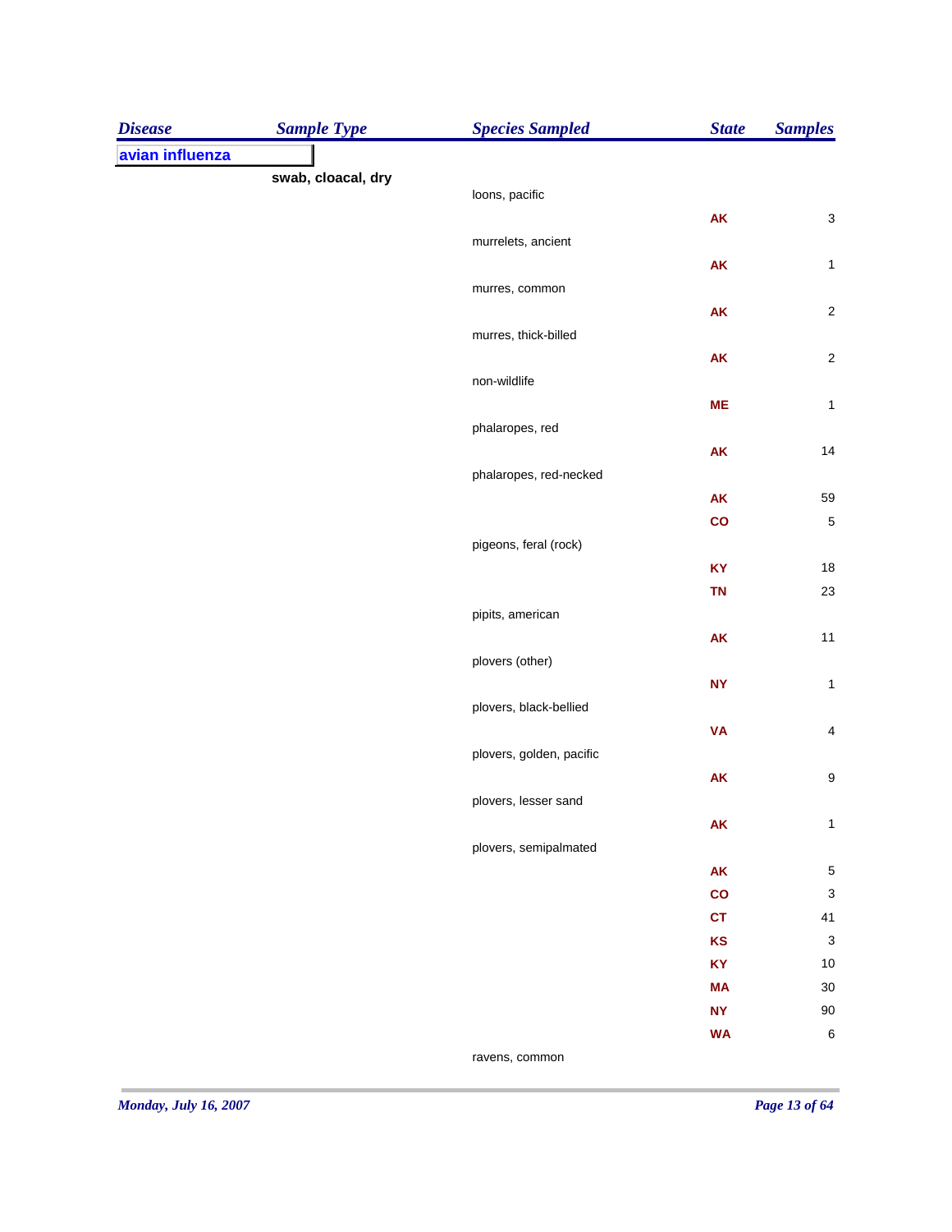| Disease | Sample Type | Species Sampled | State | Samples |
|---|---|---|---|---|
| **avian influenza** | | | | |
| | **swab, cloacal, dry** | | | |
| | | loons, pacific | | |
| | | | AK | 3 |
| | | murrelets, ancient | | |
| | | | AK | 1 |
| | | murres, common | | |
| | | | AK | 2 |
| | | murres, thick-billed | | |
| | | | AK | 2 |
| | | non-wildlife | | |
| | | | ME | 1 |
| | | phalaropes, red | | |
| | | | AK | 14 |
| | | phalaropes, red-necked | | |
| | | | AK | 59 |
| | | | CO | 5 |
| | | pigeons, feral (rock) | | |
| | | | KY | 18 |
| | | | TN | 23 |
| | | pipits, american | | |
| | | | AK | 11 |
| | | plovers (other) | | |
| | | | NY | 1 |
| | | plovers, black-bellied | | |
| | | | VA | 4 |
| | | plovers, golden, pacific | | |
| | | | AK | 9 |
| | | plovers, lesser sand | | |
| | | | AK | 1 |
| | | plovers, semipalmated | | |
| | | | AK | 5 |
| | | | CO | 3 |
| | | | CT | 41 |
| | | | KS | 3 |
| | | | KY | 10 |
| | | | MA | 30 |
| | | | NY | 90 |
| | | | WA | 6 |
| | | ravens, common | | |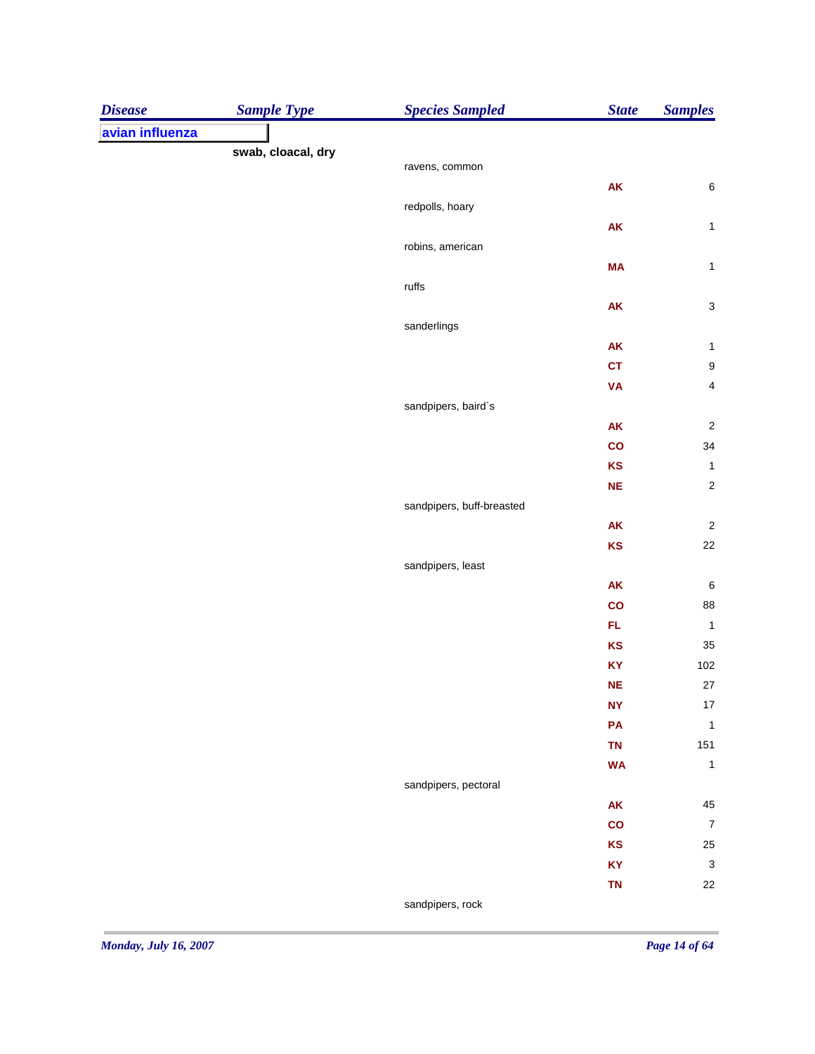| Disease | Sample Type | Species Sampled | State | Samples |
|---|---|---|---|---|
| **avian influenza** | | | | |
| | **swab, cloacal, dry** | | | |
| | | ravens, common | | |
| | | | **AK** | 6 |
| | | redpolls, hoary | | |
| | | | **AK** | 1 |
| | | robins, american | | |
| | | | **MA** | 1 |
| | | ruffs | | |
| | | | **AK** | 3 |
| | | sanderlings | | |
| | | | **AK** | 1 |
| | | | **CT** | 9 |
| | | | **VA** | 4 |
| | | sandpipers, baird`s | | |
| | | | **AK** | 2 |
| | | | **CO** | 34 |
| | | | **KS** | 1 |
| | | | **NE** | 2 |
| | | sandpipers, buff-breasted | | |
| | | | **AK** | 2 |
| | | | **KS** | 22 |
| | | sandpipers, least | | |
| | | | **AK** | 6 |
| | | | **CO** | 88 |
| | | | **FL** | 1 |
| | | | **KS** | 35 |
| | | | **KY** | 102 |
| | | | **NE** | 27 |
| | | | **NY** | 17 |
| | | | **PA** | 1 |
| | | | **TN** | 151 |
| | | | **WA** | 1 |
| | | sandpipers, pectoral | | |
| | | | **AK** | 45 |
| | | | **CO** | 7 |
| | | | **KS** | 25 |
| | | | **KY** | 3 |
| | | | **TN** | 22 |
| | | sandpipers, rock | | |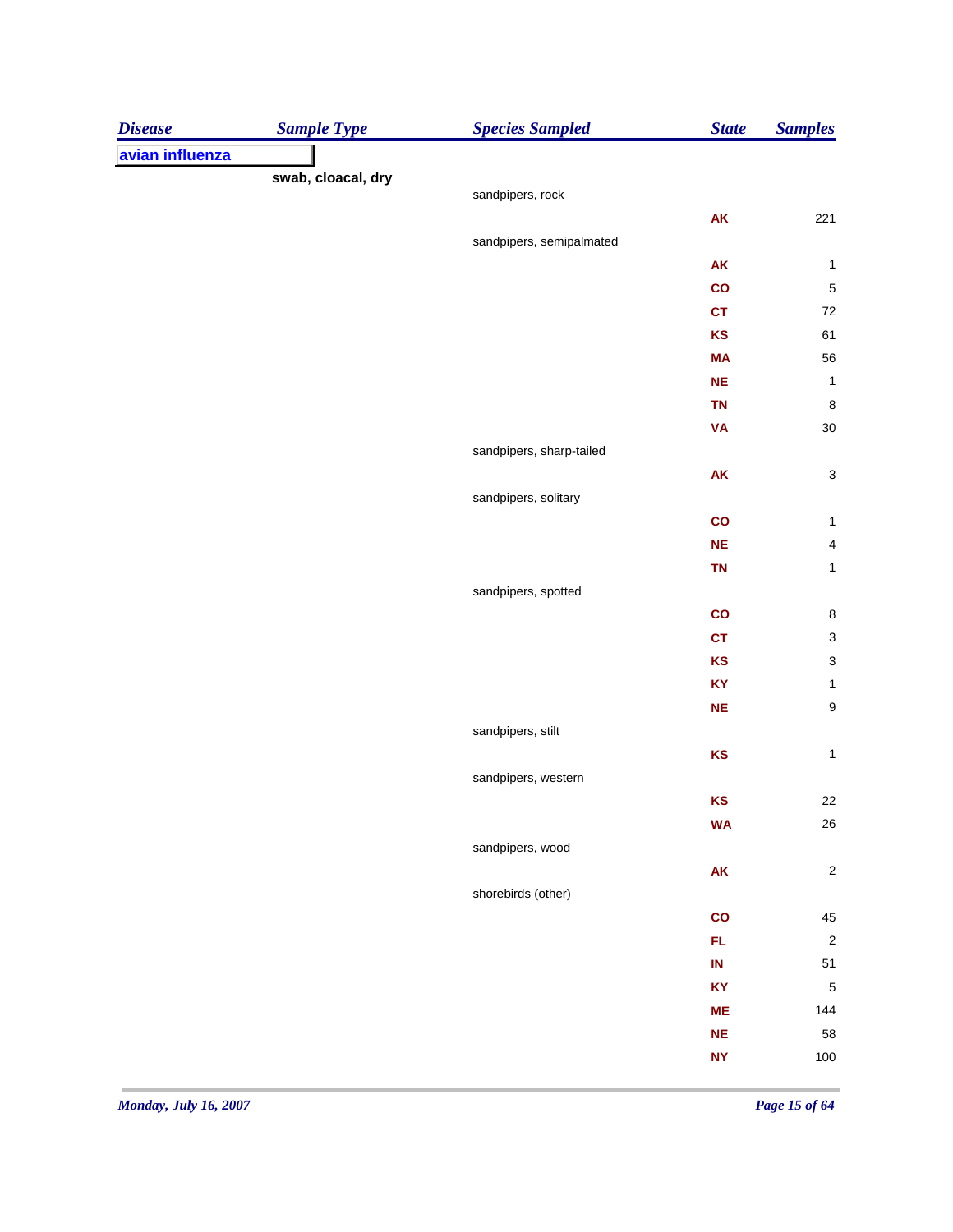| Disease | Sample Type | Species Sampled | State | Samples |
|---|---|---|---|---|
| **avian influenza** | | | | |
| | **swab, cloacal, dry** | | | |
| | | sandpipers, rock | | |
| | | | **AK** | 221 |
| | | sandpipers, semipalmated | | |
| | | | **AK** | 1 |
| | | | **CO** | 5 |
| | | | **CT** | 72 |
| | | | **KS** | 61 |
| | | | **MA** | 56 |
| | | | **NE** | 1 |
| | | | **TN** | 8 |
| | | | **VA** | 30 |
| | | sandpipers, sharp-tailed | | |
| | | | **AK** | 3 |
| | | sandpipers, solitary | | |
| | | | **CO** | 1 |
| | | | **NE** | 4 |
| | | | **TN** | 1 |
| | | sandpipers, spotted | | |
| | | | **CO** | 8 |
| | | | **CT** | 3 |
| | | | **KS** | 3 |
| | | | **KY** | 1 |
| | | | **NE** | 9 |
| | | sandpipers, stilt | | |
| | | | **KS** | 1 |
| | | sandpipers, western | | |
| | | | **KS** | 22 |
| | | | **WA** | 26 |
| | | sandpipers, wood | | |
| | | | **AK** | 2 |
| | | shorebirds (other) | | |
| | | | **CO** | 45 |
| | | | **FL** | 2 |
| | | | **IN** | 51 |
| | | | **KY** | 5 |
| | | | **ME** | 144 |
| | | | **NE** | 58 |
| | | | **NY** | 100 |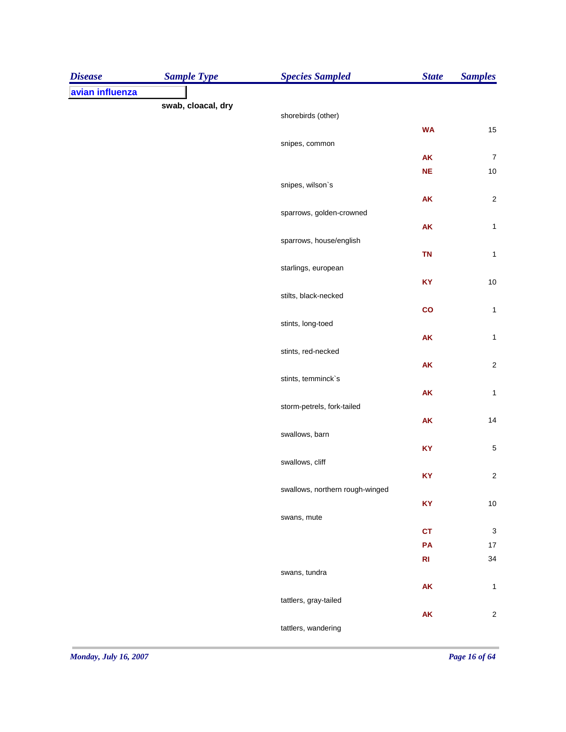| Disease | Sample Type | Species Sampled | State | Samples |
|---|---|---|---|---|
| avian influenza | | | | |
| | swab, cloacal, dry | | | |
| | | shorebirds (other) | | |
| | | | WA | 15 |
| | | snipes, common | | |
| | | | AK | 7 |
| | | | NE | 10 |
| | | snipes, wilson`s | | |
| | | | AK | 2 |
| | | sparrows, golden-crowned | | |
| | | | AK | 1 |
| | | sparrows, house/english | | |
| | | | TN | 1 |
| | | starlings, european | | |
| | | | KY | 10 |
| | | stilts, black-necked | | |
| | | | CO | 1 |
| | | stints, long-toed | | |
| | | | AK | 1 |
| | | stints, red-necked | | |
| | | | AK | 2 |
| | | stints, temminck`s | | |
| | | | AK | 1 |
| | | storm-petrels, fork-tailed | | |
| | | | AK | 14 |
| | | swallows, barn | | |
| | | | KY | 5 |
| | | swallows, cliff | | |
| | | | KY | 2 |
| | | swallows, northern rough-winged | | |
| | | | KY | 10 |
| | | swans, mute | | |
| | | | CT | 3 |
| | | | PA | 17 |
| | | | RI | 34 |
| | | swans, tundra | | |
| | | | AK | 1 |
| | | tattlers, gray-tailed | | |
| | | | AK | 2 |
| | | tattlers, wandering | | |

*Monday, July 16, 2007*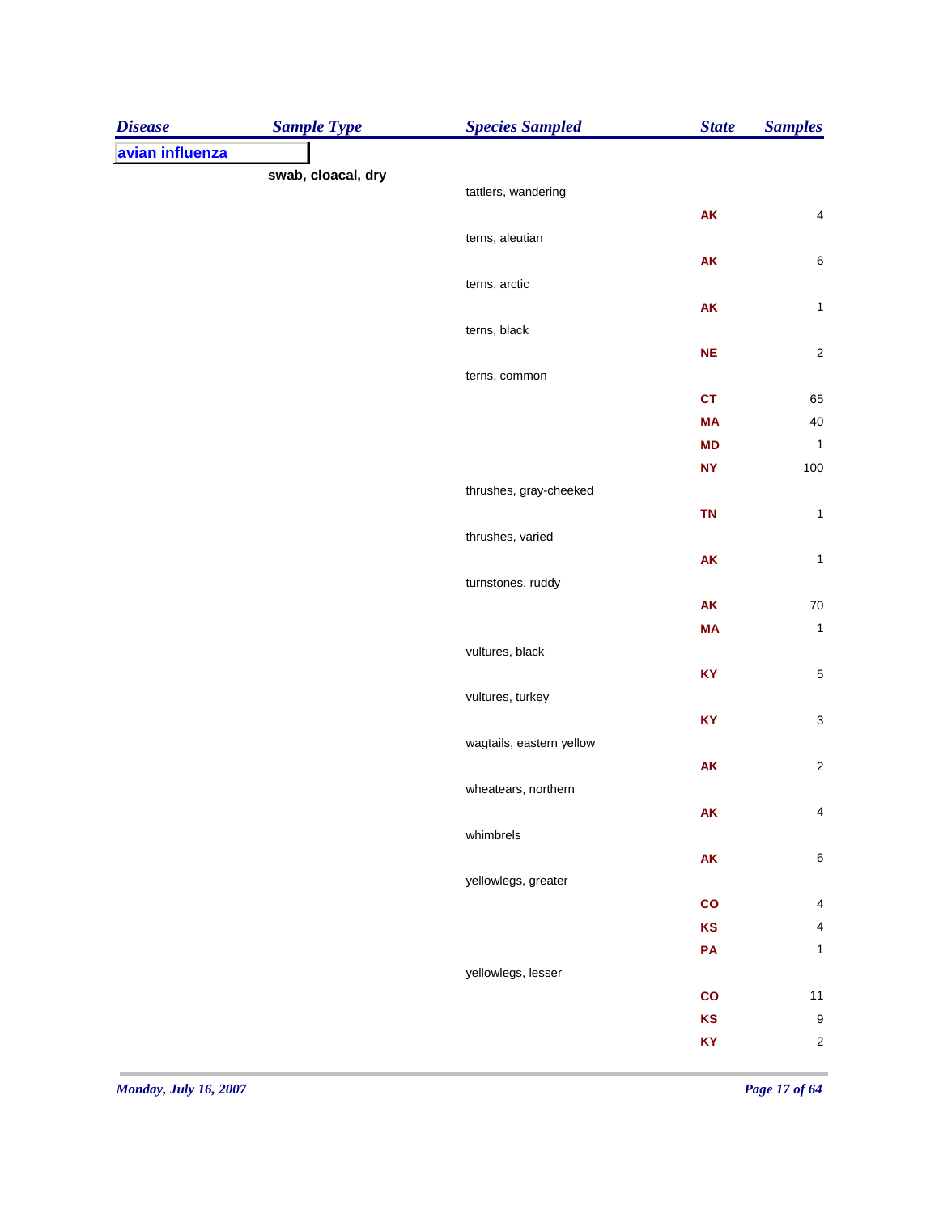| Disease | Sample Type | Species Sampled | State | Samples |
|---|---|---|---|---|
| **avian influenza** | | | | |
| | **swab, cloacal, dry** | | | |
| | | tattlers, wandering | | |
| | | | AK | 4 |
| | | terns, aleutian | | |
| | | | AK | 6 |
| | | terns, arctic | | |
| | | | AK | 1 |
| | | terns, black | | |
| | | | NE | 2 |
| | | terns, common | | |
| | | | CT | 65 |
| | | | MA | 40 |
| | | | MD | 1 |
| | | | NY | 100 |
| | | thrushes, gray-cheeked | | |
| | | | TN | 1 |
| | | thrushes, varied | | |
| | | | AK | 1 |
| | | turnstones, ruddy | | |
| | | | AK | 70 |
| | | | MA | 1 |
| | | vultures, black | | |
| | | | KY | 5 |
| | | vultures, turkey | | |
| | | | KY | 3 |
| | | wagtails, eastern yellow | | |
| | | | AK | 2 |
| | | wheatears, northern | | |
| | | | AK | 4 |
| | | whimbrels | | |
| | | | AK | 6 |
| | | yellowlegs, greater | | |
| | | | CO | 4 |
| | | | KS | 4 |
| | | | PA | 1 |
| | | yellowlegs, lesser | | |
| | | | CO | 11 |
| | | | KS | 9 |
| | | | KY | 2 |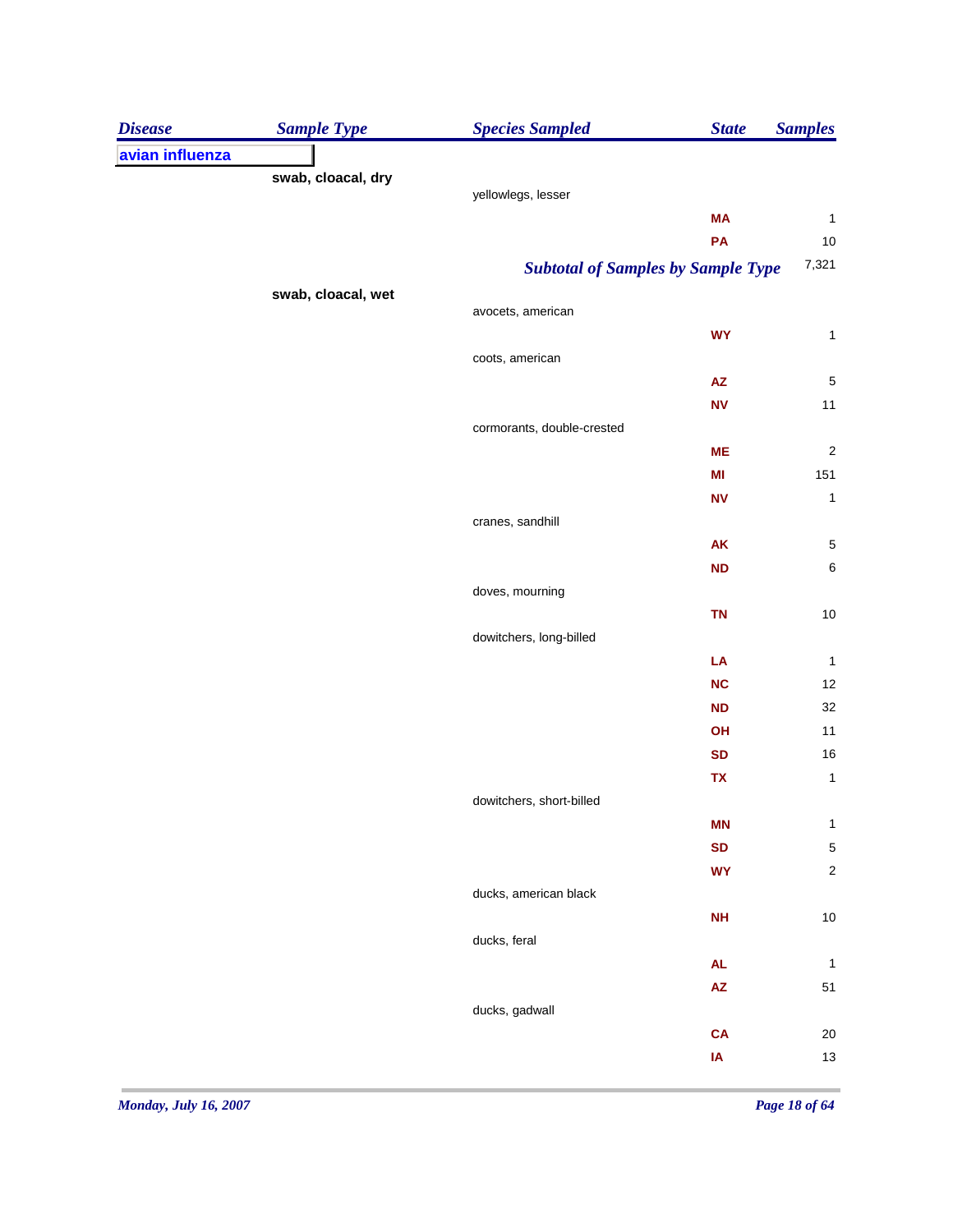| Disease | Sample Type | Species Sampled | State | Samples |
|---|---|---|---|---|
| **avian influenza** | | | | |
| | **swab, cloacal, dry** | | | |
| | | yellowlegs, lesser | | |
| | | | MA | 1 |
| | | | PA | 10 |
| | | ***Subtotal of Samples by Sample Type*** | | 7,321 |
| | **swab, cloacal, wet** | | | |
| | | avocets, american | | |
| | | | WY | 1 |
| | | coots, american | | |
| | | | AZ | 5 |
| | | | NV | 11 |
| | | cormorants, double-crested | | |
| | | | ME | 2 |
| | | | MI | 151 |
| | | | NV | 1 |
| | | cranes, sandhill | | |
| | | | AK | 5 |
| | | | ND | 6 |
| | | doves, mourning | | |
| | | | TN | 10 |
| | | dowitchers, long-billed | | |
| | | | LA | 1 |
| | | | NC | 12 |
| | | | ND | 32 |
| | | | OH | 11 |
| | | | SD | 16 |
| | | | TX | 1 |
| | | dowitchers, short-billed | | |
| | | | MN | 1 |
| | | | SD | 5 |
| | | | WY | 2 |
| | | ducks, american black | | |
| | | | NH | 10 |
| | | ducks, feral | | |
| | | | AL | 1 |
| | | | AZ | 51 |
| | | ducks, gadwall | | |
| | | | CA | 20 |
| | | | IA | 13 |

*Monday, July 16, 2007*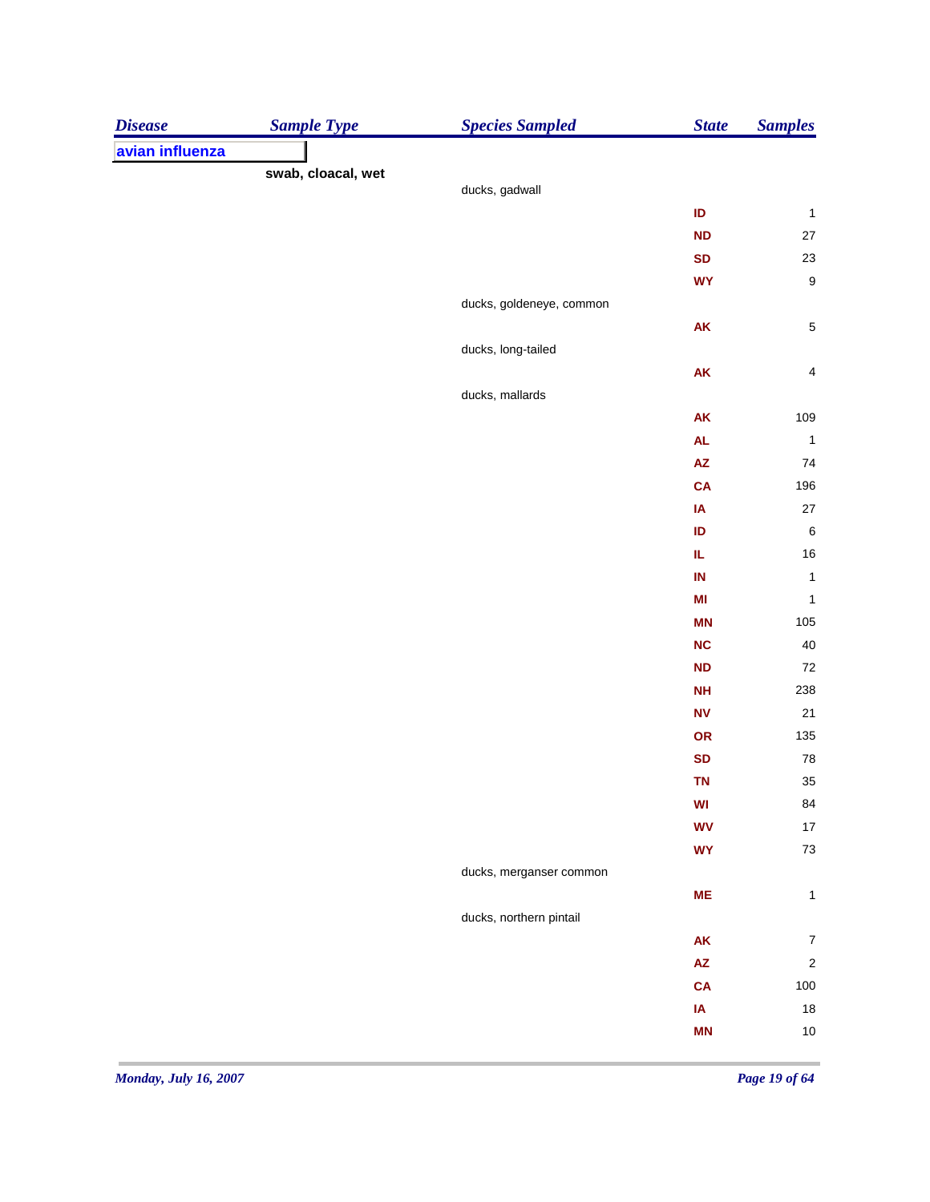| Disease | Sample Type | Species Sampled | State | Samples |
|---|---|---|---|---|
| avian influenza | | | | |
| | swab, cloacal, wet | | | |
| | | ducks, gadwall | | |
| | | | ID | 1 |
| | | | ND | 27 |
| | | | SD | 23 |
| | | | WY | 9 |
| | | ducks, goldeneye, common | | |
| | | | AK | 5 |
| | | ducks, long-tailed | | |
| | | | AK | 4 |
| | | ducks, mallards | | |
| | | | AK | 109 |
| | | | AL | 1 |
| | | | AZ | 74 |
| | | | CA | 196 |
| | | | IA | 27 |
| | | | ID | 6 |
| | | | IL | 16 |
| | | | IN | 1 |
| | | | MI | 1 |
| | | | MN | 105 |
| | | | NC | 40 |
| | | | ND | 72 |
| | | | NH | 238 |
| | | | NV | 21 |
| | | | OR | 135 |
| | | | SD | 78 |
| | | | TN | 35 |
| | | | WI | 84 |
| | | | WV | 17 |
| | | | WY | 73 |
| | | ducks, merganser common | | |
| | | | ME | 1 |
| | | ducks, northern pintail | | |
| | | | AK | 7 |
| | | | AZ | 2 |
| | | | CA | 100 |
| | | | IA | 18 |
| | | | MN | 10 |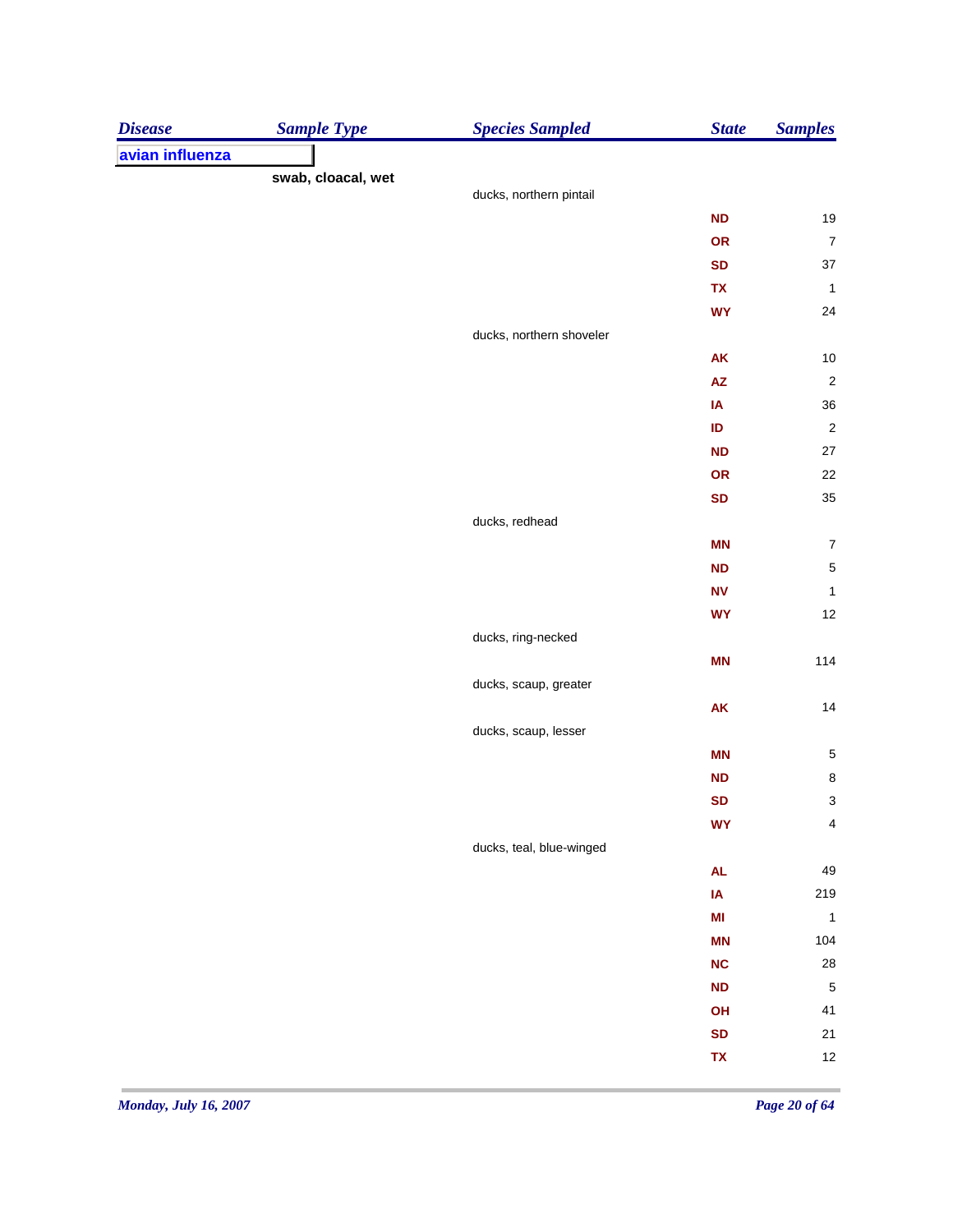| Disease | Sample Type | Species Sampled | State | Samples |
|---|---|---|---|---|
| **avian influenza** | | | | |
| | **swab, cloacal, wet** | | | |
| | | ducks, northern pintail | | |
| | | | **ND** | 19 |
| | | | **OR** | 7 |
| | | | **SD** | 37 |
| | | | **TX** | 1 |
| | | | **WY** | 24 |
| | | ducks, northern shoveler | | |
| | | | **AK** | 10 |
| | | | **AZ** | 2 |
| | | | **IA** | 36 |
| | | | **ID** | 2 |
| | | | **ND** | 27 |
| | | | **OR** | 22 |
| | | | **SD** | 35 |
| | | ducks, redhead | | |
| | | | **MN** | 7 |
| | | | **ND** | 5 |
| | | | **NV** | 1 |
| | | | **WY** | 12 |
| | | ducks, ring-necked | | |
| | | | **MN** | 114 |
| | | ducks, scaup, greater | | |
| | | | **AK** | 14 |
| | | ducks, scaup, lesser | | |
| | | | **MN** | 5 |
| | | | **ND** | 8 |
| | | | **SD** | 3 |
| | | | **WY** | 4 |
| | | ducks, teal, blue-winged | | |
| | | | **AL** | 49 |
| | | | **IA** | 219 |
| | | | **MI** | 1 |
| | | | **MN** | 104 |
| | | | **NC** | 28 |
| | | | **ND** | 5 |
| | | | **OH** | 41 |
| | | | **SD** | 21 |
| | | | **TX** | 12 |

*Monday, July 16, 2007*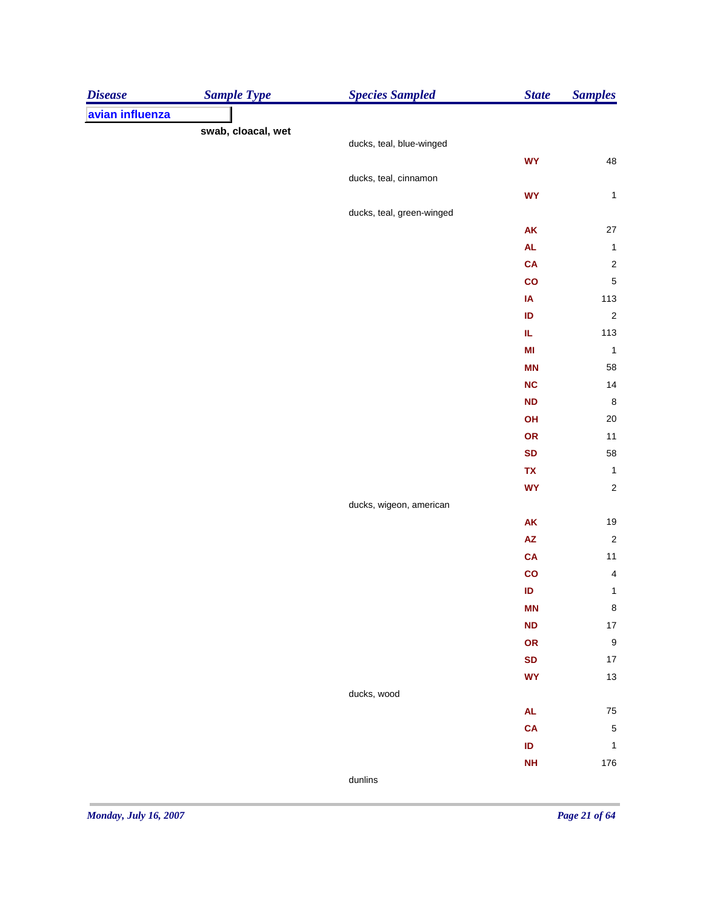| Disease | Sample Type | Species Sampled | State | Samples |
|---|---|---|---|---|
| **avian influenza** | | | | |
| | **swab, cloacal, wet** | | | |
| | | ducks, teal, blue-winged | | |
| | | | **WY** | 48 |
| | | ducks, teal, cinnamon | | |
| | | | **WY** | 1 |
| | | ducks, teal, green-winged | | |
| | | | **AK** | 27 |
| | | | **AL** | 1 |
| | | | **CA** | 2 |
| | | | **CO** | 5 |
| | | | **IA** | 113 |
| | | | **ID** | 2 |
| | | | **IL** | 113 |
| | | | **MI** | 1 |
| | | | **MN** | 58 |
| | | | **NC** | 14 |
| | | | **ND** | 8 |
| | | | **OH** | 20 |
| | | | **OR** | 11 |
| | | | **SD** | 58 |
| | | | **TX** | 1 |
| | | | **WY** | 2 |
| | | ducks, wigeon, american | | |
| | | | **AK** | 19 |
| | | | **AZ** | 2 |
| | | | **CA** | 11 |
| | | | **CO** | 4 |
| | | | **ID** | 1 |
| | | | **MN** | 8 |
| | | | **ND** | 17 |
| | | | **OR** | 9 |
| | | | **SD** | 17 |
| | | | **WY** | 13 |
| | | ducks, wood | | |
| | | | **AL** | 75 |
| | | | **CA** | 5 |
| | | | **ID** | 1 |
| | | | **NH** | 176 |
| | | dunlins | | |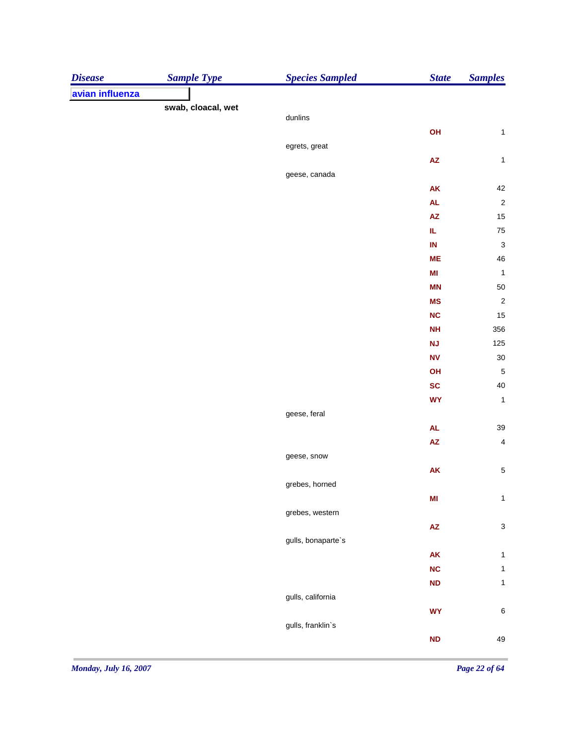| Disease | Sample Type | Species Sampled | State | Samples |
|---|---|---|---|---|
| avian influenza | | | | |
| | swab, cloacal, wet | | | |
| | | dunlins | | |
| | | | OH | 1 |
| | | egrets, great | | |
| | | | AZ | 1 |
| | | geese, canada | | |
| | | | AK | 42 |
| | | | AL | 2 |
| | | | AZ | 15 |
| | | | IL | 75 |
| | | | IN | 3 |
| | | | ME | 46 |
| | | | MI | 1 |
| | | | MN | 50 |
| | | | MS | 2 |
| | | | NC | 15 |
| | | | NH | 356 |
| | | | NJ | 125 |
| | | | NV | 30 |
| | | | OH | 5 |
| | | | SC | 40 |
| | | | WY | 1 |
| | | geese, feral | | |
| | | | AL | 39 |
| | | | AZ | 4 |
| | | geese, snow | | |
| | | | AK | 5 |
| | | grebes, horned | | |
| | | | MI | 1 |
| | | grebes, western | | |
| | | | AZ | 3 |
| | | gulls, bonaparte`s | | |
| | | | AK | 1 |
| | | | NC | 1 |
| | | | ND | 1 |
| | | gulls, california | | |
| | | | WY | 6 |
| | | gulls, franklin`s | | |
| | | | ND | 49 |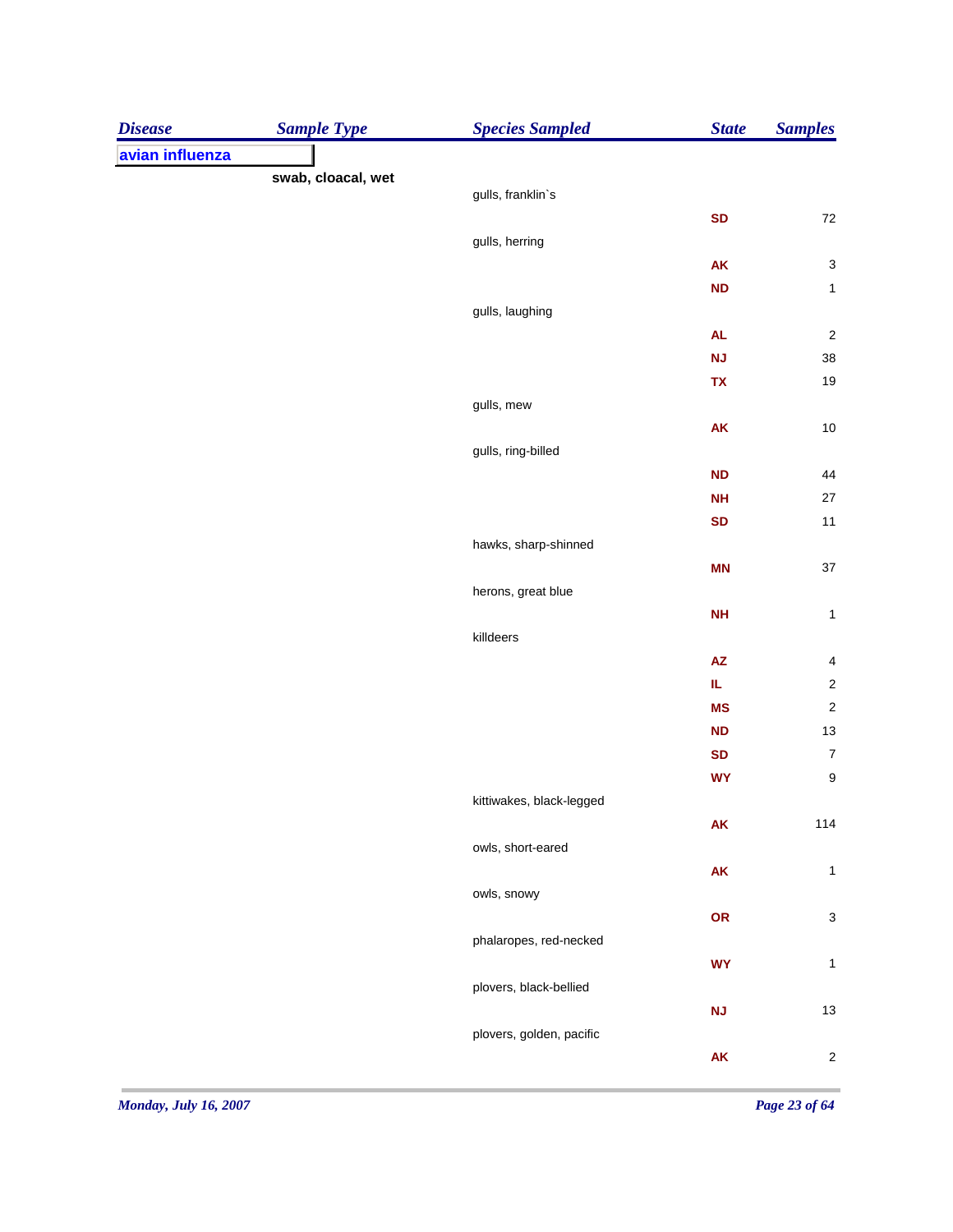| Disease | Sample Type | Species Sampled | State | Samples |
|---|---|---|---|---|
| **avian influenza** | | | | |
| | **swab, cloacal, wet** | | | |
| | | gulls, franklin`s | | |
| | | | **SD** | 72 |
| | | gulls, herring | | |
| | | | **AK** | 3 |
| | | | **ND** | 1 |
| | | gulls, laughing | | |
| | | | **AL** | 2 |
| | | | **NJ** | 38 |
| | | | **TX** | 19 |
| | | gulls, mew | | |
| | | | **AK** | 10 |
| | | gulls, ring-billed | | |
| | | | **ND** | 44 |
| | | | **NH** | 27 |
| | | | **SD** | 11 |
| | | hawks, sharp-shinned | | |
| | | | **MN** | 37 |
| | | herons, great blue | | |
| | | | **NH** | 1 |
| | | killdeers | | |
| | | | **AZ** | 4 |
| | | | **IL** | 2 |
| | | | **MS** | 2 |
| | | | **ND** | 13 |
| | | | **SD** | 7 |
| | | | **WY** | 9 |
| | | kittiwakes, black-legged | | |
| | | | **AK** | 114 |
| | | owls, short-eared | | |
| | | | **AK** | 1 |
| | | owls, snowy | | |
| | | | **OR** | 3 |
| | | phalaropes, red-necked | | |
| | | | **WY** | 1 |
| | | plovers, black-bellied | | |
| | | | **NJ** | 13 |
| | | plovers, golden, pacific | | |
| | | | **AK** | 2 |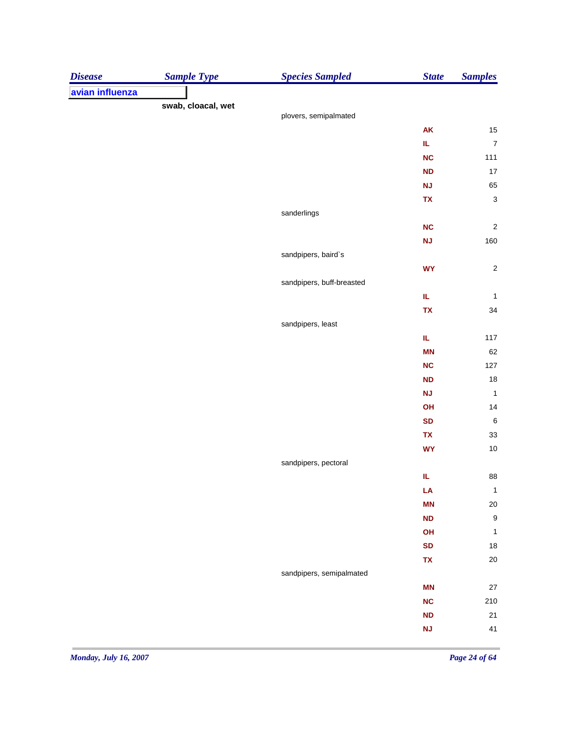| Disease | Sample Type | Species Sampled | State | Samples |
|---|---|---|---|---|
| **avian influenza** | | | | |
| | **swab, cloacal, wet** | | | |
| | | plovers, semipalmated | | |
| | | | **AK** | 15 |
| | | | **IL** | 7 |
| | | | **NC** | 111 |
| | | | **ND** | 17 |
| | | | **NJ** | 65 |
| | | | **TX** | 3 |
| | | sanderlings | | |
| | | | **NC** | 2 |
| | | | **NJ** | 160 |
| | | sandpipers, baird`s | | |
| | | | **WY** | 2 |
| | | sandpipers, buff-breasted | | |
| | | | **IL** | 1 |
| | | | **TX** | 34 |
| | | sandpipers, least | | |
| | | | **IL** | 117 |
| | | | **MN** | 62 |
| | | | **NC** | 127 |
| | | | **ND** | 18 |
| | | | **NJ** | 1 |
| | | | **OH** | 14 |
| | | | **SD** | 6 |
| | | | **TX** | 33 |
| | | | **WY** | 10 |
| | | sandpipers, pectoral | | |
| | | | **IL** | 88 |
| | | | **LA** | 1 |
| | | | **MN** | 20 |
| | | | **ND** | 9 |
| | | | **OH** | 1 |
| | | | **SD** | 18 |
| | | | **TX** | 20 |
| | | sandpipers, semipalmated | | |
| | | | **MN** | 27 |
| | | | **NC** | 210 |
| | | | **ND** | 21 |
| | | | **NJ** | 41 |

*Monday, July 16, 2007*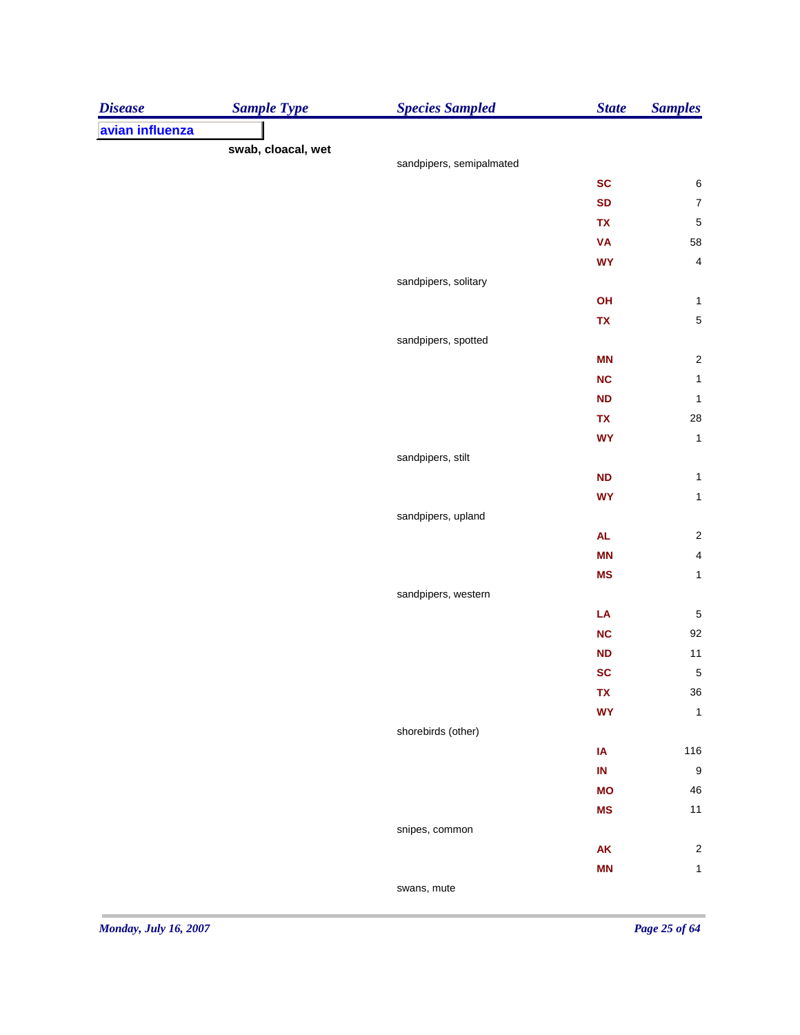| Disease | Sample Type | Species Sampled | State | Samples |
|---|---|---|---|---|
| **avian influenza** | | | | |
| | **swab, cloacal, wet** | | | |
| | | sandpipers, semipalmated | | |
| | | | **SC** | 6 |
| | | | **SD** | 7 |
| | | | **TX** | 5 |
| | | | **VA** | 58 |
| | | | **WY** | 4 |
| | | sandpipers, solitary | | |
| | | | **OH** | 1 |
| | | | **TX** | 5 |
| | | sandpipers, spotted | | |
| | | | **MN** | 2 |
| | | | **NC** | 1 |
| | | | **ND** | 1 |
| | | | **TX** | 28 |
| | | | **WY** | 1 |
| | | sandpipers, stilt | | |
| | | | **ND** | 1 |
| | | | **WY** | 1 |
| | | sandpipers, upland | | |
| | | | **AL** | 2 |
| | | | **MN** | 4 |
| | | | **MS** | 1 |
| | | sandpipers, western | | |
| | | | **LA** | 5 |
| | | | **NC** | 92 |
| | | | **ND** | 11 |
| | | | **SC** | 5 |
| | | | **TX** | 36 |
| | | | **WY** | 1 |
| | | shorebirds (other) | | |
| | | | **IA** | 116 |
| | | | **IN** | 9 |
| | | | **MO** | 46 |
| | | | **MS** | 11 |
| | | snipes, common | | |
| | | | **AK** | 2 |
| | | | **MN** | 1 |
| | | swans, mute | | |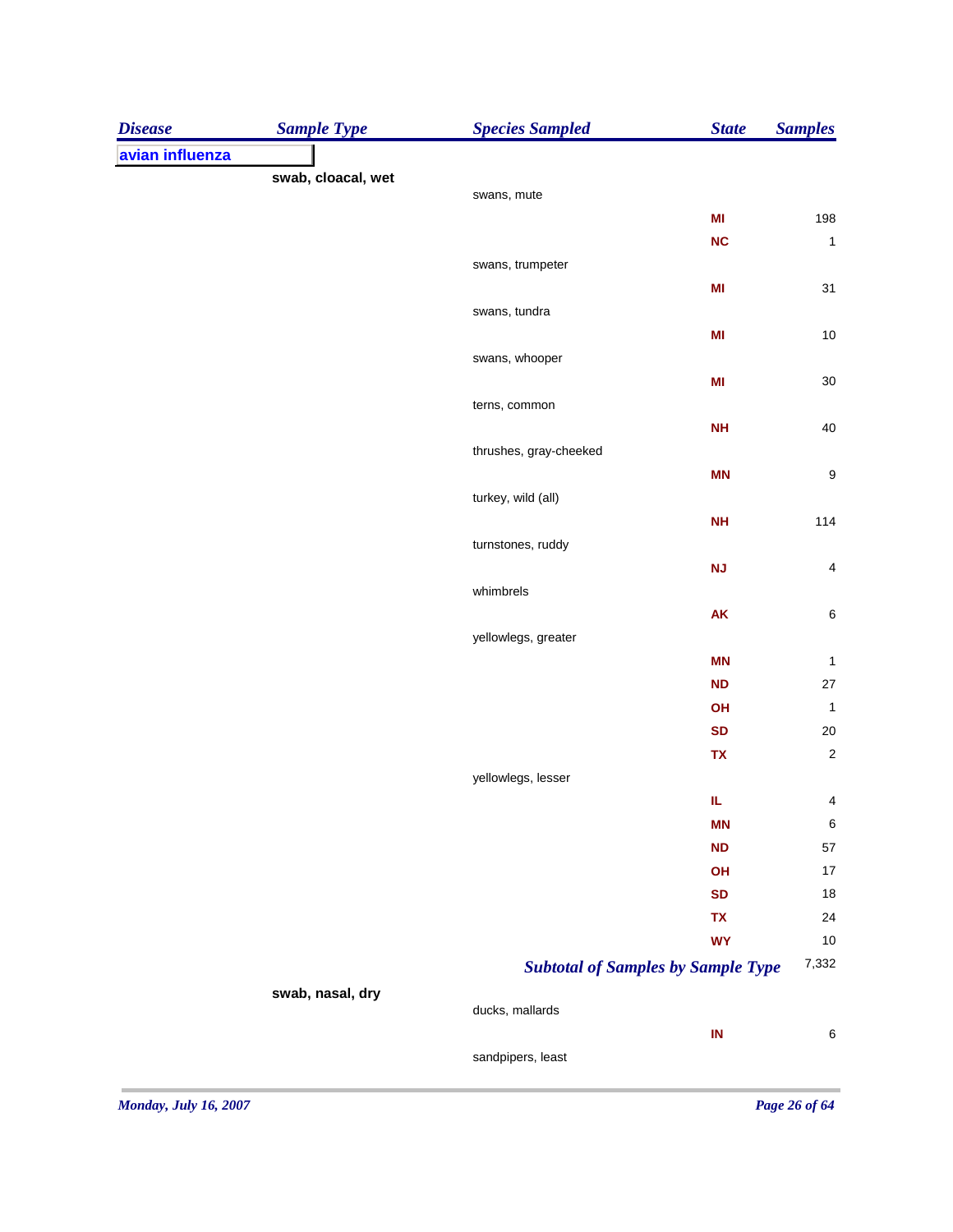| Disease | Sample Type | Species Sampled | State | Samples |
|---|---|---|---|---|
| **avian influenza** | | | | |
| | **swab, cloacal, wet** | | | |
| | | swans, mute | | |
| | | | MI | 198 |
| | | | NC | 1 |
| | | swans, trumpeter | | |
| | | | MI | 31 |
| | | swans, tundra | | |
| | | | MI | 10 |
| | | swans, whooper | | |
| | | | MI | 30 |
| | | terns, common | | |
| | | | NH | 40 |
| | | thrushes, gray-cheeked | | |
| | | | MN | 9 |
| | | turkey, wild (all) | | |
| | | | NH | 114 |
| | | turnstones, ruddy | | |
| | | | NJ | 4 |
| | | whimbrels | | |
| | | | AK | 6 |
| | | yellowlegs, greater | | |
| | | | MN | 1 |
| | | | ND | 27 |
| | | | OH | 1 |
| | | | SD | 20 |
| | | | TX | 2 |
| | | yellowlegs, lesser | | |
| | | | IL | 4 |
| | | | MN | 6 |
| | | | ND | 57 |
| | | | OH | 17 |
| | | | SD | 18 |
| | | | TX | 24 |
| | | | WY | 10 |
| | | ***Subtotal of Samples by Sample Type*** | | 7,332 |
| | **swab, nasal, dry** | | | |
| | | ducks, mallards | | |
| | | | IN | 6 |
| | | sandpipers, least | | |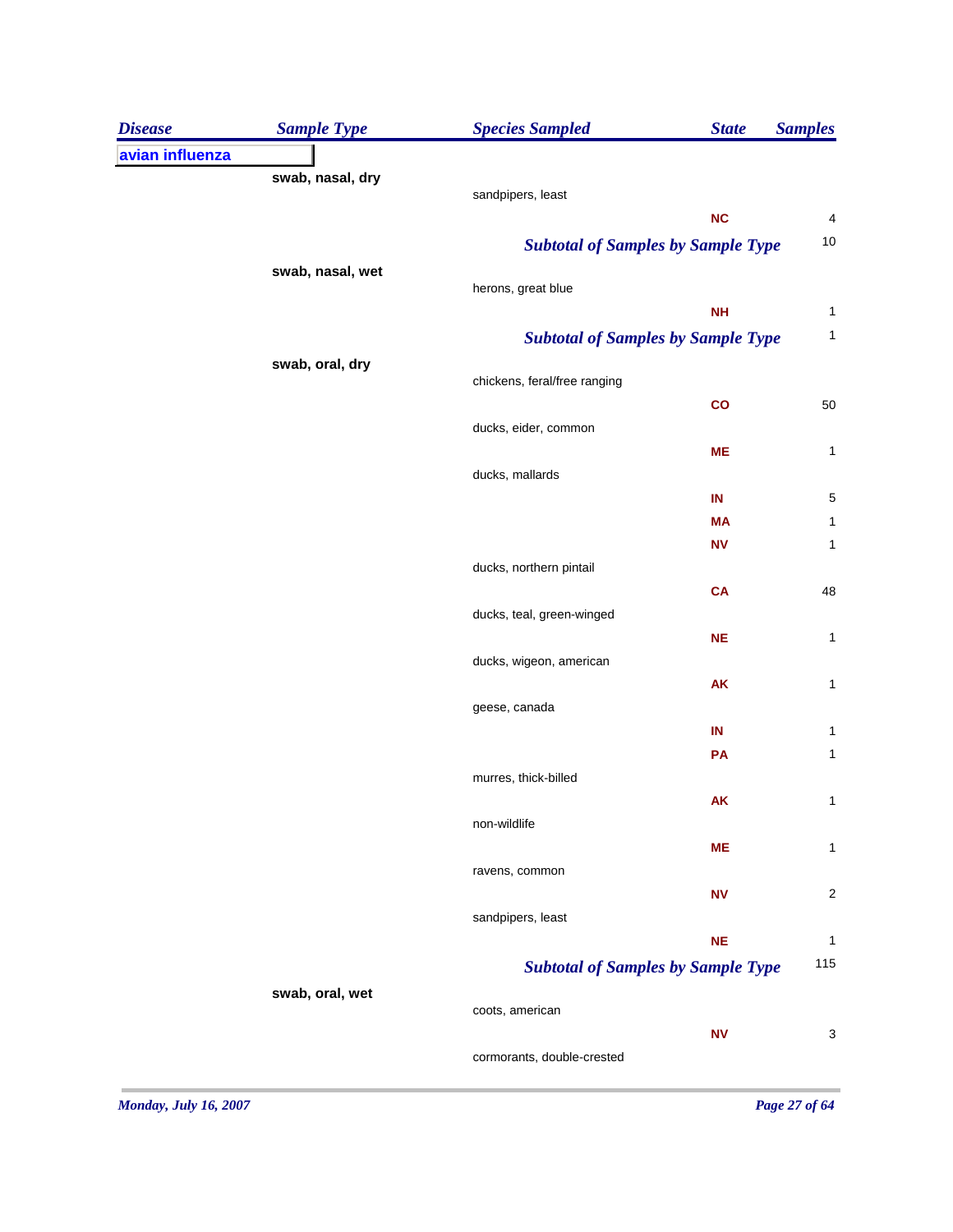| Disease | Sample Type | Species Sampled | State | Samples |
|---|---|---|---|---|
| **avian influenza** | | | | |
| | **swab, nasal, dry** | | | |
| | | sandpipers, least | | |
| | | | **NC** | 4 |
| | | ***Subtotal of Samples by Sample Type*** | | 10 |
| | **swab, nasal, wet** | | | |
| | | herons, great blue | | |
| | | | **NH** | 1 |
| | | ***Subtotal of Samples by Sample Type*** | | 1 |
| | **swab, oral, dry** | | | |
| | | chickens, feral/free ranging | | |
| | | | **CO** | 50 |
| | | ducks, eider, common | | |
| | | | **ME** | 1 |
| | | ducks, mallards | | |
| | | | **IN** | 5 |
| | | | **MA** | 1 |
| | | | **NV** | 1 |
| | | ducks, northern pintail | | |
| | | | **CA** | 48 |
| | | ducks, teal, green-winged | | |
| | | | **NE** | 1 |
| | | ducks, wigeon, american | | |
| | | | **AK** | 1 |
| | | geese, canada | | |
| | | | **IN** | 1 |
| | | | **PA** | 1 |
| | | murres, thick-billed | | |
| | | | **AK** | 1 |
| | | non-wildlife | | |
| | | | **ME** | 1 |
| | | ravens, common | | |
| | | | **NV** | 2 |
| | | sandpipers, least | | |
| | | | **NE** | 1 |
| | | ***Subtotal of Samples by Sample Type*** | | 115 |
| | **swab, oral, wet** | | | |
| | | coots, american | | |
| | | | **NV** | 3 |
| | | cormorants, double-crested | | |

*Monday, July 16, 2007*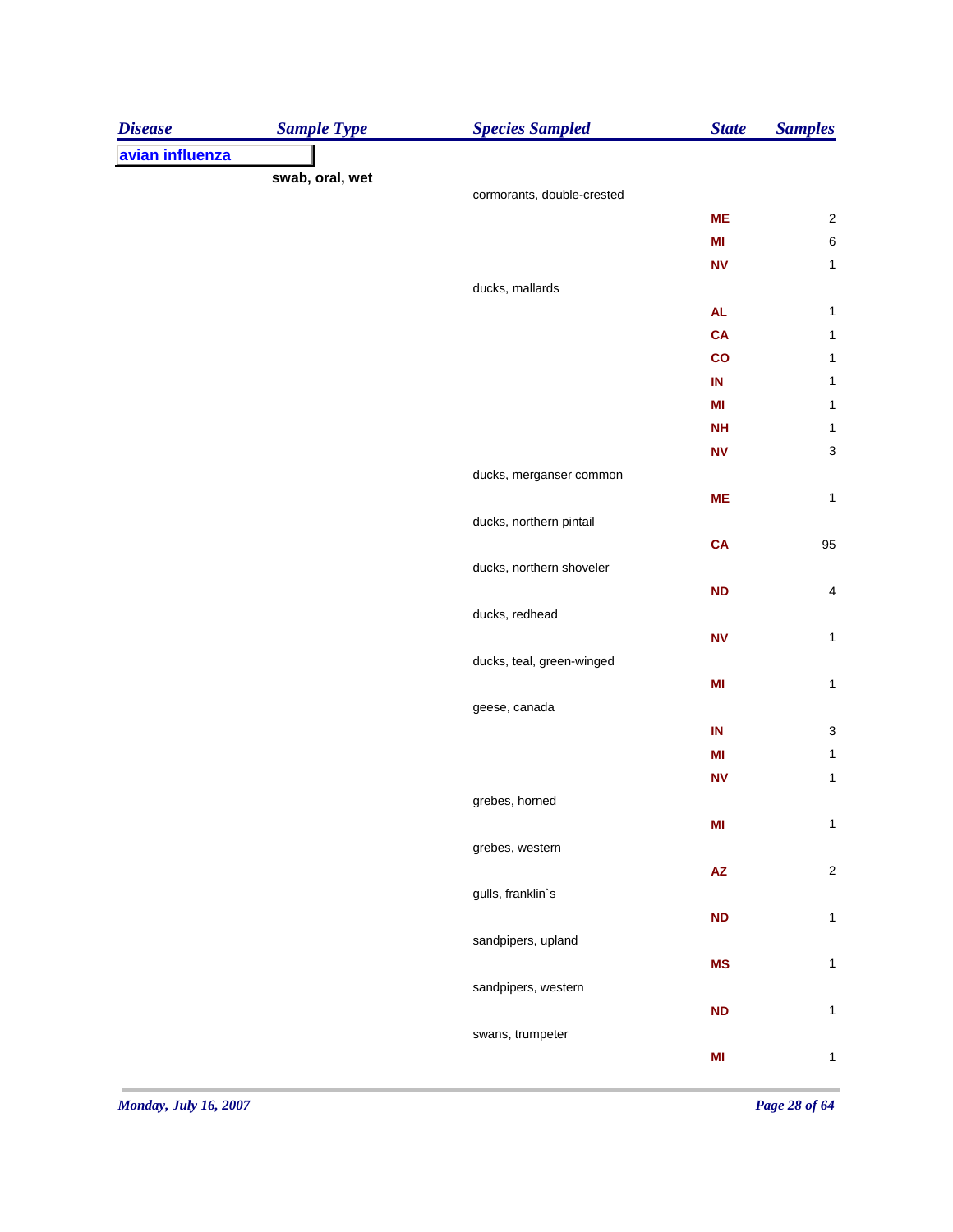| Disease | Sample Type | Species Sampled | State | Samples |
|---|---|---|---|---|
| **avian influenza** | | | | |
| | **swab, oral, wet** | | | |
| | | cormorants, double-crested | | |
| | | | **ME** | 2 |
| | | | **MI** | 6 |
| | | | **NV** | 1 |
| | | ducks, mallards | | |
| | | | **AL** | 1 |
| | | | **CA** | 1 |
| | | | **CO** | 1 |
| | | | **IN** | 1 |
| | | | **MI** | 1 |
| | | | **NH** | 1 |
| | | | **NV** | 3 |
| | | ducks, merganser common | | |
| | | | **ME** | 1 |
| | | ducks, northern pintail | | |
| | | | **CA** | 95 |
| | | ducks, northern shoveler | | |
| | | | **ND** | 4 |
| | | ducks, redhead | | |
| | | | **NV** | 1 |
| | | ducks, teal, green-winged | | |
| | | | **MI** | 1 |
| | | geese, canada | | |
| | | | **IN** | 3 |
| | | | **MI** | 1 |
| | | | **NV** | 1 |
| | | grebes, horned | | |
| | | | **MI** | 1 |
| | | grebes, western | | |
| | | | **AZ** | 2 |
| | | gulls, franklin`s | | |
| | | | **ND** | 1 |
| | | sandpipers, upland | | |
| | | | **MS** | 1 |
| | | sandpipers, western | | |
| | | | **ND** | 1 |
| | | swans, trumpeter | | |
| | | | **MI** | 1 |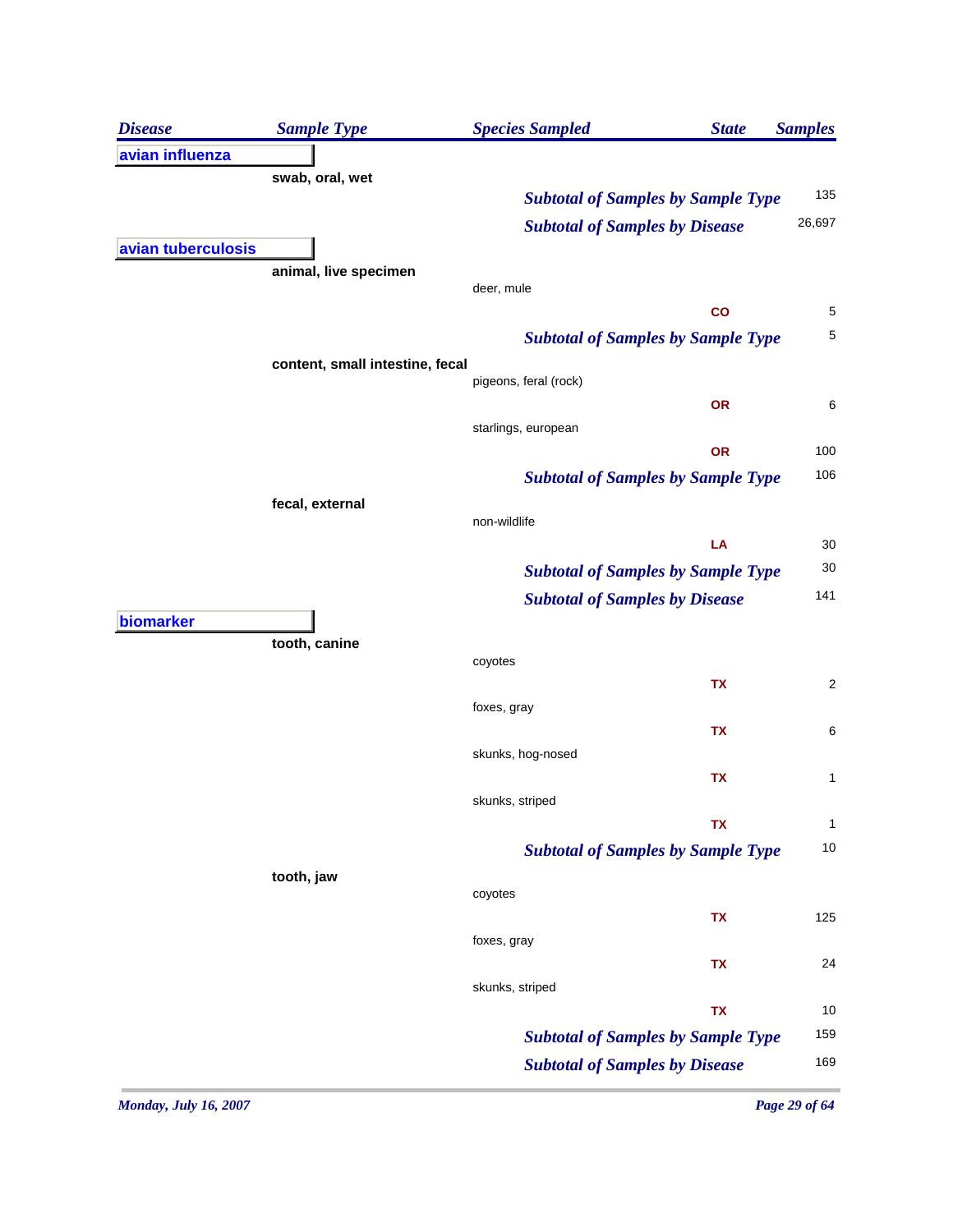| Disease | Sample Type | Species Sampled | State | Samples |
|---|---|---|---|---|
| **avian influenza** | | | | |
| | **swab, oral, wet** | | | |
| | | *Subtotal of Samples by Sample Type* | | 135 |
| | | *Subtotal of Samples by Disease* | | 26,697 |
| **avian tuberculosis** | | | | |
| | **animal, live specimen** | | | |
| | | deer, mule | | |
| | | | CO | 5 |
| | | *Subtotal of Samples by Sample Type* | | 5 |
| | **content, small intestine, fecal** | | | |
| | | pigeons, feral (rock) | | |
| | | | OR | 6 |
| | | starlings, european | | |
| | | | OR | 100 |
| | | *Subtotal of Samples by Sample Type* | | 106 |
| | **fecal, external** | | | |
| | | non-wildlife | | |
| | | | LA | 30 |
| | | *Subtotal of Samples by Sample Type* | | 30 |
| | | *Subtotal of Samples by Disease* | | 141 |
| **biomarker** | | | | |
| | **tooth, canine** | | | |
| | | coyotes | | |
| | | | TX | 2 |
| | | foxes, gray | | |
| | | | TX | 6 |
| | | skunks, hog-nosed | | |
| | | | TX | 1 |
| | | skunks, striped | | |
| | | | TX | 1 |
| | | *Subtotal of Samples by Sample Type* | | 10 |
| | **tooth, jaw** | | | |
| | | coyotes | | |
| | | | TX | 125 |
| | | foxes, gray | | |
| | | | TX | 24 |
| | | skunks, striped | | |
| | | | TX | 10 |
| | | *Subtotal of Samples by Sample Type* | | 159 |
| | | *Subtotal of Samples by Disease* | | 169 |

*Monday, July 16, 2007*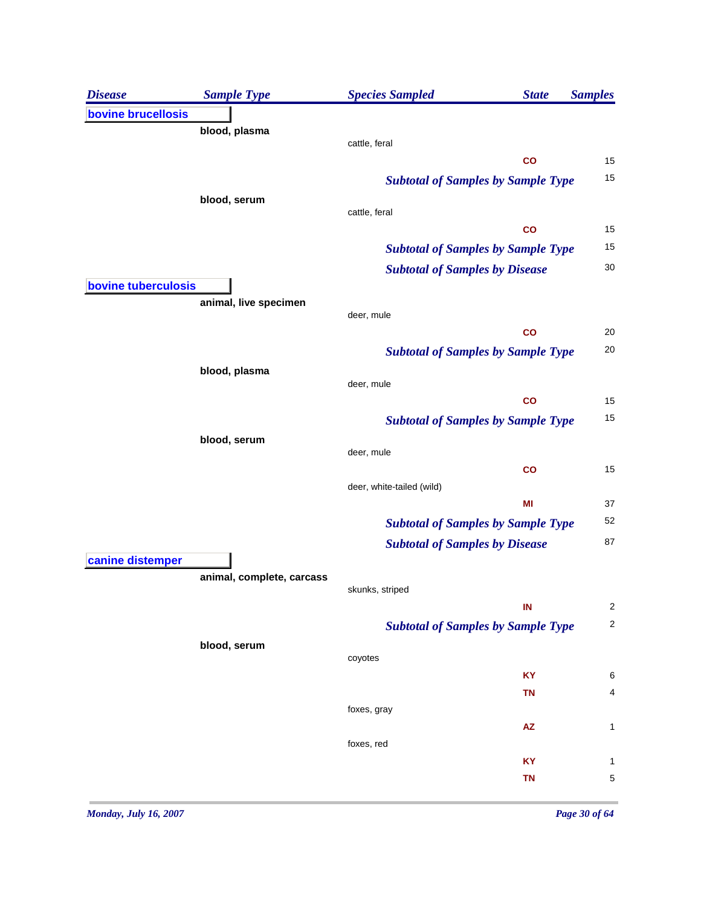| Disease | Sample Type | Species Sampled | State | Samples |
|---|---|---|---|---|
| **bovine brucellosis** | | | | |
| | **blood, plasma** | | | |
| | | cattle, feral | | |
| | | | CO | 15 |
| | | *Subtotal of Samples by Sample Type* | | 15 |
| | **blood, serum** | | | |
| | | cattle, feral | | |
| | | | CO | 15 |
| | | *Subtotal of Samples by Sample Type* | | 15 |
| | | *Subtotal of Samples by Disease* | | 30 |
| **bovine tuberculosis** | | | | |
| | **animal, live specimen** | | | |
| | | deer, mule | | |
| | | | CO | 20 |
| | | *Subtotal of Samples by Sample Type* | | 20 |
| | **blood, plasma** | | | |
| | | deer, mule | | |
| | | | CO | 15 |
| | | *Subtotal of Samples by Sample Type* | | 15 |
| | **blood, serum** | | | |
| | | deer, mule | | |
| | | | CO | 15 |
| | | deer, white-tailed (wild) | | |
| | | | MI | 37 |
| | | *Subtotal of Samples by Sample Type* | | 52 |
| | | *Subtotal of Samples by Disease* | | 87 |
| **canine distemper** | | | | |
| | **animal, complete, carcass** | | | |
| | | skunks, striped | | |
| | | | IN | 2 |
| | | *Subtotal of Samples by Sample Type* | | 2 |
| | **blood, serum** | | | |
| | | coyotes | | |
| | | | KY | 6 |
| | | | TN | 4 |
| | | foxes, gray | | |
| | | | AZ | 1 |
| | | foxes, red | | |
| | | | KY | 1 |
| | | | TN | 5 |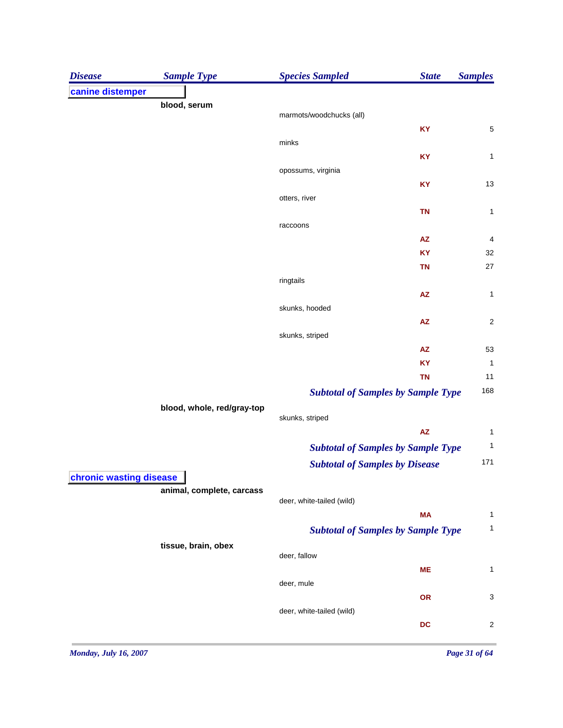| Disease | Sample Type | Species Sampled | State | Samples |
|---|---|---|---|---|
| **canine distemper** | | | | |
| | **blood, serum** | | | |
| | | marmots/woodchucks (all) | | |
| | | | KY | 5 |
| | | minks | | |
| | | | KY | 1 |
| | | opossums, virginia | | |
| | | | KY | 13 |
| | | otters, river | | |
| | | | TN | 1 |
| | | raccoons | | |
| | | | AZ | 4 |
| | | | KY | 32 |
| | | | TN | 27 |
| | | ringtails | | |
| | | | AZ | 1 |
| | | skunks, hooded | | |
| | | | AZ | 2 |
| | | skunks, striped | | |
| | | | AZ | 53 |
| | | | KY | 1 |
| | | | TN | 11 |
| | | ***Subtotal of Samples by Sample Type*** | | 168 |
| | **blood, whole, red/gray-top** | | | |
| | | skunks, striped | | |
| | | | AZ | 1 |
| | | ***Subtotal of Samples by Sample Type*** | | 1 |
| | | ***Subtotal of Samples by Disease*** | | 171 |
| **chronic wasting disease** | | | | |
| | **animal, complete, carcass** | | | |
| | | deer, white-tailed (wild) | | |
| | | | MA | 1 |
| | | ***Subtotal of Samples by Sample Type*** | | 1 |
| | **tissue, brain, obex** | | | |
| | | deer, fallow | | |
| | | | ME | 1 |
| | | deer, mule | | |
| | | | OR | 3 |
| | | deer, white-tailed (wild) | | |
| | | | DC | 2 |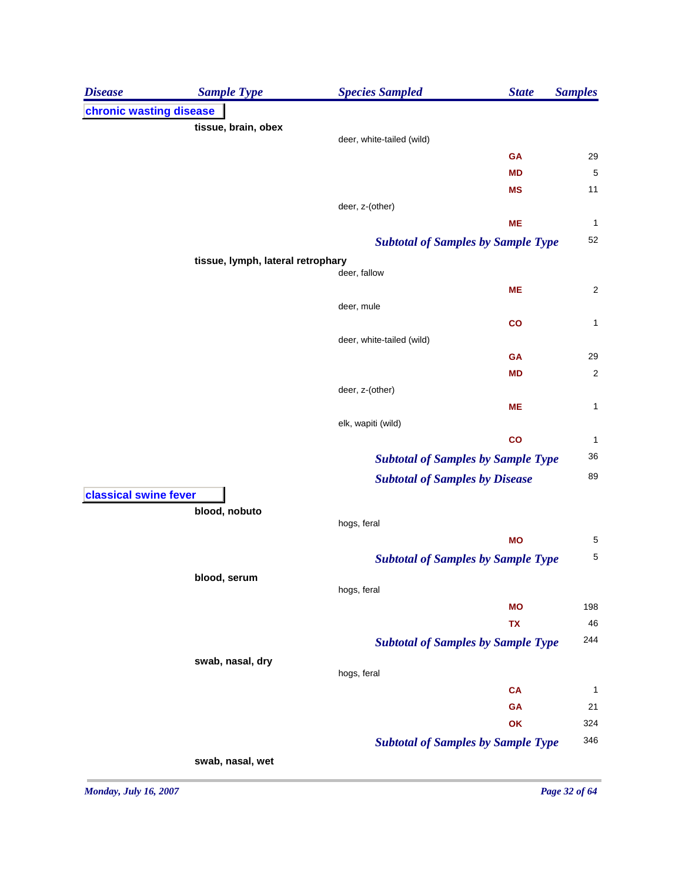| Disease | Sample Type | Species Sampled | State | Samples |
|---|---|---|---|---|
| **chronic wasting disease** | | | | |
| | **tissue, brain, obex** | | | |
| | | deer, white-tailed (wild) | | |
| | | | **GA** | 29 |
| | | | **MD** | 5 |
| | | | **MS** | 11 |
| | | deer, z-(other) | | |
| | | | **ME** | 1 |
| | | ***Subtotal of Samples by Sample Type*** | | 52 |
| | **tissue, lymph, lateral retrophary** | | | |
| | | deer, fallow | | |
| | | | **ME** | 2 |
| | | deer, mule | | |
| | | | **CO** | 1 |
| | | deer, white-tailed (wild) | | |
| | | | **GA** | 29 |
| | | | **MD** | 2 |
| | | deer, z-(other) | | |
| | | | **ME** | 1 |
| | | elk, wapiti (wild) | | |
| | | | **CO** | 1 |
| | | ***Subtotal of Samples by Sample Type*** | | 36 |
| | | ***Subtotal of Samples by Disease*** | | 89 |
| **classical swine fever** | | | | |
| | **blood, nobuto** | | | |
| | | hogs, feral | | |
| | | | **MO** | 5 |
| | | ***Subtotal of Samples by Sample Type*** | | 5 |
| | **blood, serum** | | | |
| | | hogs, feral | | |
| | | | **MO** | 198 |
| | | | **TX** | 46 |
| | | ***Subtotal of Samples by Sample Type*** | | 244 |
| | **swab, nasal, dry** | | | |
| | | hogs, feral | | |
| | | | **CA** | 1 |
| | | | **GA** | 21 |
| | | | **OK** | 324 |
| | | ***Subtotal of Samples by Sample Type*** | | 346 |
| | **swab, nasal, wet** | | | |

*Monday, July 16, 2007*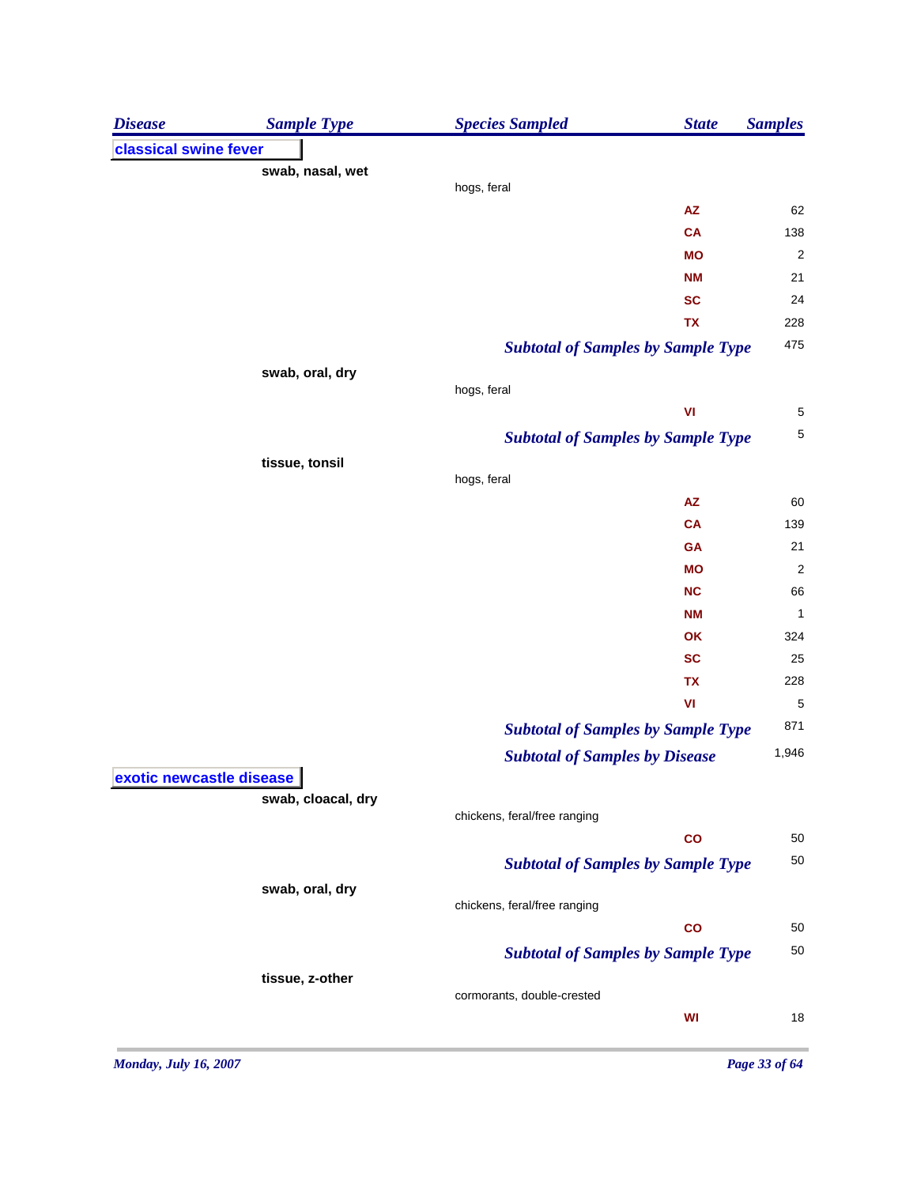| Disease | Sample Type | Species Sampled | State | Samples |
|---|---|---|---|---|
| **classical swine fever** | | | | |
| | **swab, nasal, wet** | | | |
| | | hogs, feral | | |
| | | | AZ | 62 |
| | | | CA | 138 |
| | | | MO | 2 |
| | | | NM | 21 |
| | | | SC | 24 |
| | | | TX | 228 |
| | | ***Subtotal of Samples by Sample Type*** | | 475 |
| | **swab, oral, dry** | | | |
| | | hogs, feral | | |
| | | | VI | 5 |
| | | ***Subtotal of Samples by Sample Type*** | | 5 |
| | **tissue, tonsil** | | | |
| | | hogs, feral | | |
| | | | AZ | 60 |
| | | | CA | 139 |
| | | | GA | 21 |
| | | | MO | 2 |
| | | | NC | 66 |
| | | | NM | 1 |
| | | | OK | 324 |
| | | | SC | 25 |
| | | | TX | 228 |
| | | | VI | 5 |
| | | ***Subtotal of Samples by Sample Type*** | | 871 |
| | | ***Subtotal of Samples by Disease*** | | 1,946 |
| **exotic newcastle disease** | | | | |
| | **swab, cloacal, dry** | | | |
| | | chickens, feral/free ranging | | |
| | | | CO | 50 |
| | | ***Subtotal of Samples by Sample Type*** | | 50 |
| | **swab, oral, dry** | | | |
| | | chickens, feral/free ranging | | |
| | | | CO | 50 |
| | | ***Subtotal of Samples by Sample Type*** | | 50 |
| | **tissue, z-other** | | | |
| | | cormorants, double-crested | | |
| | | | WI | 18 |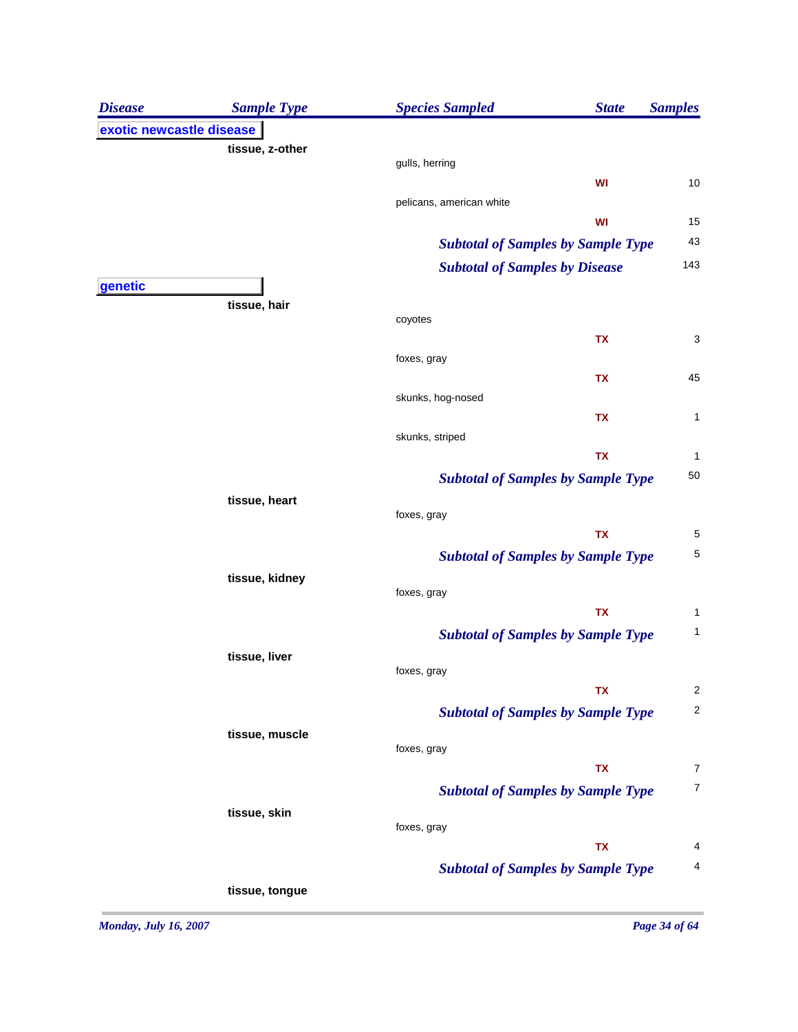| Disease | Sample Type | Species Sampled | State | Samples |
|---|---|---|---|---|
| **exotic newcastle disease** | | | | |
| | **tissue, z-other** | | | |
| | | gulls, herring | | |
| | | | WI | 10 |
| | | pelicans, american white | | |
| | | | WI | 15 |
| | | *Subtotal of Samples by Sample Type* | | 43 |
| | | *Subtotal of Samples by Disease* | | 143 |
| **genetic** | | | | |
| | **tissue, hair** | | | |
| | | coyotes | | |
| | | | TX | 3 |
| | | foxes, gray | | |
| | | | TX | 45 |
| | | skunks, hog-nosed | | |
| | | | TX | 1 |
| | | skunks, striped | | |
| | | | TX | 1 |
| | | *Subtotal of Samples by Sample Type* | | 50 |
| | **tissue, heart** | | | |
| | | foxes, gray | | |
| | | | TX | 5 |
| | | *Subtotal of Samples by Sample Type* | | 5 |
| | **tissue, kidney** | | | |
| | | foxes, gray | | |
| | | | TX | 1 |
| | | *Subtotal of Samples by Sample Type* | | 1 |
| | **tissue, liver** | | | |
| | | foxes, gray | | |
| | | | TX | 2 |
| | | *Subtotal of Samples by Sample Type* | | 2 |
| | **tissue, muscle** | | | |
| | | foxes, gray | | |
| | | | TX | 7 |
| | | *Subtotal of Samples by Sample Type* | | 7 |
| | **tissue, skin** | | | |
| | | foxes, gray | | |
| | | | TX | 4 |
| | | *Subtotal of Samples by Sample Type* | | 4 |
| | **tissue, tongue** | | | |

*Monday, July 16, 2007*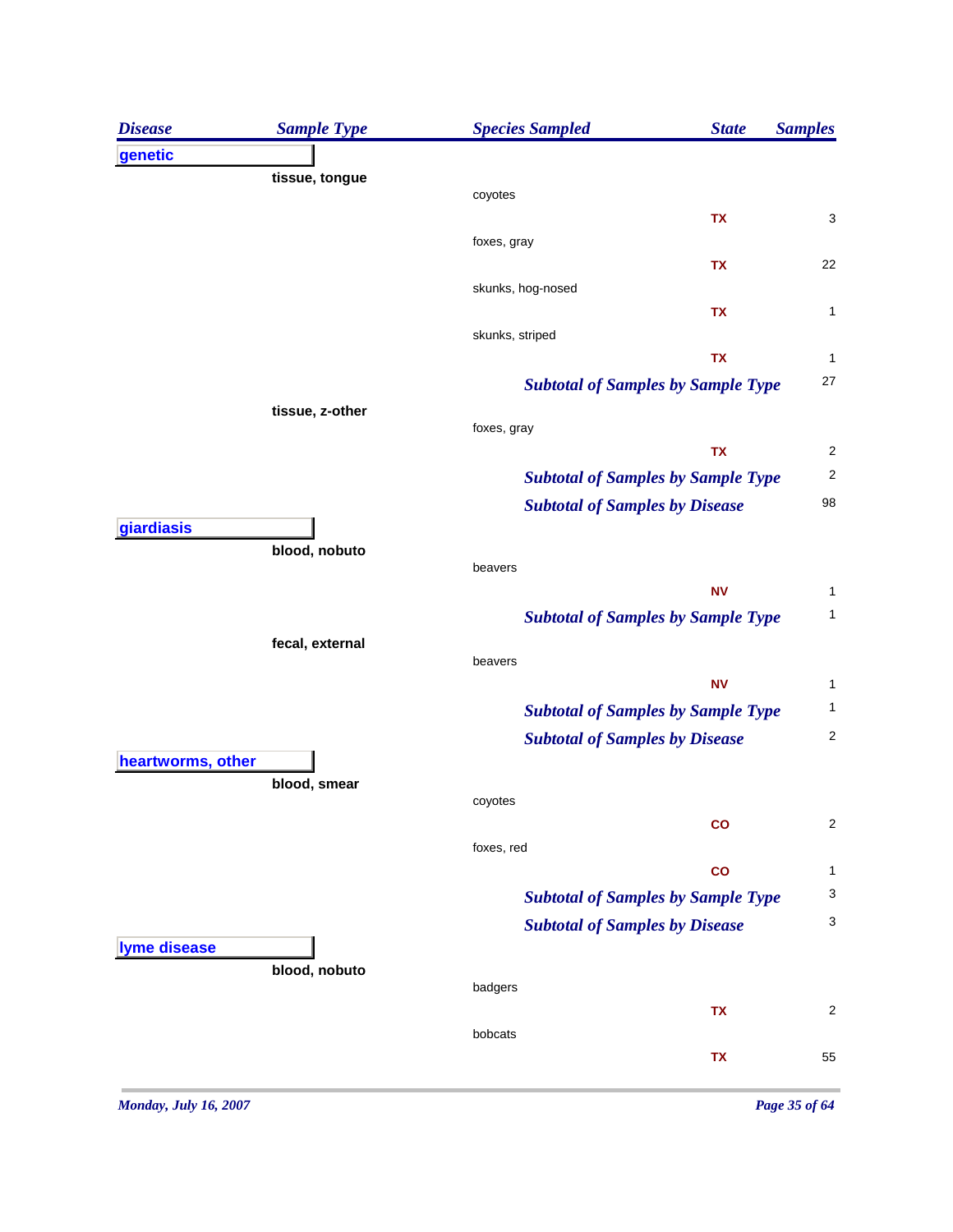| Disease | Sample Type | Species Sampled | State | Samples |
|---|---|---|---|---|
| **genetic** | | | | |
| | **tissue, tongue** | | | |
| | | coyotes | | |
| | | | **TX** | 3 |
| | | foxes, gray | | |
| | | | **TX** | 22 |
| | | skunks, hog-nosed | | |
| | | | **TX** | 1 |
| | | skunks, striped | | |
| | | | **TX** | 1 |
| | | ***Subtotal of Samples by Sample Type*** | | 27 |
| | **tissue, z-other** | | | |
| | | foxes, gray | | |
| | | | **TX** | 2 |
| | | ***Subtotal of Samples by Sample Type*** | | 2 |
| | | ***Subtotal of Samples by Disease*** | | 98 |
| **giardiasis** | | | | |
| | **blood, nobuto** | | | |
| | | beavers | | |
| | | | **NV** | 1 |
| | | ***Subtotal of Samples by Sample Type*** | | 1 |
| | **fecal, external** | | | |
| | | beavers | | |
| | | | **NV** | 1 |
| | | ***Subtotal of Samples by Sample Type*** | | 1 |
| | | ***Subtotal of Samples by Disease*** | | 2 |
| **heartworms, other** | | | | |
| | **blood, smear** | | | |
| | | coyotes | | |
| | | | **CO** | 2 |
| | | foxes, red | | |
| | | | **CO** | 1 |
| | | ***Subtotal of Samples by Sample Type*** | | 3 |
| | | ***Subtotal of Samples by Disease*** | | 3 |
| **lyme disease** | | | | |
| | **blood, nobuto** | | | |
| | | badgers | | |
| | | | **TX** | 2 |
| | | bobcats | | |
| | | | **TX** | 55 |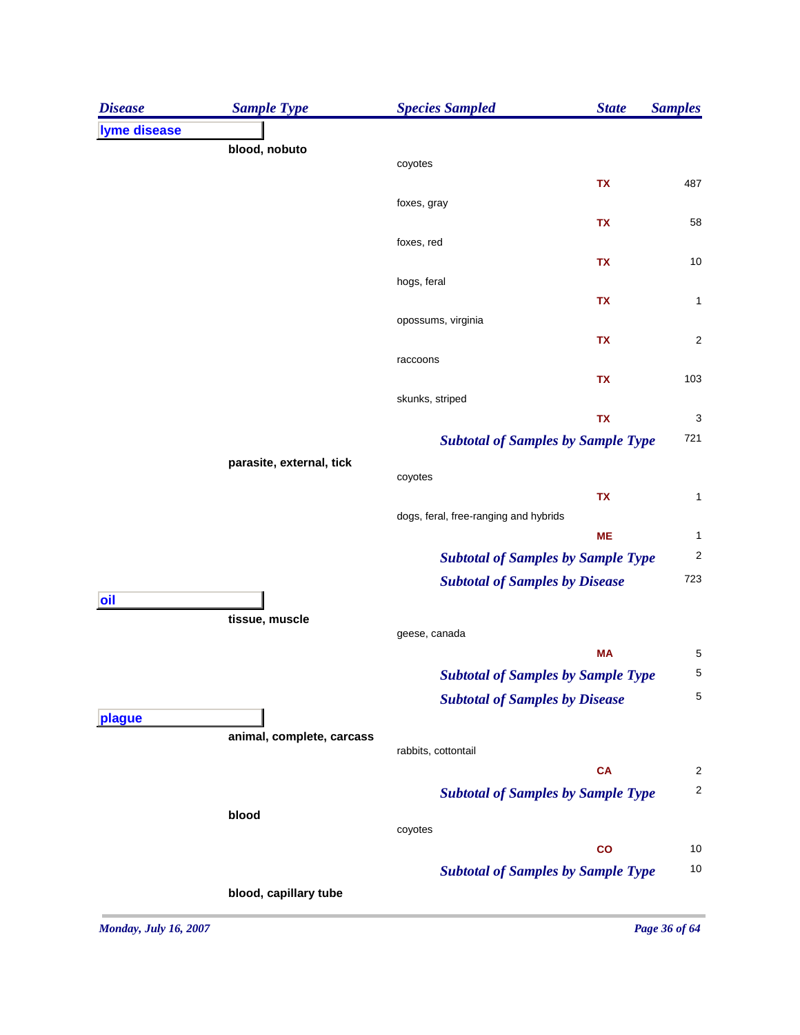| Disease | Sample Type | Species Sampled | State | Samples |
|---|---|---|---|---|
| **lyme disease** | | | | |
| | **blood, nobuto** | | | |
| | | coyotes | | |
| | | | **TX** | 487 |
| | | foxes, gray | | |
| | | | **TX** | 58 |
| | | foxes, red | | |
| | | | **TX** | 10 |
| | | hogs, feral | | |
| | | | **TX** | 1 |
| | | opossums, virginia | | |
| | | | **TX** | 2 |
| | | raccoons | | |
| | | | **TX** | 103 |
| | | skunks, striped | | |
| | | | **TX** | 3 |
| | | ***Subtotal of Samples by Sample Type*** | | 721 |
| | **parasite, external, tick** | | | |
| | | coyotes | | |
| | | | **TX** | 1 |
| | | dogs, feral, free-ranging and hybrids | | |
| | | | **ME** | 1 |
| | | ***Subtotal of Samples by Sample Type*** | | 2 |
| | | ***Subtotal of Samples by Disease*** | | 723 |
| **oil** | | | | |
| | **tissue, muscle** | | | |
| | | geese, canada | | |
| | | | **MA** | 5 |
| | | ***Subtotal of Samples by Sample Type*** | | 5 |
| | | ***Subtotal of Samples by Disease*** | | 5 |
| **plague** | | | | |
| | **animal, complete, carcass** | | | |
| | | rabbits, cottontail | | |
| | | | **CA** | 2 |
| | | ***Subtotal of Samples by Sample Type*** | | 2 |
| | **blood** | | | |
| | | coyotes | | |
| | | | **CO** | 10 |
| | | ***Subtotal of Samples by Sample Type*** | | 10 |
| | **blood, capillary tube** | | | |

*Monday, July 16, 2007*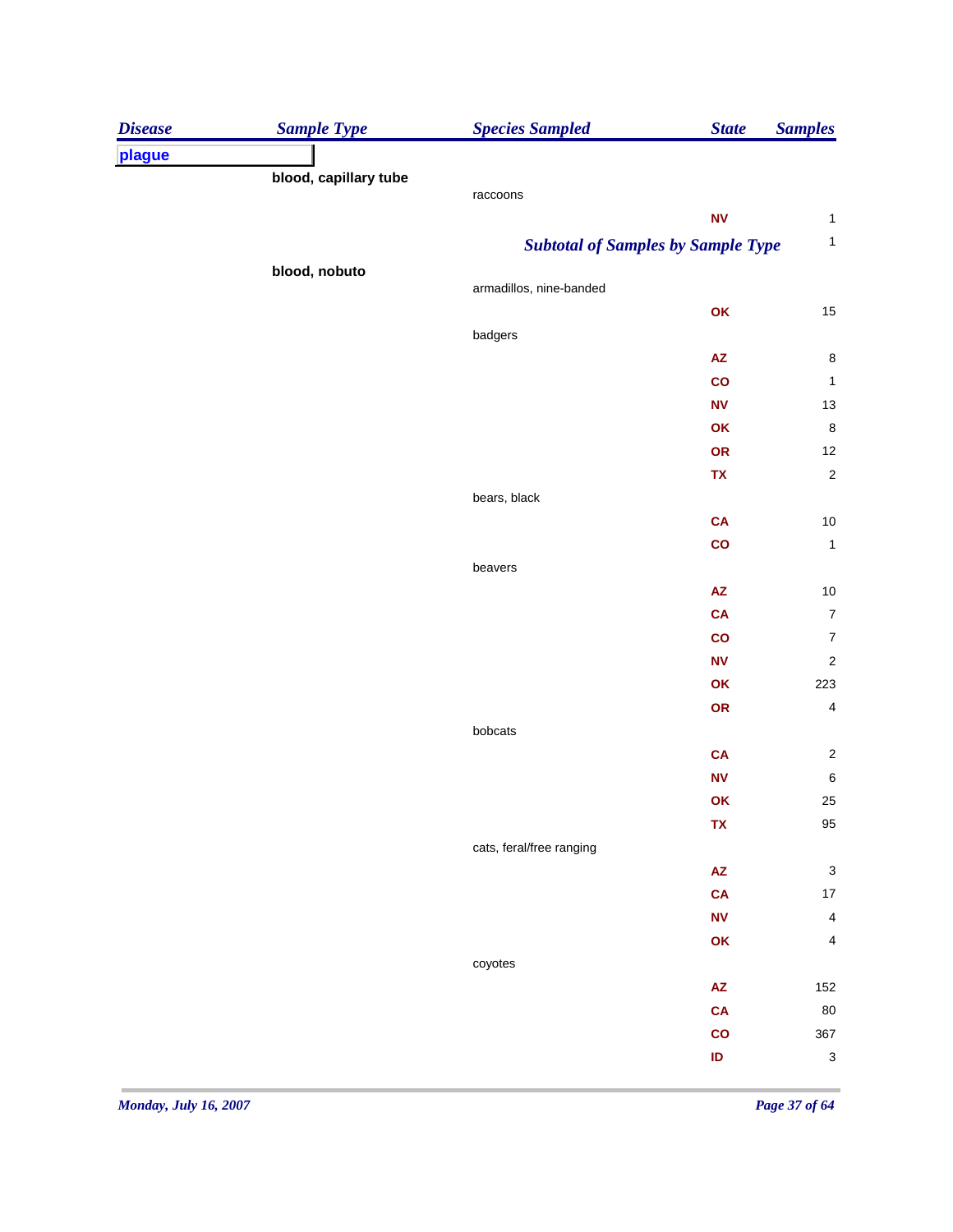| Disease | Sample Type | Species Sampled | State | Samples |
|---|---|---|---|---|
| **plague** | | | | |
| | **blood, capillary tube** | | | |
| | | raccoons | | |
| | | | NV | 1 |
| | | ***Subtotal of Samples by Sample Type*** | | 1 |
| | **blood, nobuto** | | | |
| | | armadillos, nine-banded | | |
| | | | OK | 15 |
| | | badgers | | |
| | | | AZ | 8 |
| | | | CO | 1 |
| | | | NV | 13 |
| | | | OK | 8 |
| | | | OR | 12 |
| | | | TX | 2 |
| | | bears, black | | |
| | | | CA | 10 |
| | | | CO | 1 |
| | | beavers | | |
| | | | AZ | 10 |
| | | | CA | 7 |
| | | | CO | 7 |
| | | | NV | 2 |
| | | | OK | 223 |
| | | | OR | 4 |
| | | bobcats | | |
| | | | CA | 2 |
| | | | NV | 6 |
| | | | OK | 25 |
| | | | TX | 95 |
| | | cats, feral/free ranging | | |
| | | | AZ | 3 |
| | | | CA | 17 |
| | | | NV | 4 |
| | | | OK | 4 |
| | | coyotes | | |
| | | | AZ | 152 |
| | | | CA | 80 |
| | | | CO | 367 |
| | | | ID | 3 |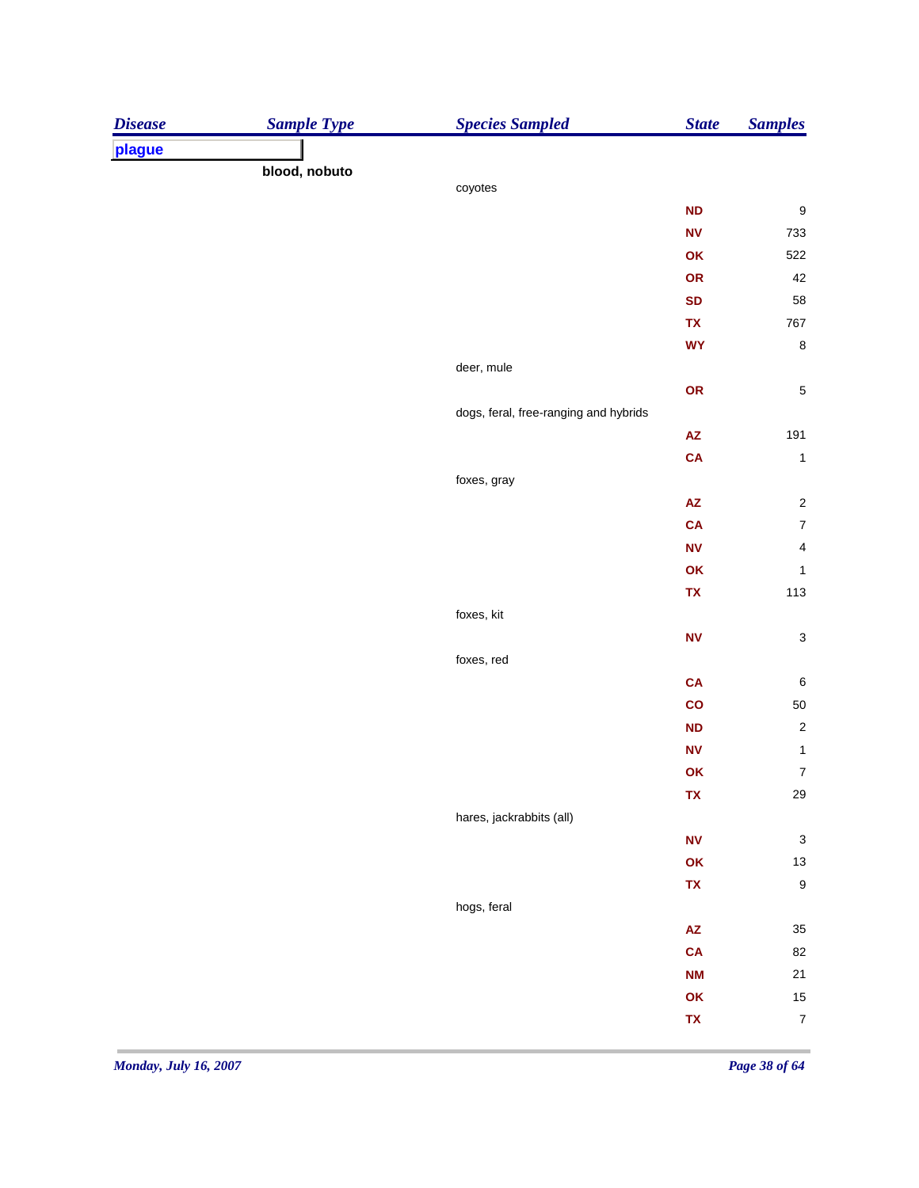| Disease | Sample Type | Species Sampled | State | Samples |
|---|---|---|---|---|
| **plague** | | | | |
| | **blood, nobuto** | | | |
| | | coyotes | | |
| | | | ND | 9 |
| | | | NV | 733 |
| | | | OK | 522 |
| | | | OR | 42 |
| | | | SD | 58 |
| | | | TX | 767 |
| | | | WY | 8 |
| | | deer, mule | | |
| | | | OR | 5 |
| | | dogs, feral, free-ranging and hybrids | | |
| | | | AZ | 191 |
| | | | CA | 1 |
| | | foxes, gray | | |
| | | | AZ | 2 |
| | | | CA | 7 |
| | | | NV | 4 |
| | | | OK | 1 |
| | | | TX | 113 |
| | | foxes, kit | | |
| | | | NV | 3 |
| | | foxes, red | | |
| | | | CA | 6 |
| | | | CO | 50 |
| | | | ND | 2 |
| | | | NV | 1 |
| | | | OK | 7 |
| | | | TX | 29 |
| | | hares, jackrabbits (all) | | |
| | | | NV | 3 |
| | | | OK | 13 |
| | | | TX | 9 |
| | | hogs, feral | | |
| | | | AZ | 35 |
| | | | CA | 82 |
| | | | NM | 21 |
| | | | OK | 15 |
| | | | TX | 7 |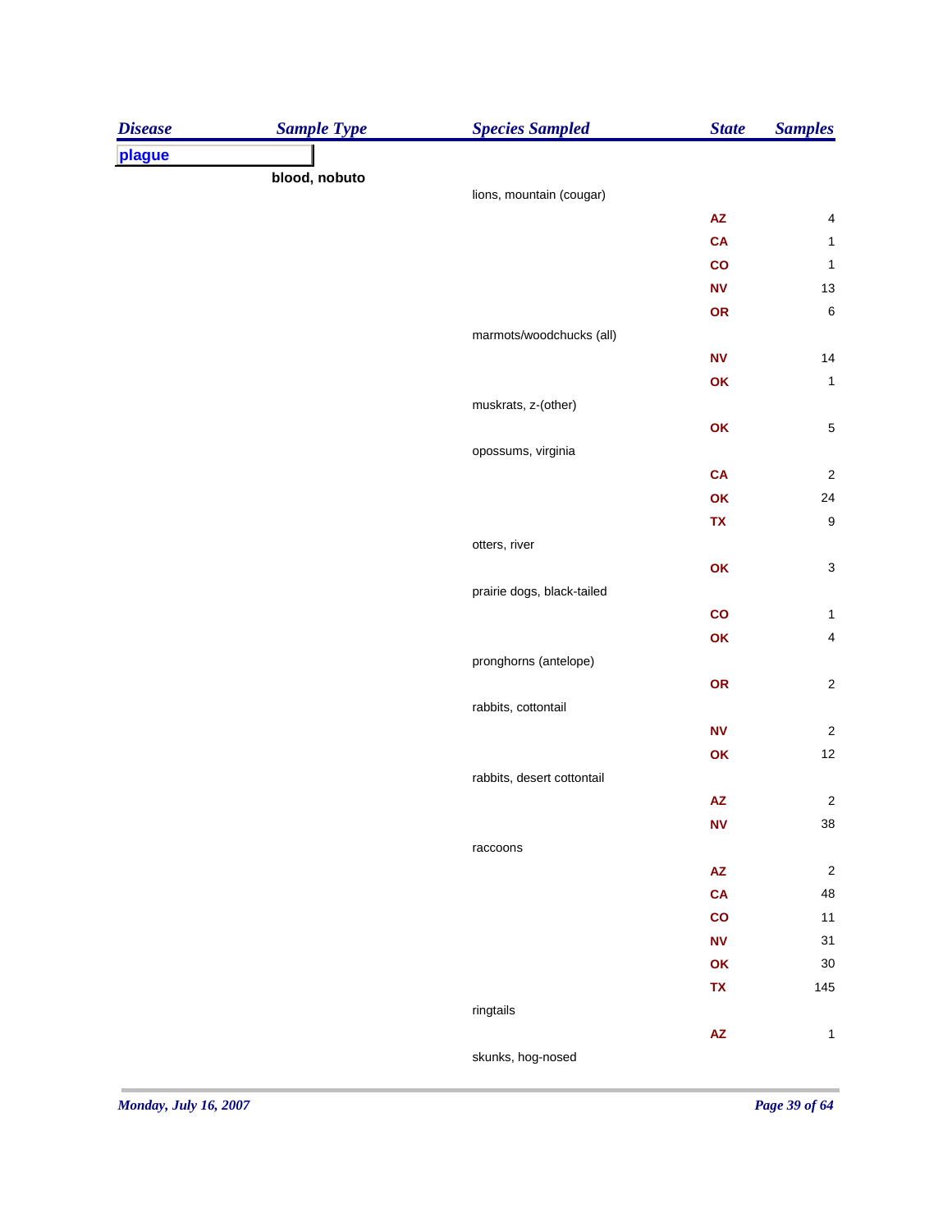| Disease | Sample Type | Species Sampled | State | Samples |
|---|---|---|---|---|
| **plague** | | | | |
| | **blood, nobuto** | | | |
| | | lions, mountain (cougar) | | |
| | | | AZ | 4 |
| | | | CA | 1 |
| | | | CO | 1 |
| | | | NV | 13 |
| | | | OR | 6 |
| | | marmots/woodchucks (all) | | |
| | | | NV | 14 |
| | | | OK | 1 |
| | | muskrats, z-(other) | | |
| | | | OK | 5 |
| | | opossums, virginia | | |
| | | | CA | 2 |
| | | | OK | 24 |
| | | | TX | 9 |
| | | otters, river | | |
| | | | OK | 3 |
| | | prairie dogs, black-tailed | | |
| | | | CO | 1 |
| | | | OK | 4 |
| | | pronghorns (antelope) | | |
| | | | OR | 2 |
| | | rabbits, cottontail | | |
| | | | NV | 2 |
| | | | OK | 12 |
| | | rabbits, desert cottontail | | |
| | | | AZ | 2 |
| | | | NV | 38 |
| | | raccoons | | |
| | | | AZ | 2 |
| | | | CA | 48 |
| | | | CO | 11 |
| | | | NV | 31 |
| | | | OK | 30 |
| | | | TX | 145 |
| | | ringtails | | |
| | | | AZ | 1 |
| | | skunks, hog-nosed | | |

*Monday, July 16, 2007*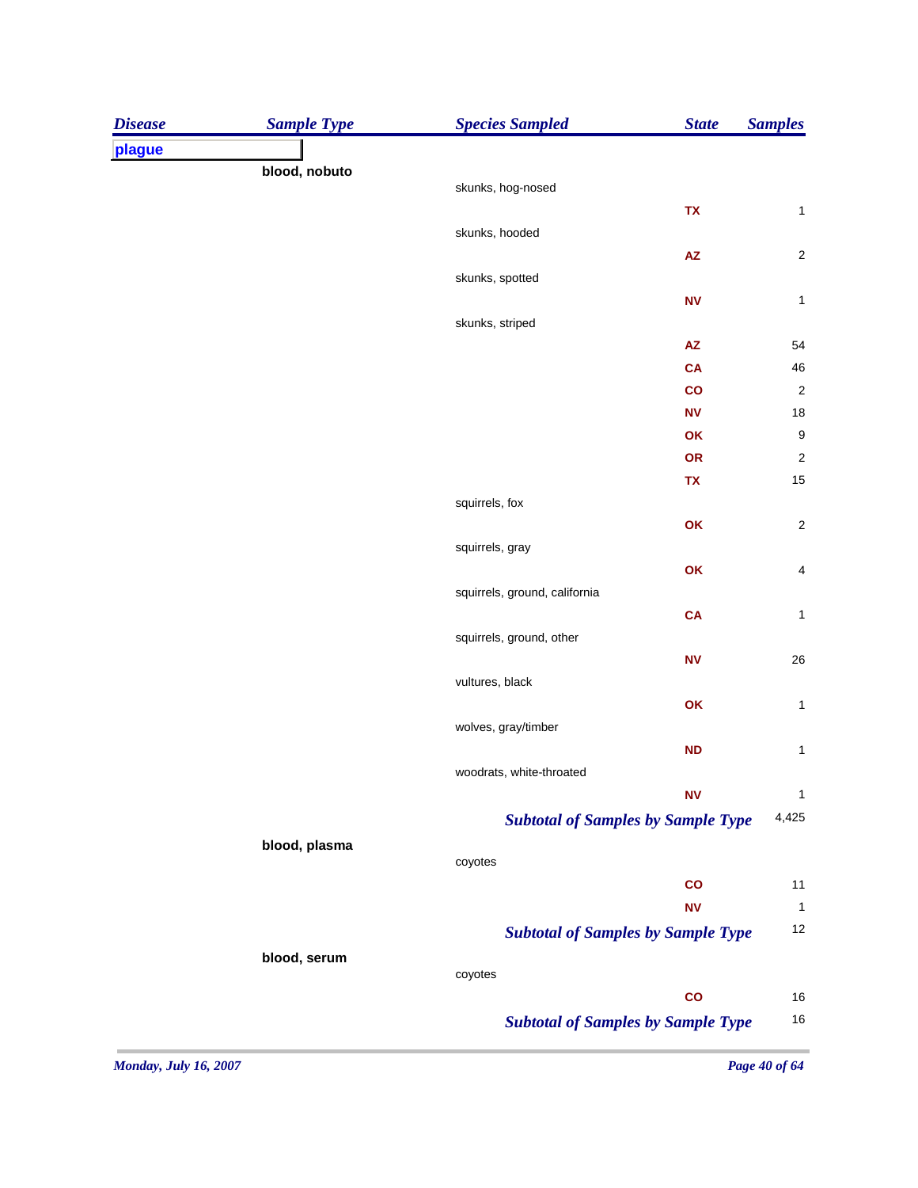| Disease | Sample Type | Species Sampled | State | Samples |
|---|---|---|---|---|
| **plague** | | | | |
| | **blood, nobuto** | | | |
| | | skunks, hog-nosed | | |
| | | | TX | 1 |
| | | skunks, hooded | | |
| | | | AZ | 2 |
| | | skunks, spotted | | |
| | | | NV | 1 |
| | | skunks, striped | | |
| | | | AZ | 54 |
| | | | CA | 46 |
| | | | CO | 2 |
| | | | NV | 18 |
| | | | OK | 9 |
| | | | OR | 2 |
| | | | TX | 15 |
| | | squirrels, fox | | |
| | | | OK | 2 |
| | | squirrels, gray | | |
| | | | OK | 4 |
| | | squirrels, ground, california | | |
| | | | CA | 1 |
| | | squirrels, ground, other | | |
| | | | NV | 26 |
| | | vultures, black | | |
| | | | OK | 1 |
| | | wolves, gray/timber | | |
| | | | ND | 1 |
| | | woodrats, white-throated | | |
| | | | NV | 1 |
| | | *Subtotal of Samples by Sample Type* | | 4,425 |
| | **blood, plasma** | | | |
| | | coyotes | | |
| | | | CO | 11 |
| | | | NV | 1 |
| | | *Subtotal of Samples by Sample Type* | | 12 |
| | **blood, serum** | | | |
| | | coyotes | | |
| | | | CO | 16 |
| | | *Subtotal of Samples by Sample Type* | | 16 |

*Monday, July 16, 2007*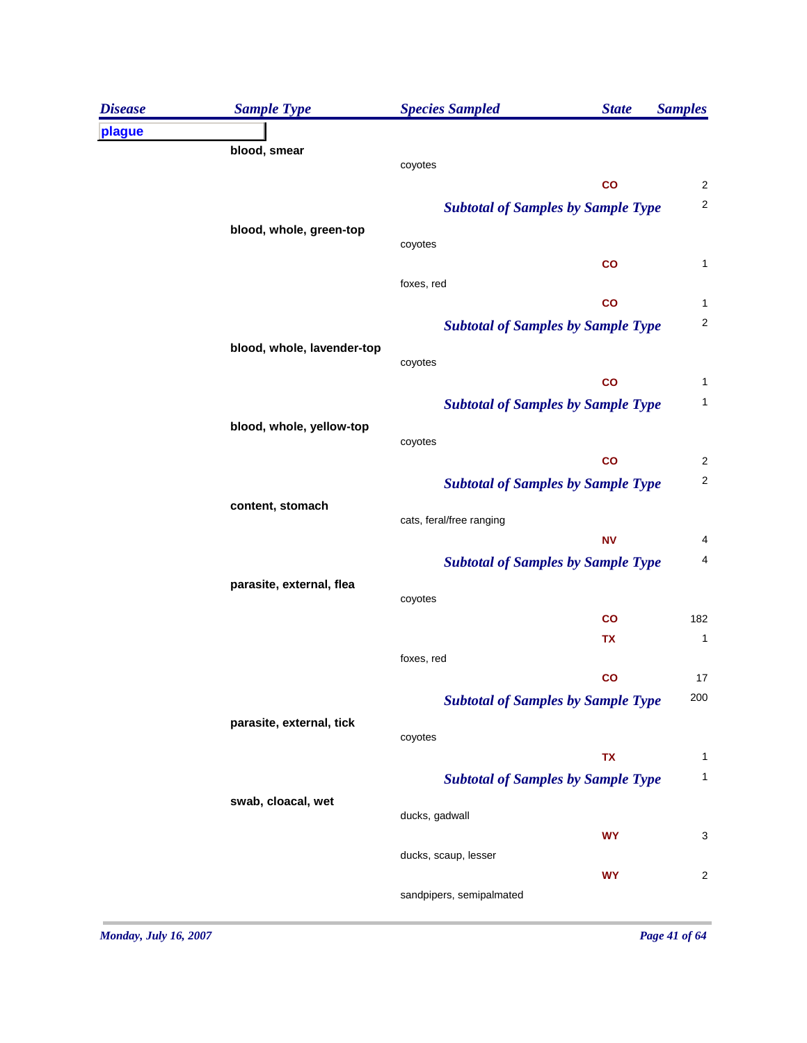| Disease | Sample Type | Species Sampled | State | Samples |
|---|---|---|---|---|
| **plague** | | | | |
| | **blood, smear** | | | |
| | | coyotes | | |
| | | | CO | 2 |
| | | ***Subtotal of Samples by Sample Type*** | | 2 |
| | **blood, whole, green-top** | | | |
| | | coyotes | | |
| | | | CO | 1 |
| | | foxes, red | | |
| | | | CO | 1 |
| | | ***Subtotal of Samples by Sample Type*** | | 2 |
| | **blood, whole, lavender-top** | | | |
| | | coyotes | | |
| | | | CO | 1 |
| | | ***Subtotal of Samples by Sample Type*** | | 1 |
| | **blood, whole, yellow-top** | | | |
| | | coyotes | | |
| | | | CO | 2 |
| | | ***Subtotal of Samples by Sample Type*** | | 2 |
| | **content, stomach** | | | |
| | | cats, feral/free ranging | | |
| | | | NV | 4 |
| | | ***Subtotal of Samples by Sample Type*** | | 4 |
| | **parasite, external, flea** | | | |
| | | coyotes | | |
| | | | CO | 182 |
| | | | TX | 1 |
| | | foxes, red | | |
| | | | CO | 17 |
| | | ***Subtotal of Samples by Sample Type*** | | 200 |
| | **parasite, external, tick** | | | |
| | | coyotes | | |
| | | | TX | 1 |
| | | ***Subtotal of Samples by Sample Type*** | | 1 |
| | **swab, cloacal, wet** | | | |
| | | ducks, gadwall | | |
| | | | WY | 3 |
| | | ducks, scaup, lesser | | |
| | | | WY | 2 |
| | | sandpipers, semipalmated | | |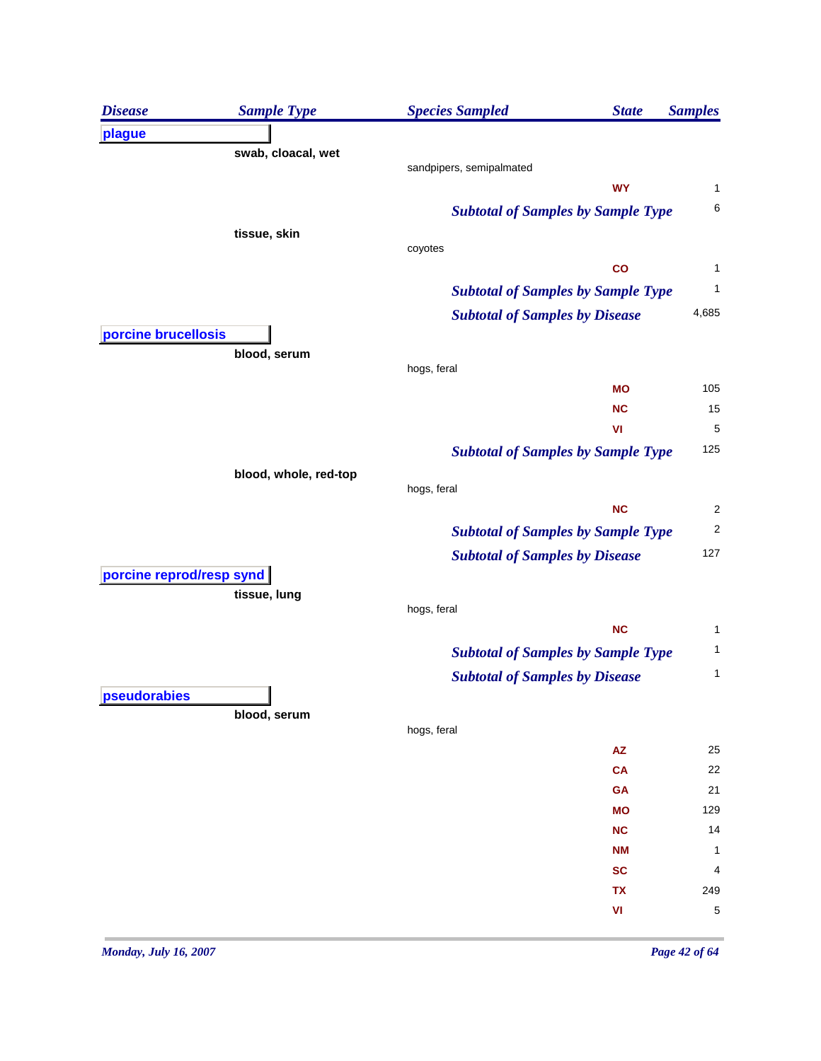| Disease | Sample Type | Species Sampled | State | Samples |
|---|---|---|---|---|
| **plague** | | | | |
| | **swab, cloacal, wet** | | | |
| | | sandpipers, semipalmated | | |
| | | | WY | 1 |
| | | *Subtotal of Samples by Sample Type* | | 6 |
| | **tissue, skin** | | | |
| | | coyotes | | |
| | | | CO | 1 |
| | | *Subtotal of Samples by Sample Type* | | 1 |
| | | *Subtotal of Samples by Disease* | | 4,685 |
| **porcine brucellosis** | | | | |
| | **blood, serum** | | | |
| | | hogs, feral | | |
| | | | MO | 105 |
| | | | NC | 15 |
| | | | VI | 5 |
| | | *Subtotal of Samples by Sample Type* | | 125 |
| | **blood, whole, red-top** | | | |
| | | hogs, feral | | |
| | | | NC | 2 |
| | | *Subtotal of Samples by Sample Type* | | 2 |
| | | *Subtotal of Samples by Disease* | | 127 |
| **porcine reprod/resp synd** | | | | |
| | **tissue, lung** | | | |
| | | hogs, feral | | |
| | | | NC | 1 |
| | | *Subtotal of Samples by Sample Type* | | 1 |
| | | *Subtotal of Samples by Disease* | | 1 |
| **pseudorabies** | | | | |
| | **blood, serum** | | | |
| | | hogs, feral | | |
| | | | AZ | 25 |
| | | | CA | 22 |
| | | | GA | 21 |
| | | | MO | 129 |
| | | | NC | 14 |
| | | | NM | 1 |
| | | | SC | 4 |
| | | | TX | 249 |
| | | | VI | 5 |

*Monday, July 16, 2007*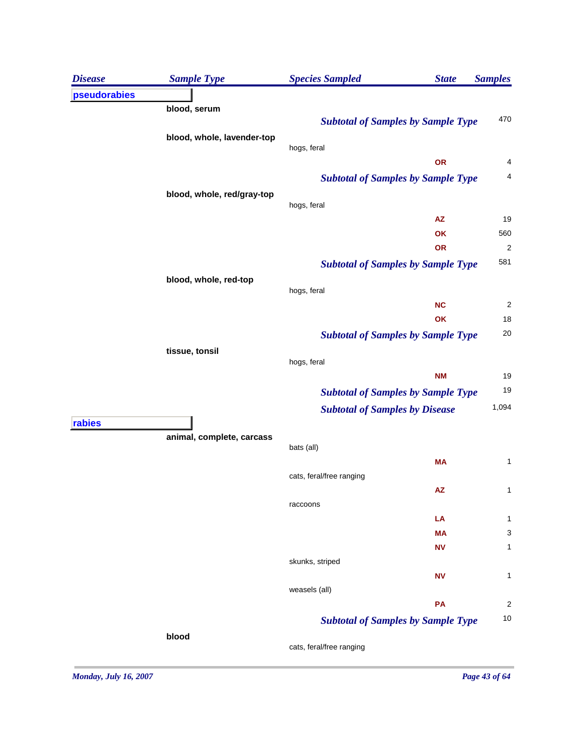| Disease | Sample Type | Species Sampled | State | Samples |
|---|---|---|---|---|
| **pseudorabies** | | | | |
| | **blood, serum** | | | |
| | | ***Subtotal of Samples by Sample Type*** | | 470 |
| | **blood, whole, lavender-top** | | | |
| | | hogs, feral | | |
| | | | **OR** | 4 |
| | | ***Subtotal of Samples by Sample Type*** | | 4 |
| | **blood, whole, red/gray-top** | | | |
| | | hogs, feral | | |
| | | | **AZ** | 19 |
| | | | **OK** | 560 |
| | | | **OR** | 2 |
| | | ***Subtotal of Samples by Sample Type*** | | 581 |
| | **blood, whole, red-top** | | | |
| | | hogs, feral | | |
| | | | **NC** | 2 |
| | | | **OK** | 18 |
| | | ***Subtotal of Samples by Sample Type*** | | 20 |
| | **tissue, tonsil** | | | |
| | | hogs, feral | | |
| | | | **NM** | 19 |
| | | ***Subtotal of Samples by Sample Type*** | | 19 |
| | | ***Subtotal of Samples by Disease*** | | 1,094 |
| **rabies** | | | | |
| | **animal, complete, carcass** | | | |
| | | bats (all) | | |
| | | | **MA** | 1 |
| | | cats, feral/free ranging | | |
| | | | **AZ** | 1 |
| | | raccoons | | |
| | | | **LA** | 1 |
| | | | **MA** | 3 |
| | | | **NV** | 1 |
| | | skunks, striped | | |
| | | | **NV** | 1 |
| | | weasels (all) | | |
| | | | **PA** | 2 |
| | | ***Subtotal of Samples by Sample Type*** | | 10 |
| | **blood** | | | |
| | | cats, feral/free ranging | | |

*Monday, July 16, 2007*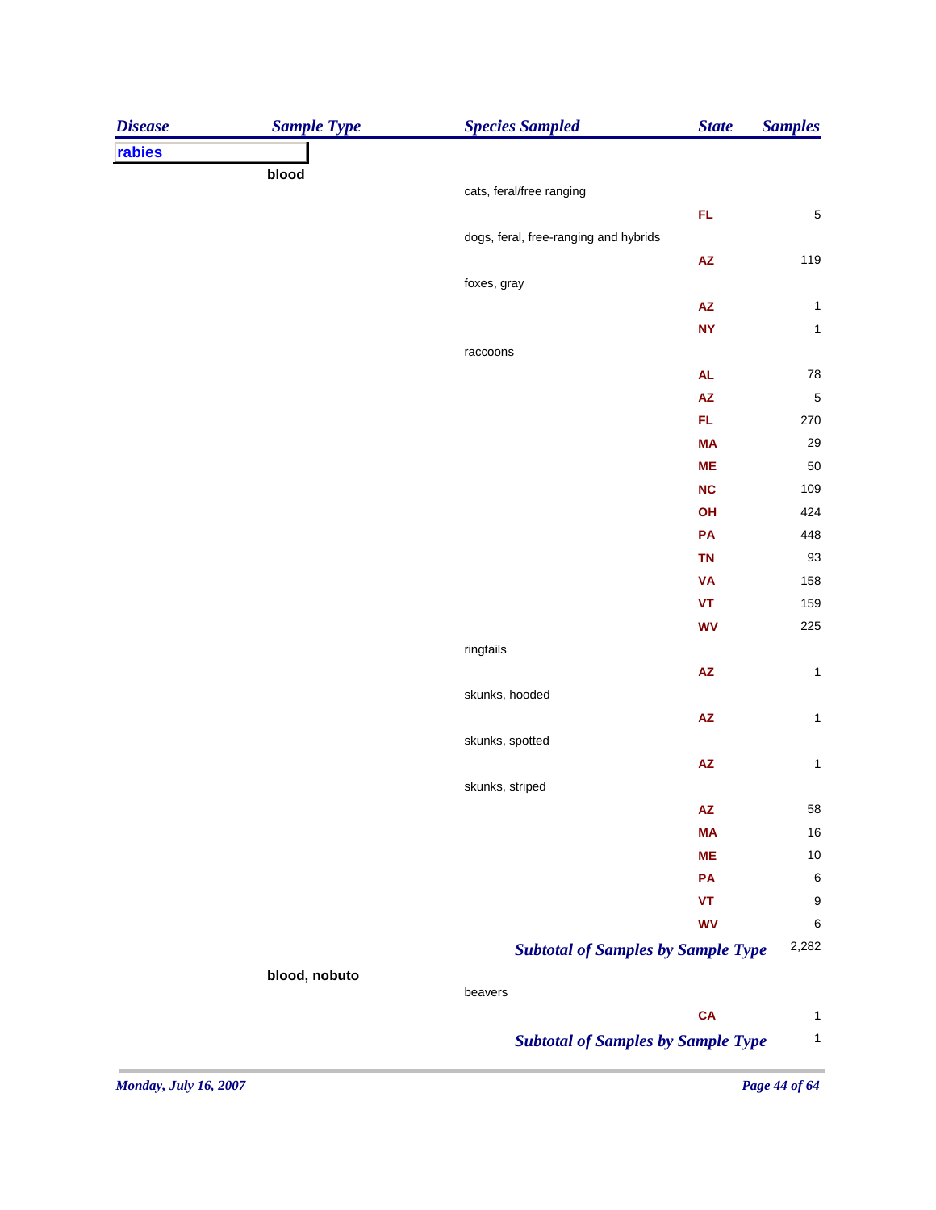| Disease | Sample Type | Species Sampled | State | Samples |
|---|---|---|---|---|
| rabies | | | | |
| | blood | | | |
| | | cats, feral/free ranging | | |
| | | | FL | 5 |
| | | dogs, feral, free-ranging and hybrids | | |
| | | | AZ | 119 |
| | | foxes, gray | | |
| | | | AZ | 1 |
| | | | NY | 1 |
| | | raccoons | | |
| | | | AL | 78 |
| | | | AZ | 5 |
| | | | FL | 270 |
| | | | MA | 29 |
| | | | ME | 50 |
| | | | NC | 109 |
| | | | OH | 424 |
| | | | PA | 448 |
| | | | TN | 93 |
| | | | VA | 158 |
| | | | VT | 159 |
| | | | WV | 225 |
| | | ringtails | | |
| | | | AZ | 1 |
| | | skunks, hooded | | |
| | | | AZ | 1 |
| | | skunks, spotted | | |
| | | | AZ | 1 |
| | | skunks, striped | | |
| | | | AZ | 58 |
| | | | MA | 16 |
| | | | ME | 10 |
| | | | PA | 6 |
| | | | VT | 9 |
| | | | WV | 6 |
| | | ***Subtotal of Samples by Sample Type*** | | 2,282 |
| | blood, nobuto | | | |
| | | beavers | | |
| | | | CA | 1 |
| | | ***Subtotal of Samples by Sample Type*** | | 1 |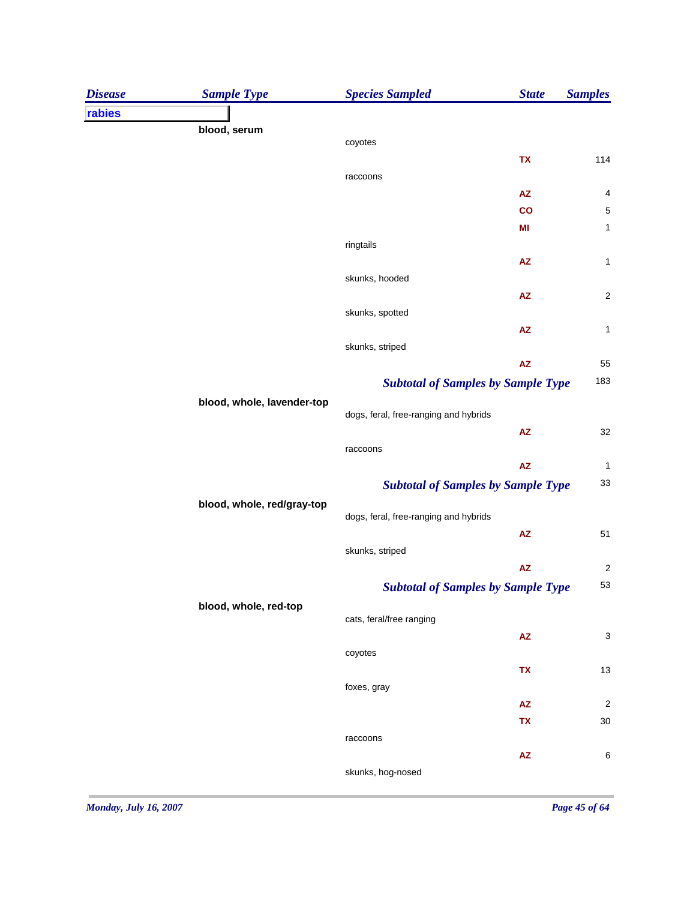| Disease | Sample Type | Species Sampled | State | Samples |
|---|---|---|---|---|
| **rabies** | | | | |
| | **blood, serum** | | | |
| | | coyotes | | |
| | | | TX | 114 |
| | | raccoons | | |
| | | | AZ | 4 |
| | | | CO | 5 |
| | | | MI | 1 |
| | | ringtails | | |
| | | | AZ | 1 |
| | | skunks, hooded | | |
| | | | AZ | 2 |
| | | skunks, spotted | | |
| | | | AZ | 1 |
| | | skunks, striped | | |
| | | | AZ | 55 |
| | | ***Subtotal of Samples by Sample Type*** | | 183 |
| | **blood, whole, lavender-top** | | | |
| | | dogs, feral, free-ranging and hybrids | | |
| | | | AZ | 32 |
| | | raccoons | | |
| | | | AZ | 1 |
| | | ***Subtotal of Samples by Sample Type*** | | 33 |
| | **blood, whole, red/gray-top** | | | |
| | | dogs, feral, free-ranging and hybrids | | |
| | | | AZ | 51 |
| | | skunks, striped | | |
| | | | AZ | 2 |
| | | ***Subtotal of Samples by Sample Type*** | | 53 |
| | **blood, whole, red-top** | | | |
| | | cats, feral/free ranging | | |
| | | | AZ | 3 |
| | | coyotes | | |
| | | | TX | 13 |
| | | foxes, gray | | |
| | | | AZ | 2 |
| | | | TX | 30 |
| | | raccoons | | |
| | | | AZ | 6 |
| | | skunks, hog-nosed | | |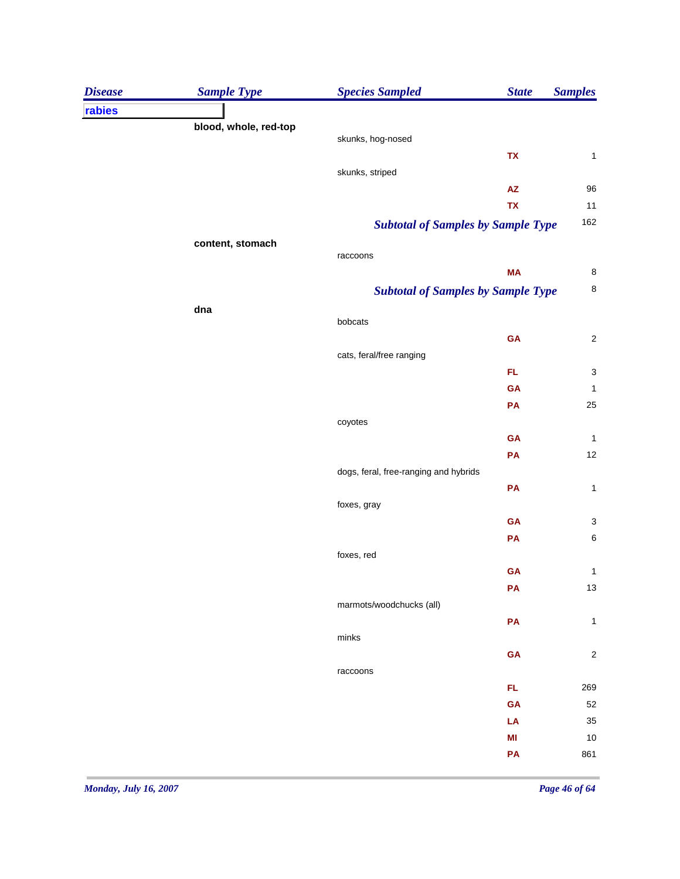| Disease | Sample Type | Species Sampled | State | Samples |
|---|---|---|---|---|
| **rabies** | | | | |
| | **blood, whole, red-top** | | | |
| | | skunks, hog-nosed | | |
| | | | TX | 1 |
| | | skunks, striped | | |
| | | | AZ | 96 |
| | | | TX | 11 |
| | | *Subtotal of Samples by Sample Type* | | 162 |
| | **content, stomach** | | | |
| | | raccoons | | |
| | | | MA | 8 |
| | | *Subtotal of Samples by Sample Type* | | 8 |
| | **dna** | | | |
| | | bobcats | | |
| | | | GA | 2 |
| | | cats, feral/free ranging | | |
| | | | FL | 3 |
| | | | GA | 1 |
| | | | PA | 25 |
| | | coyotes | | |
| | | | GA | 1 |
| | | | PA | 12 |
| | | dogs, feral, free-ranging and hybrids | | |
| | | | PA | 1 |
| | | foxes, gray | | |
| | | | GA | 3 |
| | | | PA | 6 |
| | | foxes, red | | |
| | | | GA | 1 |
| | | | PA | 13 |
| | | marmots/woodchucks (all) | | |
| | | | PA | 1 |
| | | minks | | |
| | | | GA | 2 |
| | | raccoons | | |
| | | | FL | 269 |
| | | | GA | 52 |
| | | | LA | 35 |
| | | | MI | 10 |
| | | | PA | 861 |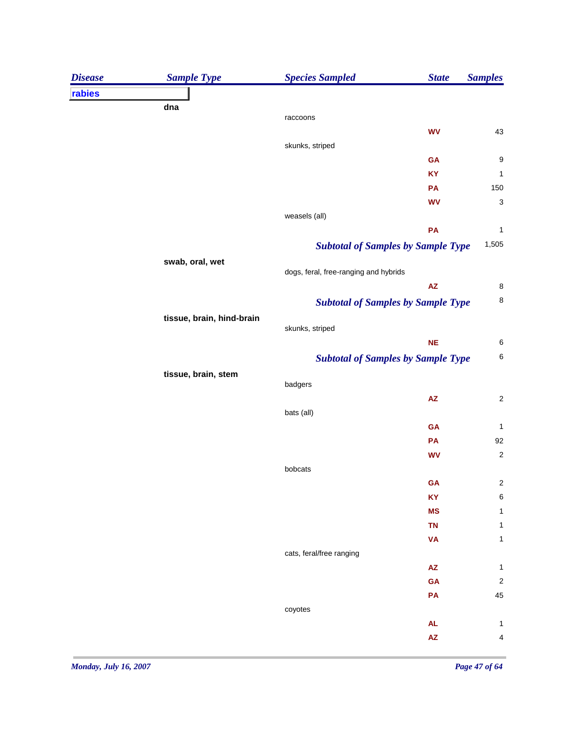| Disease | Sample Type | Species Sampled | State | Samples |
|---|---|---|---|---|
| **rabies** | | | | |
| | **dna** | | | |
| | | raccoons | | |
| | | | WV | 43 |
| | | skunks, striped | | |
| | | | GA | 9 |
| | | | KY | 1 |
| | | | PA | 150 |
| | | | WV | 3 |
| | | weasels (all) | | |
| | | | PA | 1 |
| | | *Subtotal of Samples by Sample Type* | | 1,505 |
| | **swab, oral, wet** | | | |
| | | dogs, feral, free-ranging and hybrids | | |
| | | | AZ | 8 |
| | | *Subtotal of Samples by Sample Type* | | 8 |
| | **tissue, brain, hind-brain** | | | |
| | | skunks, striped | | |
| | | | NE | 6 |
| | | *Subtotal of Samples by Sample Type* | | 6 |
| | **tissue, brain, stem** | | | |
| | | badgers | | |
| | | | AZ | 2 |
| | | bats (all) | | |
| | | | GA | 1 |
| | | | PA | 92 |
| | | | WV | 2 |
| | | bobcats | | |
| | | | GA | 2 |
| | | | KY | 6 |
| | | | MS | 1 |
| | | | TN | 1 |
| | | | VA | 1 |
| | | cats, feral/free ranging | | |
| | | | AZ | 1 |
| | | | GA | 2 |
| | | | PA | 45 |
| | | coyotes | | |
| | | | AL | 1 |
| | | | AZ | 4 |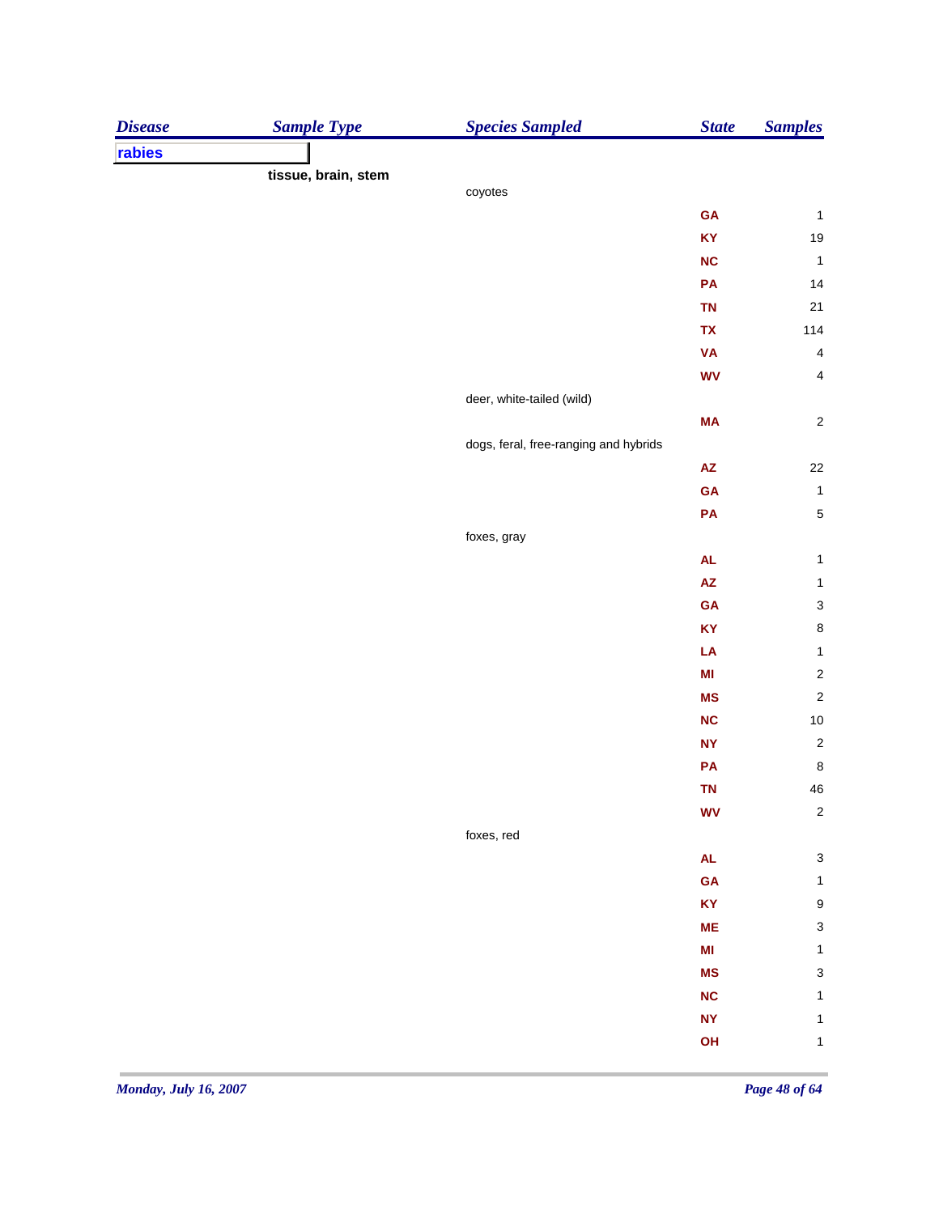| Disease | Sample Type | Species Sampled | State | Samples |
|---|---|---|---|---|
| **rabies** | | | | |
| | **tissue, brain, stem** | | | |
| | | coyotes | | |
| | | | GA | 1 |
| | | | KY | 19 |
| | | | NC | 1 |
| | | | PA | 14 |
| | | | TN | 21 |
| | | | TX | 114 |
| | | | VA | 4 |
| | | | WV | 4 |
| | | deer, white-tailed (wild) | | |
| | | | MA | 2 |
| | | dogs, feral, free-ranging and hybrids | | |
| | | | AZ | 22 |
| | | | GA | 1 |
| | | | PA | 5 |
| | | foxes, gray | | |
| | | | AL | 1 |
| | | | AZ | 1 |
| | | | GA | 3 |
| | | | KY | 8 |
| | | | LA | 1 |
| | | | MI | 2 |
| | | | MS | 2 |
| | | | NC | 10 |
| | | | NY | 2 |
| | | | PA | 8 |
| | | | TN | 46 |
| | | | WV | 2 |
| | | foxes, red | | |
| | | | AL | 3 |
| | | | GA | 1 |
| | | | KY | 9 |
| | | | ME | 3 |
| | | | MI | 1 |
| | | | MS | 3 |
| | | | NC | 1 |
| | | | NY | 1 |
| | | | OH | 1 |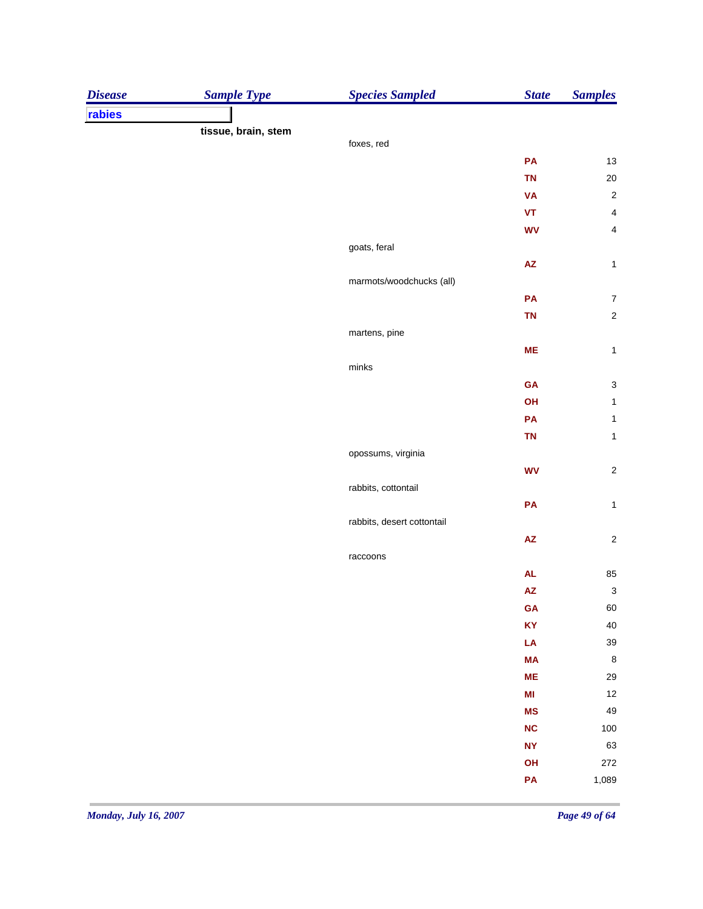| Disease | Sample Type | Species Sampled | State | Samples |
|---|---|---|---|---|
| rabies | | | | |
| | tissue, brain, stem | | | |
| | | foxes, red | | |
| | | | PA | 13 |
| | | | TN | 20 |
| | | | VA | 2 |
| | | | VT | 4 |
| | | | WV | 4 |
| | | goats, feral | | |
| | | | AZ | 1 |
| | | marmots/woodchucks (all) | | |
| | | | PA | 7 |
| | | | TN | 2 |
| | | martens, pine | | |
| | | | ME | 1 |
| | | minks | | |
| | | | GA | 3 |
| | | | OH | 1 |
| | | | PA | 1 |
| | | | TN | 1 |
| | | opossums, virginia | | |
| | | | WV | 2 |
| | | rabbits, cottontail | | |
| | | | PA | 1 |
| | | rabbits, desert cottontail | | |
| | | | AZ | 2 |
| | | raccoons | | |
| | | | AL | 85 |
| | | | AZ | 3 |
| | | | GA | 60 |
| | | | KY | 40 |
| | | | LA | 39 |
| | | | MA | 8 |
| | | | ME | 29 |
| | | | MI | 12 |
| | | | MS | 49 |
| | | | NC | 100 |
| | | | NY | 63 |
| | | | OH | 272 |
| | | | PA | 1,089 |

Monday, July 16, 2007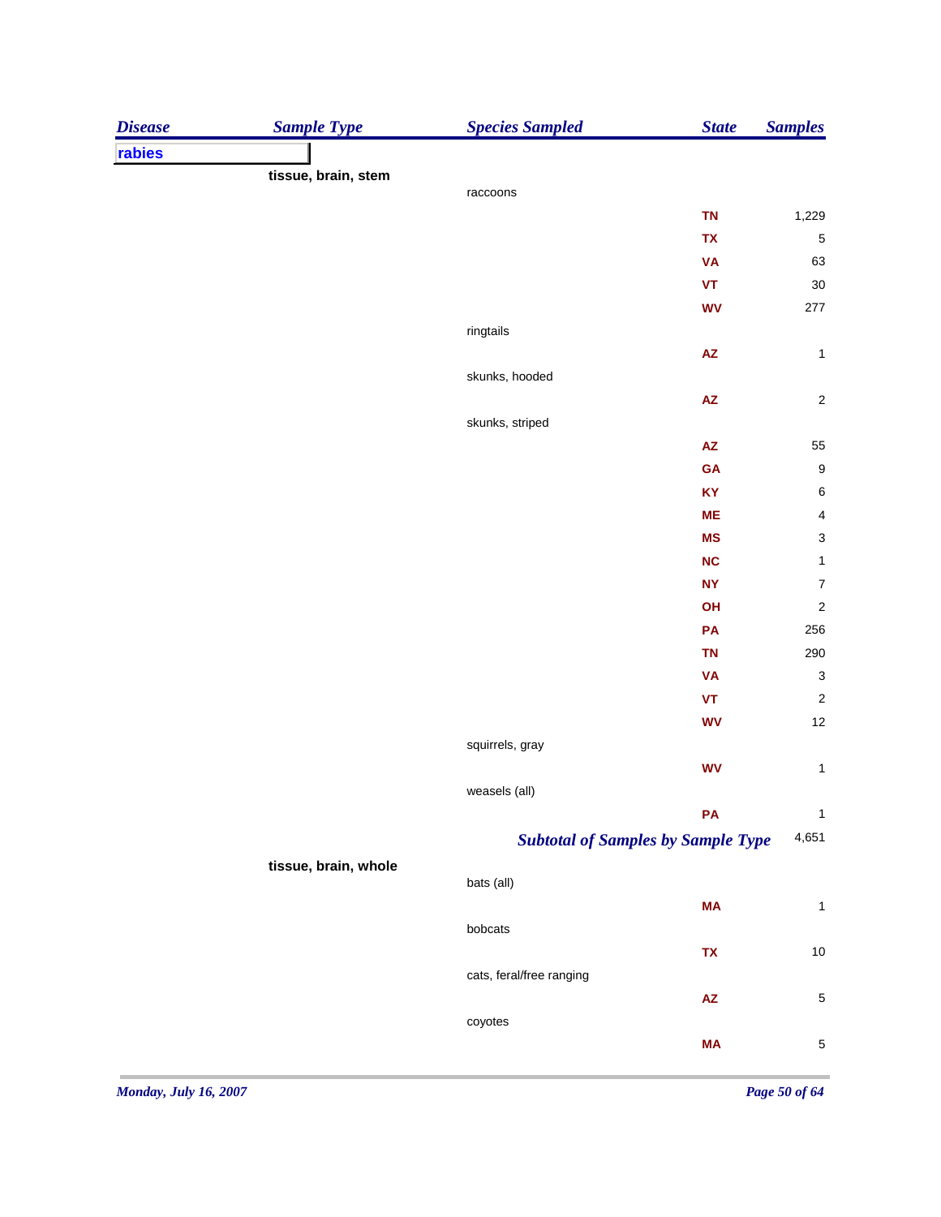| Disease | Sample Type | Species Sampled | State | Samples |
|---|---|---|---|---|
| **rabies** | | | | |
| | **tissue, brain, stem** | | | |
| | | raccoons | | |
| | | | TN | 1,229 |
| | | | TX | 5 |
| | | | VA | 63 |
| | | | VT | 30 |
| | | | WV | 277 |
| | | ringtails | | |
| | | | AZ | 1 |
| | | skunks, hooded | | |
| | | | AZ | 2 |
| | | skunks, striped | | |
| | | | AZ | 55 |
| | | | GA | 9 |
| | | | KY | 6 |
| | | | ME | 4 |
| | | | MS | 3 |
| | | | NC | 1 |
| | | | NY | 7 |
| | | | OH | 2 |
| | | | PA | 256 |
| | | | TN | 290 |
| | | | VA | 3 |
| | | | VT | 2 |
| | | | WV | 12 |
| | | squirrels, gray | | |
| | | | WV | 1 |
| | | weasels (all) | | |
| | | | PA | 1 |
| | | ***Subtotal of Samples by Sample Type*** | | 4,651 |
| | **tissue, brain, whole** | | | |
| | | bats (all) | | |
| | | | MA | 1 |
| | | bobcats | | |
| | | | TX | 10 |
| | | cats, feral/free ranging | | |
| | | | AZ | 5 |
| | | coyotes | | |
| | | | MA | 5 |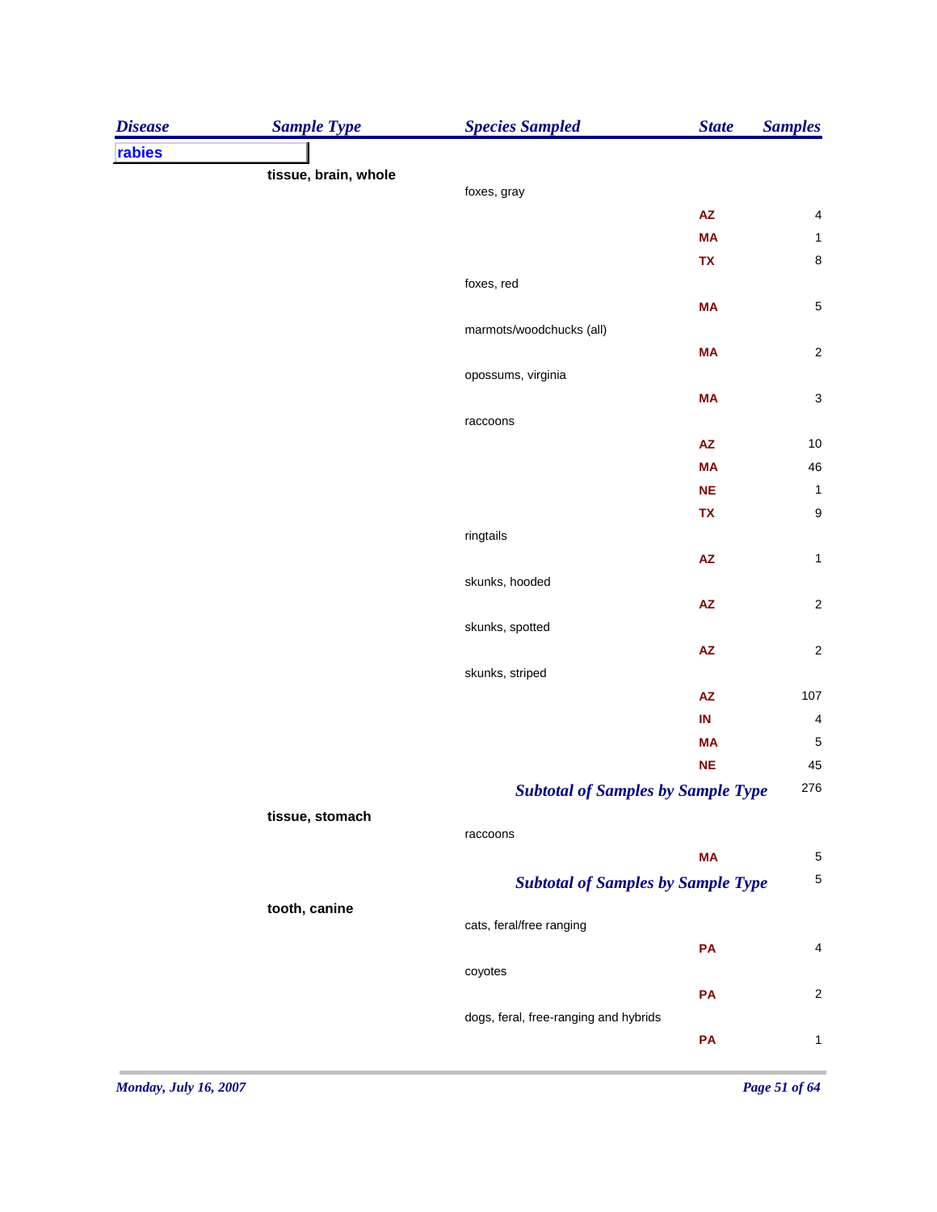| Disease | Sample Type | Species Sampled | State | Samples |
|---|---|---|---|---|
| **rabies** | | | | |
| | **tissue, brain, whole** | | | |
| | | foxes, gray | | |
| | | | AZ | 4 |
| | | | MA | 1 |
| | | | TX | 8 |
| | | foxes, red | | |
| | | | MA | 5 |
| | | marmots/woodchucks (all) | | |
| | | | MA | 2 |
| | | opossums, virginia | | |
| | | | MA | 3 |
| | | raccoons | | |
| | | | AZ | 10 |
| | | | MA | 46 |
| | | | NE | 1 |
| | | | TX | 9 |
| | | ringtails | | |
| | | | AZ | 1 |
| | | skunks, hooded | | |
| | | | AZ | 2 |
| | | skunks, spotted | | |
| | | | AZ | 2 |
| | | skunks, striped | | |
| | | | AZ | 107 |
| | | | IN | 4 |
| | | | MA | 5 |
| | | | NE | 45 |
| | | ***Subtotal of Samples by Sample Type*** | | 276 |
| | **tissue, stomach** | | | |
| | | raccoons | | |
| | | | MA | 5 |
| | | ***Subtotal of Samples by Sample Type*** | | 5 |
| | **tooth, canine** | | | |
| | | cats, feral/free ranging | | |
| | | | PA | 4 |
| | | coyotes | | |
| | | | PA | 2 |
| | | dogs, feral, free-ranging and hybrids | | |
| | | | PA | 1 |

*Monday, July 16, 2007*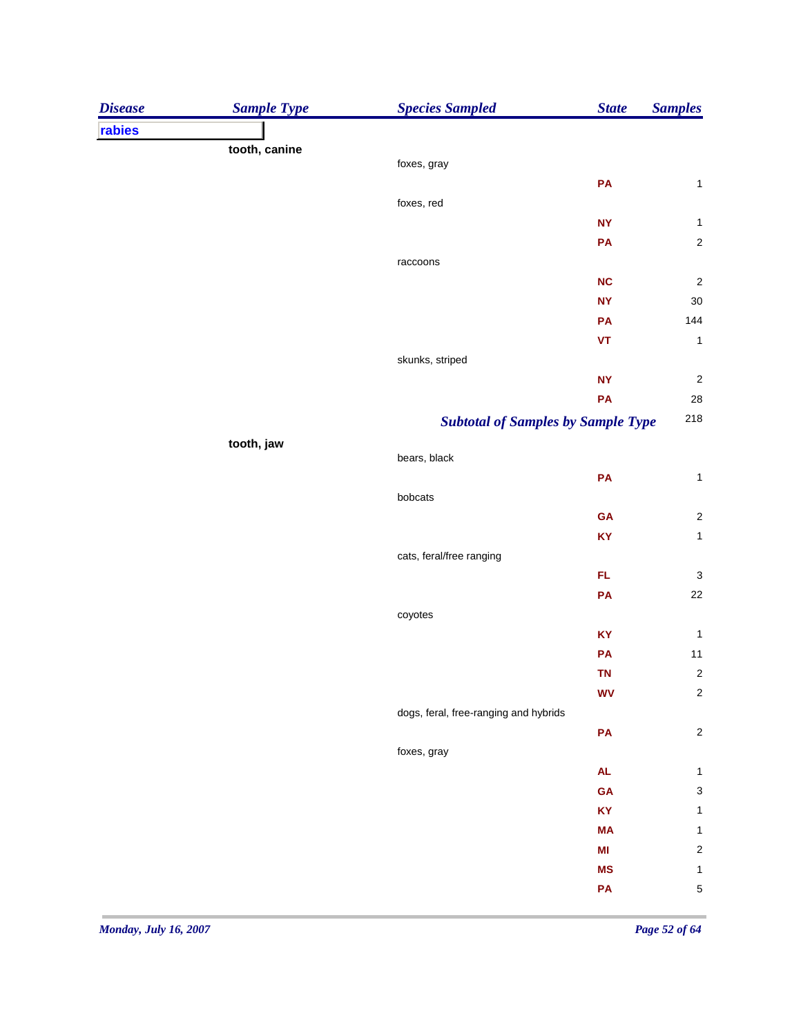| Disease | Sample Type | Species Sampled | State | Samples |
|---|---|---|---|---|
| **rabies** | | | | |
| | **tooth, canine** | | | |
| | | foxes, gray | | |
| | | | PA | 1 |
| | | foxes, red | | |
| | | | NY | 1 |
| | | | PA | 2 |
| | | raccoons | | |
| | | | NC | 2 |
| | | | NY | 30 |
| | | | PA | 144 |
| | | | VT | 1 |
| | | skunks, striped | | |
| | | | NY | 2 |
| | | | PA | 28 |
| | | ***Subtotal of Samples by Sample Type*** | | 218 |
| | **tooth, jaw** | | | |
| | | bears, black | | |
| | | | PA | 1 |
| | | bobcats | | |
| | | | GA | 2 |
| | | | KY | 1 |
| | | cats, feral/free ranging | | |
| | | | FL | 3 |
| | | | PA | 22 |
| | | coyotes | | |
| | | | KY | 1 |
| | | | PA | 11 |
| | | | TN | 2 |
| | | | WV | 2 |
| | | dogs, feral, free-ranging and hybrids | | |
| | | | PA | 2 |
| | | foxes, gray | | |
| | | | AL | 1 |
| | | | GA | 3 |
| | | | KY | 1 |
| | | | MA | 1 |
| | | | MI | 2 |
| | | | MS | 1 |
| | | | PA | 5 |

*Monday, July 16, 2007*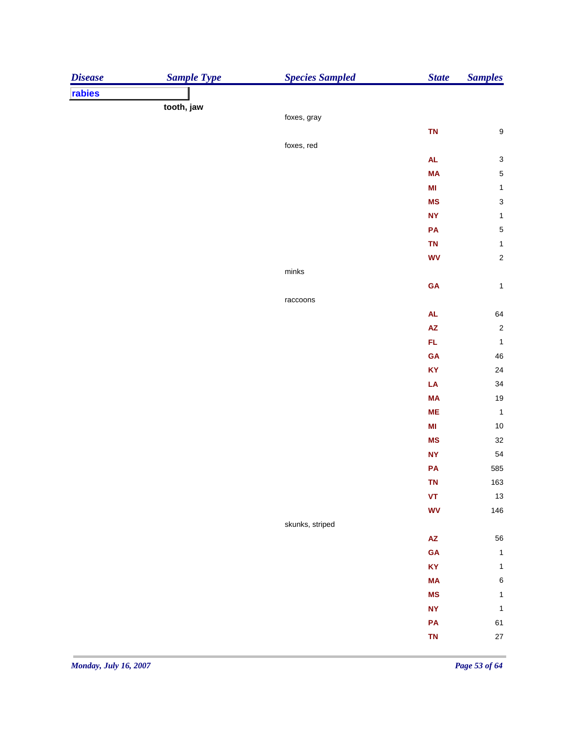| Disease | Sample Type | Species Sampled | State | Samples |
|---|---|---|---|---|
| **rabies** | | | | |
| | **tooth, jaw** | | | |
| | | foxes, gray | | |
| | | | **TN** | 9 |
| | | foxes, red | | |
| | | | **AL** | 3 |
| | | | **MA** | 5 |
| | | | **MI** | 1 |
| | | | **MS** | 3 |
| | | | **NY** | 1 |
| | | | **PA** | 5 |
| | | | **TN** | 1 |
| | | | **WV** | 2 |
| | | minks | | |
| | | | **GA** | 1 |
| | | raccoons | | |
| | | | **AL** | 64 |
| | | | **AZ** | 2 |
| | | | **FL** | 1 |
| | | | **GA** | 46 |
| | | | **KY** | 24 |
| | | | **LA** | 34 |
| | | | **MA** | 19 |
| | | | **ME** | 1 |
| | | | **MI** | 10 |
| | | | **MS** | 32 |
| | | | **NY** | 54 |
| | | | **PA** | 585 |
| | | | **TN** | 163 |
| | | | **VT** | 13 |
| | | | **WV** | 146 |
| | | skunks, striped | | |
| | | | **AZ** | 56 |
| | | | **GA** | 1 |
| | | | **KY** | 1 |
| | | | **MA** | 6 |
| | | | **MS** | 1 |
| | | | **NY** | 1 |
| | | | **PA** | 61 |
| | | | **TN** | 27 |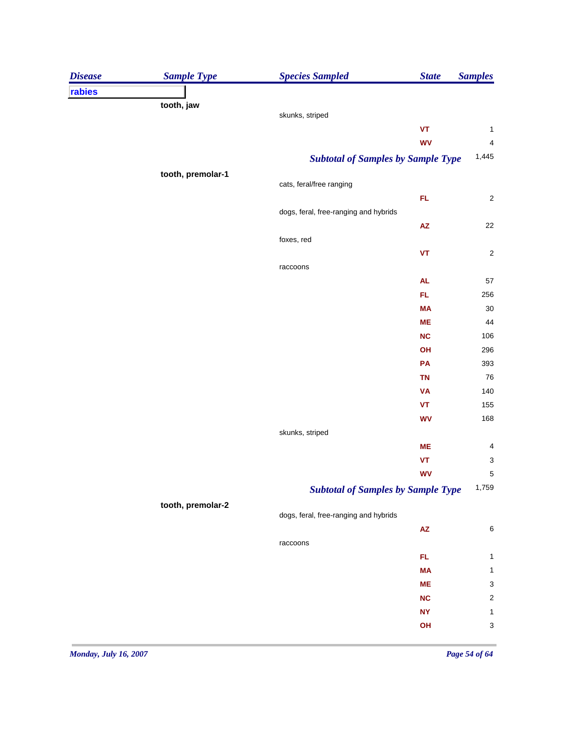| Disease | Sample Type | Species Sampled | State | Samples |
|---|---|---|---|---|
| **rabies** | | | | |
| | **tooth, jaw** | | | |
| | | skunks, striped | | |
| | | | VT | 1 |
| | | | WV | 4 |
| | | ***Subtotal of Samples by Sample Type*** | | 1,445 |
| | **tooth, premolar-1** | | | |
| | | cats, feral/free ranging | | |
| | | | FL | 2 |
| | | dogs, feral, free-ranging and hybrids | | |
| | | | AZ | 22 |
| | | foxes, red | | |
| | | | VT | 2 |
| | | raccoons | | |
| | | | AL | 57 |
| | | | FL | 256 |
| | | | MA | 30 |
| | | | ME | 44 |
| | | | NC | 106 |
| | | | OH | 296 |
| | | | PA | 393 |
| | | | TN | 76 |
| | | | VA | 140 |
| | | | VT | 155 |
| | | | WV | 168 |
| | | skunks, striped | | |
| | | | ME | 4 |
| | | | VT | 3 |
| | | | WV | 5 |
| | | ***Subtotal of Samples by Sample Type*** | | 1,759 |
| | **tooth, premolar-2** | | | |
| | | dogs, feral, free-ranging and hybrids | | |
| | | | AZ | 6 |
| | | raccoons | | |
| | | | FL | 1 |
| | | | MA | 1 |
| | | | ME | 3 |
| | | | NC | 2 |
| | | | NY | 1 |
| | | | OH | 3 |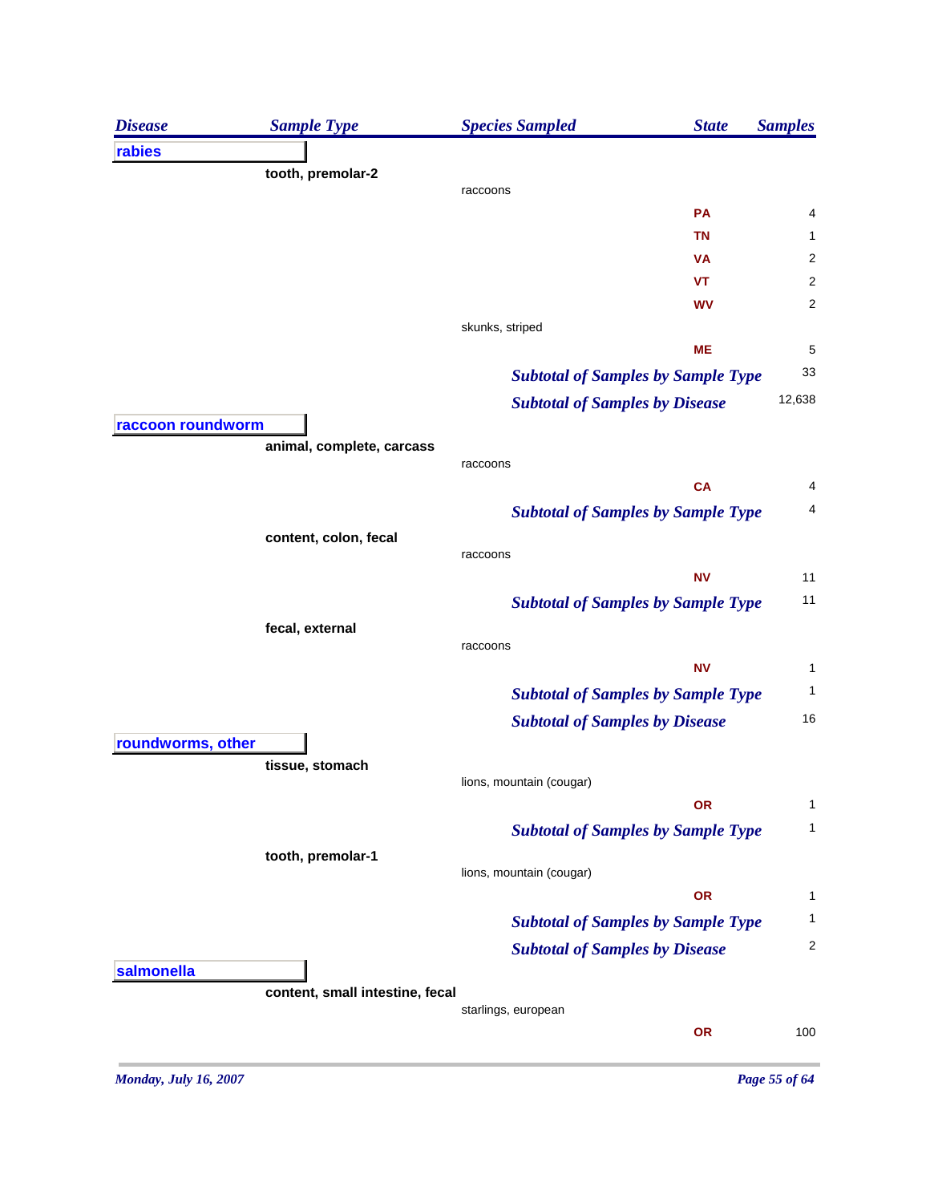| Disease | Sample Type | Species Sampled | State | Samples |
|---|---|---|---|---|
| **rabies** | | | | |
| | **tooth, premolar-2** | | | |
| | | raccoons | | |
| | | | **PA** | 4 |
| | | | **TN** | 1 |
| | | | **VA** | 2 |
| | | | **VT** | 2 |
| | | | **WV** | 2 |
| | | skunks, striped | | |
| | | | **ME** | 5 |
| | | ***Subtotal of Samples by Sample Type*** | | 33 |
| | | ***Subtotal of Samples by Disease*** | | 12,638 |
| **raccoon roundworm** | | | | |
| | **animal, complete, carcass** | | | |
| | | raccoons | | |
| | | | **CA** | 4 |
| | | ***Subtotal of Samples by Sample Type*** | | 4 |
| | **content, colon, fecal** | | | |
| | | raccoons | | |
| | | | **NV** | 11 |
| | | ***Subtotal of Samples by Sample Type*** | | 11 |
| | **fecal, external** | | | |
| | | raccoons | | |
| | | | **NV** | 1 |
| | | ***Subtotal of Samples by Sample Type*** | | 1 |
| | | ***Subtotal of Samples by Disease*** | | 16 |
| **roundworms, other** | | | | |
| | **tissue, stomach** | | | |
| | | lions, mountain (cougar) | | |
| | | | **OR** | 1 |
| | | ***Subtotal of Samples by Sample Type*** | | 1 |
| | **tooth, premolar-1** | | | |
| | | lions, mountain (cougar) | | |
| | | | **OR** | 1 |
| | | ***Subtotal of Samples by Sample Type*** | | 1 |
| | | ***Subtotal of Samples by Disease*** | | 2 |
| **salmonella** | | | | |
| | **content, small intestine, fecal** | | | |
| | | starlings, european | | |
| | | | **OR** | 100 |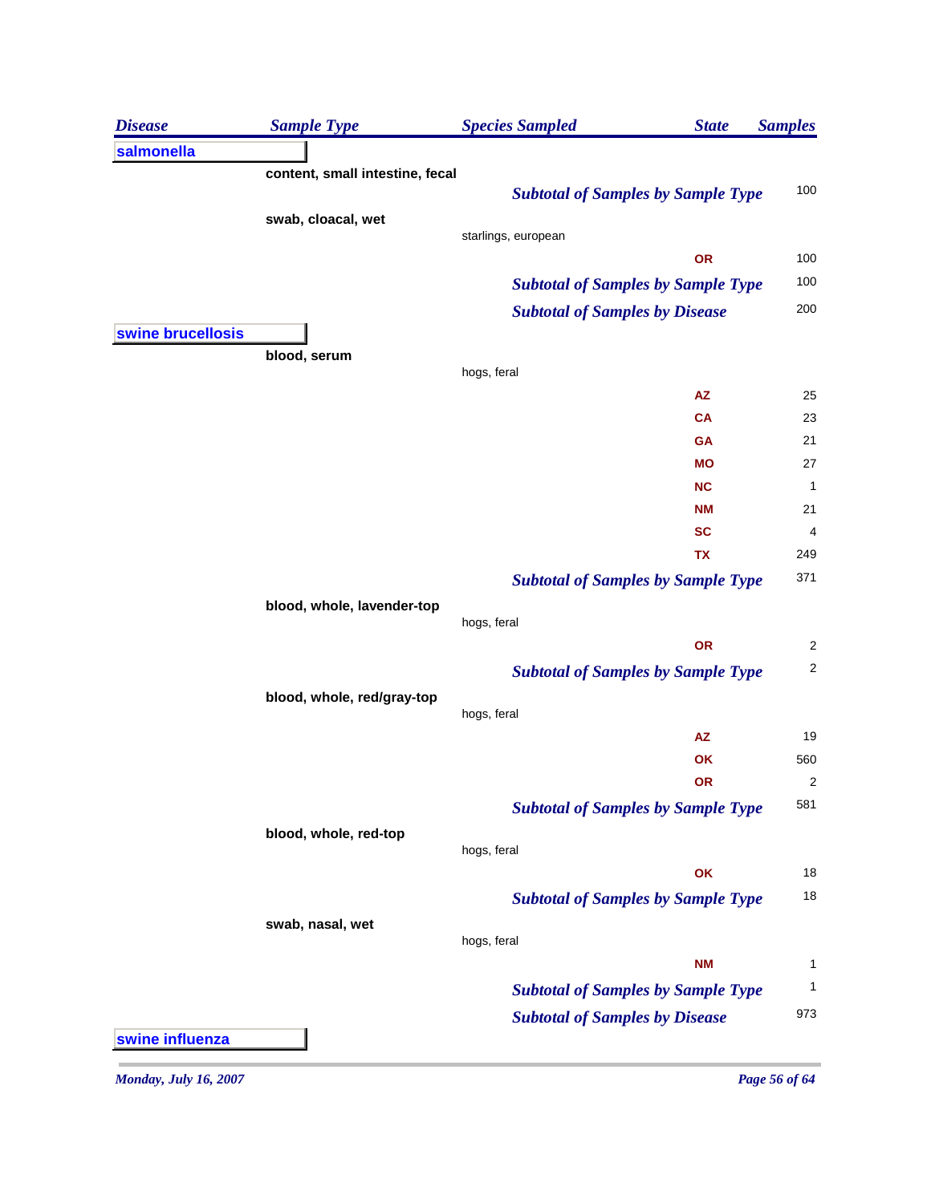| Disease | Sample Type | Species Sampled | State | Samples |
|---|---|---|---|---|
| **salmonella** | | | | |
| | **content, small intestine, fecal** | | | |
| | | ***Subtotal of Samples by Sample Type*** | | 100 |
| | **swab, cloacal, wet** | | | |
| | | starlings, european | | |
| | | | **OR** | 100 |
| | | ***Subtotal of Samples by Sample Type*** | | 100 |
| | | ***Subtotal of Samples by Disease*** | | 200 |
| **swine brucellosis** | | | | |
| | **blood, serum** | | | |
| | | hogs, feral | | |
| | | | **AZ** | 25 |
| | | | **CA** | 23 |
| | | | **GA** | 21 |
| | | | **MO** | 27 |
| | | | **NC** | 1 |
| | | | **NM** | 21 |
| | | | **SC** | 4 |
| | | | **TX** | 249 |
| | | ***Subtotal of Samples by Sample Type*** | | 371 |
| | **blood, whole, lavender-top** | | | |
| | | hogs, feral | | |
| | | | **OR** | 2 |
| | | ***Subtotal of Samples by Sample Type*** | | 2 |
| | **blood, whole, red/gray-top** | | | |
| | | hogs, feral | | |
| | | | **AZ** | 19 |
| | | | **OK** | 560 |
| | | | **OR** | 2 |
| | | ***Subtotal of Samples by Sample Type*** | | 581 |
| | **blood, whole, red-top** | | | |
| | | hogs, feral | | |
| | | | **OK** | 18 |
| | | ***Subtotal of Samples by Sample Type*** | | 18 |
| | **swab, nasal, wet** | | | |
| | | hogs, feral | | |
| | | | **NM** | 1 |
| | | ***Subtotal of Samples by Sample Type*** | | 1 |
| | | ***Subtotal of Samples by Disease*** | | 973 |
| **swine influenza** | | | | |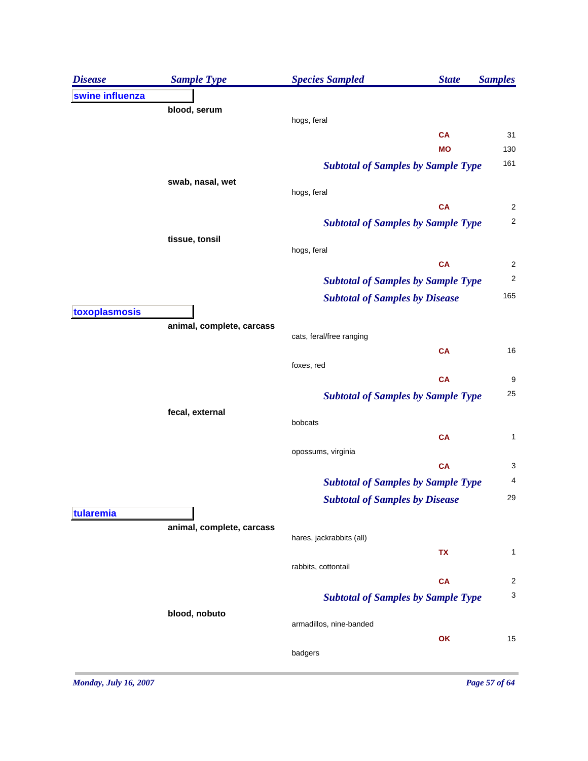| Disease | Sample Type | Species Sampled | State | Samples |
|---|---|---|---|---|
| **swine influenza** | | | | |
| | **blood, serum** | | | |
| | | hogs, feral | | |
| | | | CA | 31 |
| | | | MO | 130 |
| | | ***Subtotal of Samples by Sample Type*** | | 161 |
| | **swab, nasal, wet** | | | |
| | | hogs, feral | | |
| | | | CA | 2 |
| | | ***Subtotal of Samples by Sample Type*** | | 2 |
| | **tissue, tonsil** | | | |
| | | hogs, feral | | |
| | | | CA | 2 |
| | | ***Subtotal of Samples by Sample Type*** | | 2 |
| | | ***Subtotal of Samples by Disease*** | | 165 |
| **toxoplasmosis** | | | | |
| | **animal, complete, carcass** | | | |
| | | cats, feral/free ranging | | |
| | | | CA | 16 |
| | | foxes, red | | |
| | | | CA | 9 |
| | | ***Subtotal of Samples by Sample Type*** | | 25 |
| | **fecal, external** | | | |
| | | bobcats | | |
| | | | CA | 1 |
| | | opossums, virginia | | |
| | | | CA | 3 |
| | | ***Subtotal of Samples by Sample Type*** | | 4 |
| | | ***Subtotal of Samples by Disease*** | | 29 |
| **tularemia** | | | | |
| | **animal, complete, carcass** | | | |
| | | hares, jackrabbits (all) | | |
| | | | TX | 1 |
| | | rabbits, cottontail | | |
| | | | CA | 2 |
| | | ***Subtotal of Samples by Sample Type*** | | 3 |
| | **blood, nobuto** | | | |
| | | armadillos, nine-banded | | |
| | | | OK | 15 |
| | | badgers | | |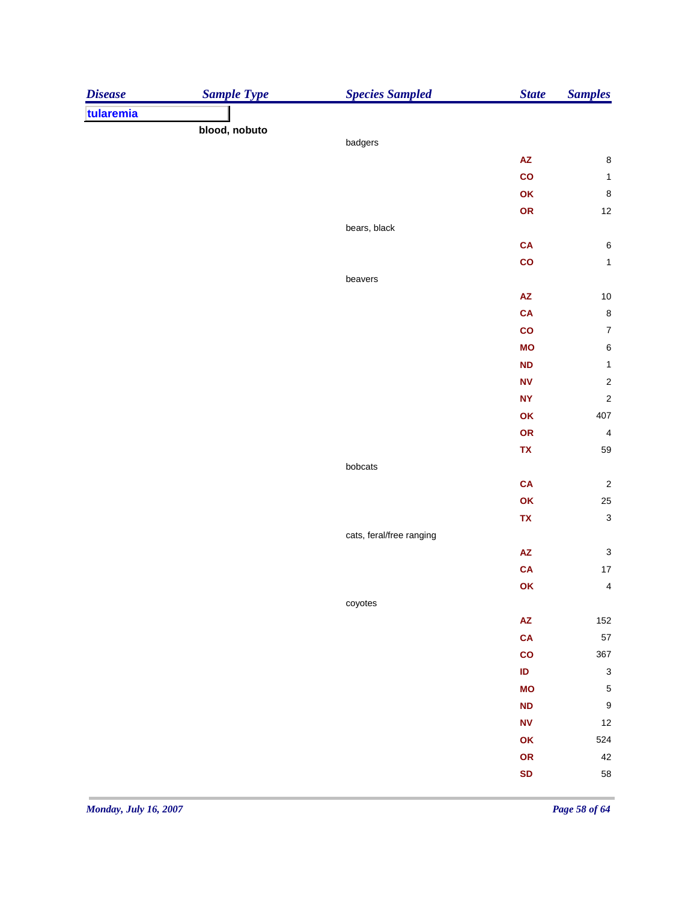| Disease | Sample Type | Species Sampled | State | Samples |
|---|---|---|---|---|
| tularemia | | | | |
| | blood, nobuto | | | |
| | | badgers | | |
| | | | AZ | 8 |
| | | | CO | 1 |
| | | | OK | 8 |
| | | | OR | 12 |
| | | bears, black | | |
| | | | CA | 6 |
| | | | CO | 1 |
| | | beavers | | |
| | | | AZ | 10 |
| | | | CA | 8 |
| | | | CO | 7 |
| | | | MO | 6 |
| | | | ND | 1 |
| | | | NV | 2 |
| | | | NY | 2 |
| | | | OK | 407 |
| | | | OR | 4 |
| | | | TX | 59 |
| | | bobcats | | |
| | | | CA | 2 |
| | | | OK | 25 |
| | | | TX | 3 |
| | | cats, feral/free ranging | | |
| | | | AZ | 3 |
| | | | CA | 17 |
| | | | OK | 4 |
| | | coyotes | | |
| | | | AZ | 152 |
| | | | CA | 57 |
| | | | CO | 367 |
| | | | ID | 3 |
| | | | MO | 5 |
| | | | ND | 9 |
| | | | NV | 12 |
| | | | OK | 524 |
| | | | OR | 42 |
| | | | SD | 58 |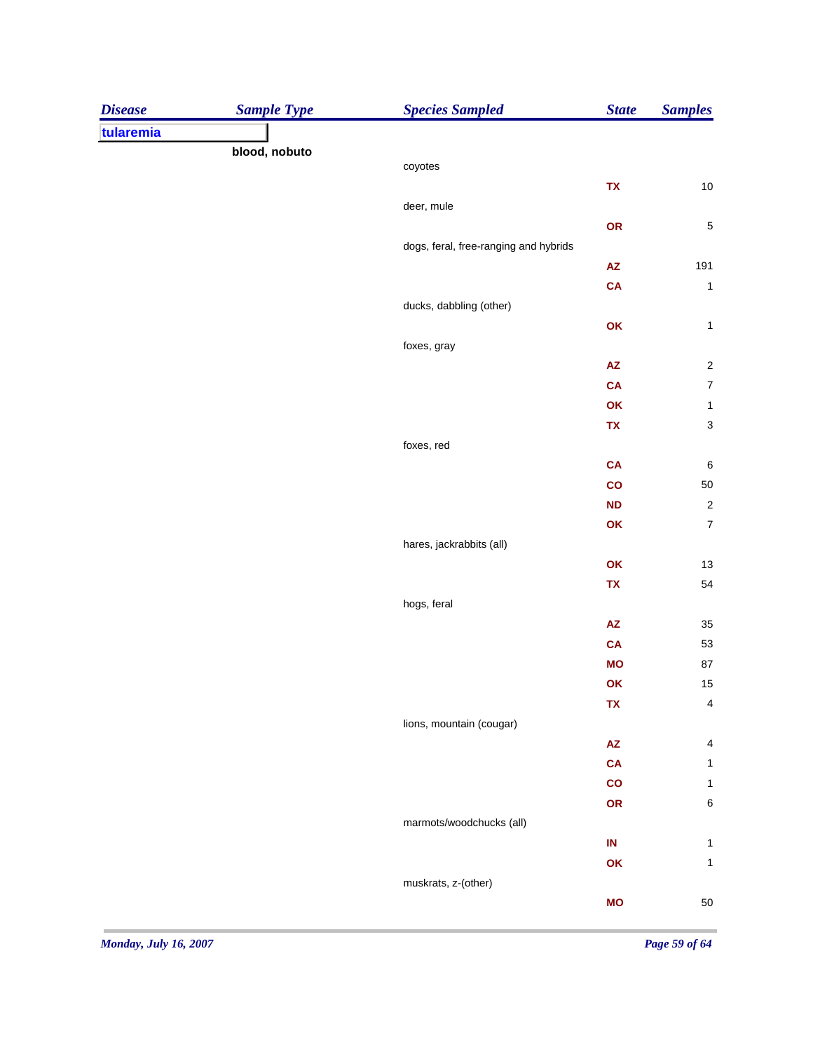| Disease | Sample Type | Species Sampled | State | Samples |
|---|---|---|---|---|
| **tularemia** | | | | |
| | **blood, nobuto** | | | |
| | | coyotes | | |
| | | | TX | 10 |
| | | deer, mule | | |
| | | | OR | 5 |
| | | dogs, feral, free-ranging and hybrids | | |
| | | | AZ | 191 |
| | | | CA | 1 |
| | | ducks, dabbling (other) | | |
| | | | OK | 1 |
| | | foxes, gray | | |
| | | | AZ | 2 |
| | | | CA | 7 |
| | | | OK | 1 |
| | | | TX | 3 |
| | | foxes, red | | |
| | | | CA | 6 |
| | | | CO | 50 |
| | | | ND | 2 |
| | | | OK | 7 |
| | | hares, jackrabbits (all) | | |
| | | | OK | 13 |
| | | | TX | 54 |
| | | hogs, feral | | |
| | | | AZ | 35 |
| | | | CA | 53 |
| | | | MO | 87 |
| | | | OK | 15 |
| | | | TX | 4 |
| | | lions, mountain (cougar) | | |
| | | | AZ | 4 |
| | | | CA | 1 |
| | | | CO | 1 |
| | | | OR | 6 |
| | | marmots/woodchucks (all) | | |
| | | | IN | 1 |
| | | | OK | 1 |
| | | muskrats, z-(other) | | |
| | | | MO | 50 |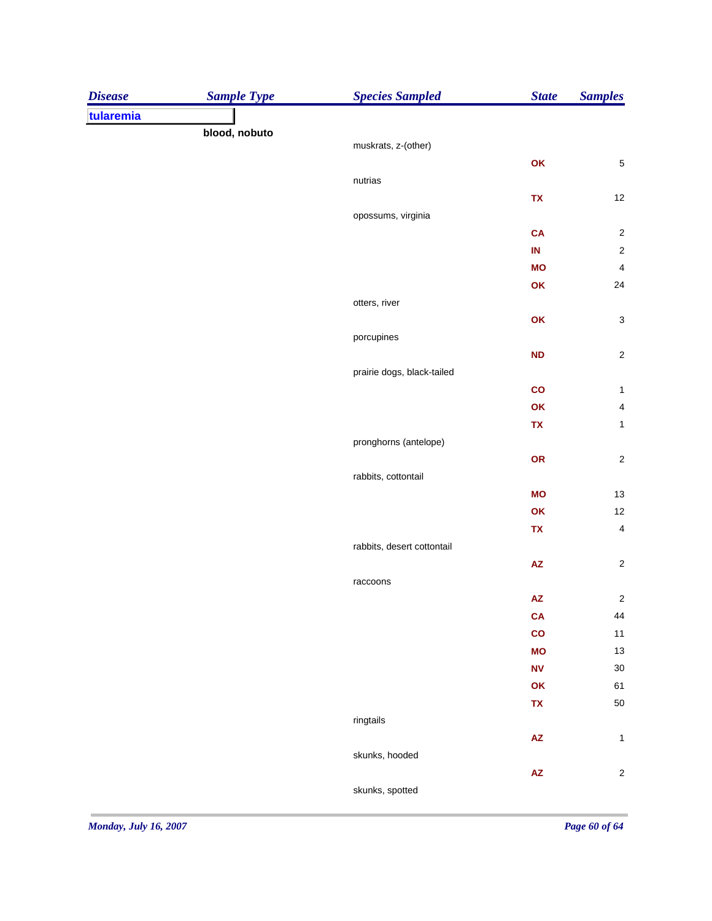| Disease | Sample Type | Species Sampled | State | Samples |
|---|---|---|---|---|
| **tularemia** | | | | |
| | **blood, nobuto** | | | |
| | | muskrats, z-(other) | | |
| | | | OK | 5 |
| | | nutrias | | |
| | | | TX | 12 |
| | | opossums, virginia | | |
| | | | CA | 2 |
| | | | IN | 2 |
| | | | MO | 4 |
| | | | OK | 24 |
| | | otters, river | | |
| | | | OK | 3 |
| | | porcupines | | |
| | | | ND | 2 |
| | | prairie dogs, black-tailed | | |
| | | | CO | 1 |
| | | | OK | 4 |
| | | | TX | 1 |
| | | pronghorns (antelope) | | |
| | | | OR | 2 |
| | | rabbits, cottontail | | |
| | | | MO | 13 |
| | | | OK | 12 |
| | | | TX | 4 |
| | | rabbits, desert cottontail | | |
| | | | AZ | 2 |
| | | raccoons | | |
| | | | AZ | 2 |
| | | | CA | 44 |
| | | | CO | 11 |
| | | | MO | 13 |
| | | | NV | 30 |
| | | | OK | 61 |
| | | | TX | 50 |
| | | ringtails | | |
| | | | AZ | 1 |
| | | skunks, hooded | | |
| | | | AZ | 2 |
| | | skunks, spotted | | |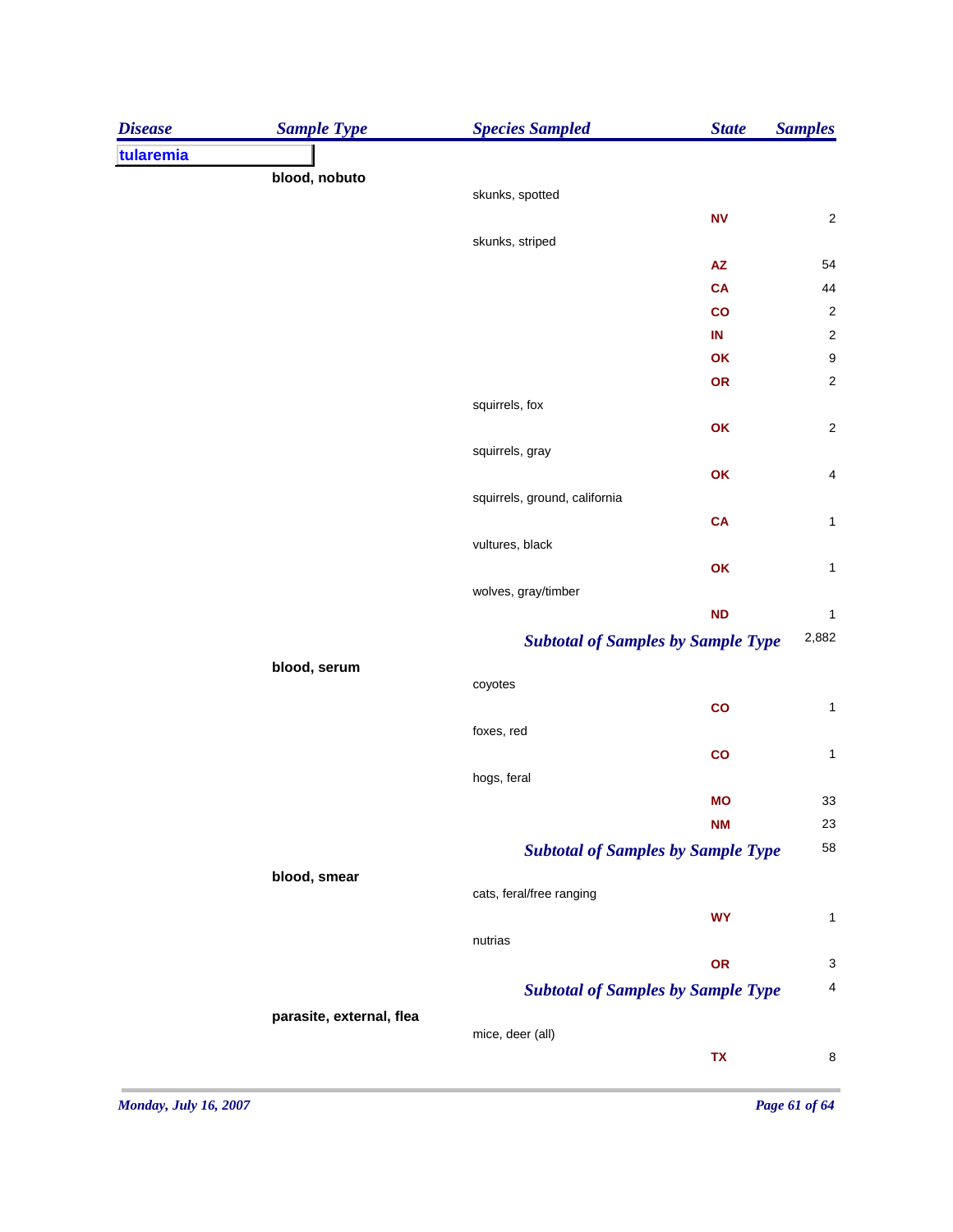| Disease | Sample Type | Species Sampled | State | Samples |
|---|---|---|---|---|
| **tularemia** | | | | |
| | **blood, nobuto** | | | |
| | | skunks, spotted | | |
| | | | NV | 2 |
| | | skunks, striped | | |
| | | | AZ | 54 |
| | | | CA | 44 |
| | | | CO | 2 |
| | | | IN | 2 |
| | | | OK | 9 |
| | | | OR | 2 |
| | | squirrels, fox | | |
| | | | OK | 2 |
| | | squirrels, gray | | |
| | | | OK | 4 |
| | | squirrels, ground, california | | |
| | | | CA | 1 |
| | | vultures, black | | |
| | | | OK | 1 |
| | | wolves, gray/timber | | |
| | | | ND | 1 |
| | | ***Subtotal of Samples by Sample Type*** | | 2,882 |
| | **blood, serum** | | | |
| | | coyotes | | |
| | | | CO | 1 |
| | | foxes, red | | |
| | | | CO | 1 |
| | | hogs, feral | | |
| | | | MO | 33 |
| | | | NM | 23 |
| | | ***Subtotal of Samples by Sample Type*** | | 58 |
| | **blood, smear** | | | |
| | | cats, feral/free ranging | | |
| | | | WY | 1 |
| | | nutrias | | |
| | | | OR | 3 |
| | | ***Subtotal of Samples by Sample Type*** | | 4 |
| | **parasite, external, flea** | | | |
| | | mice, deer (all) | | |
| | | | TX | 8 |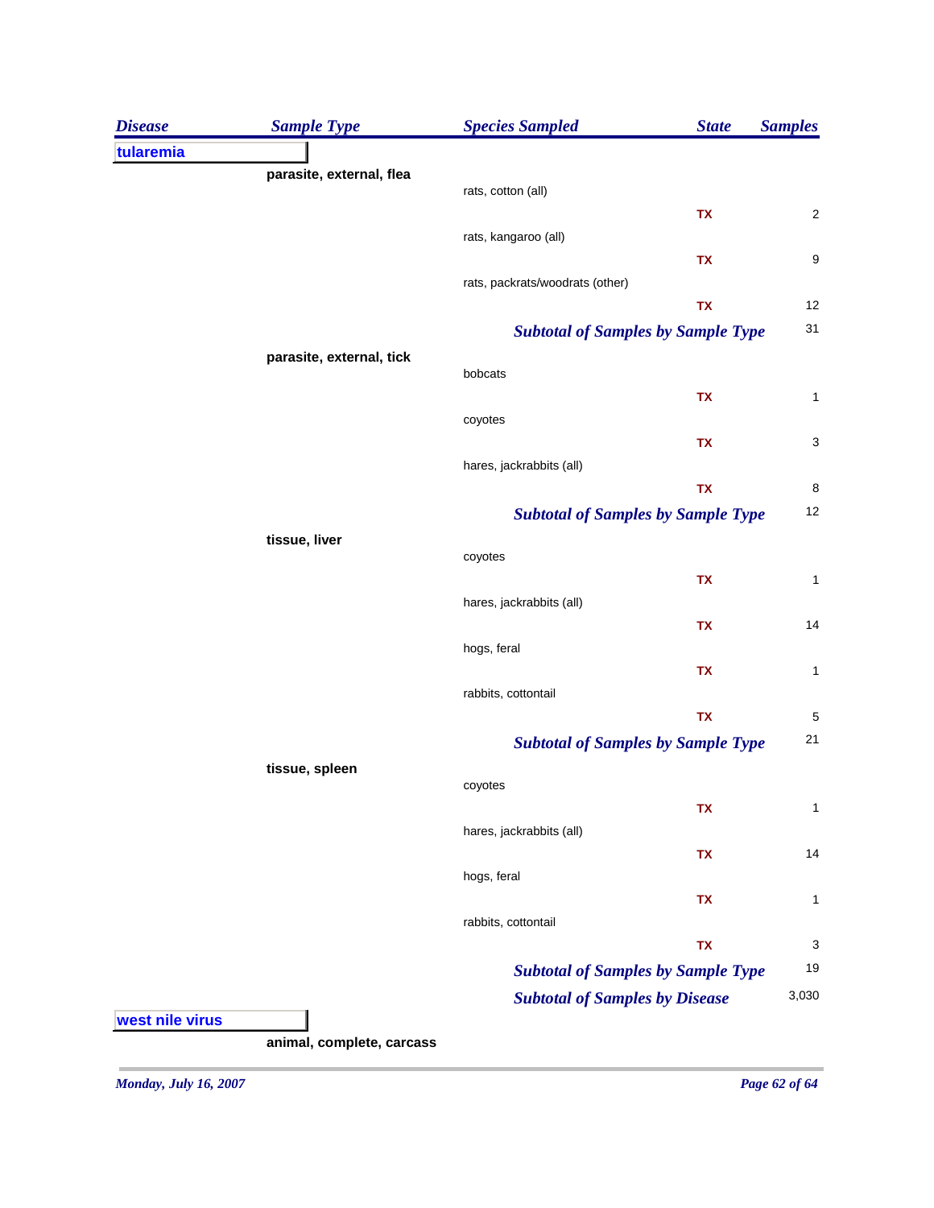| Disease | Sample Type | Species Sampled | State | Samples |
|---|---|---|---|---|
| **tularemia** | | | | |
| | **parasite, external, flea** | | | |
| | | rats, cotton (all) | | |
| | | | TX | 2 |
| | | rats, kangaroo (all) | | |
| | | | TX | 9 |
| | | rats, packrats/woodrats (other) | | |
| | | | TX | 12 |
| | | ***Subtotal of Samples by Sample Type*** | | 31 |
| | **parasite, external, tick** | | | |
| | | bobcats | | |
| | | | TX | 1 |
| | | coyotes | | |
| | | | TX | 3 |
| | | hares, jackrabbits (all) | | |
| | | | TX | 8 |
| | | ***Subtotal of Samples by Sample Type*** | | 12 |
| | **tissue, liver** | | | |
| | | coyotes | | |
| | | | TX | 1 |
| | | hares, jackrabbits (all) | | |
| | | | TX | 14 |
| | | hogs, feral | | |
| | | | TX | 1 |
| | | rabbits, cottontail | | |
| | | | TX | 5 |
| | | ***Subtotal of Samples by Sample Type*** | | 21 |
| | **tissue, spleen** | | | |
| | | coyotes | | |
| | | | TX | 1 |
| | | hares, jackrabbits (all) | | |
| | | | TX | 14 |
| | | hogs, feral | | |
| | | | TX | 1 |
| | | rabbits, cottontail | | |
| | | | TX | 3 |
| | | ***Subtotal of Samples by Sample Type*** | | 19 |
| | | ***Subtotal of Samples by Disease*** | | 3,030 |
| **west nile virus** | | | | |
| | **animal, complete, carcass** | | | |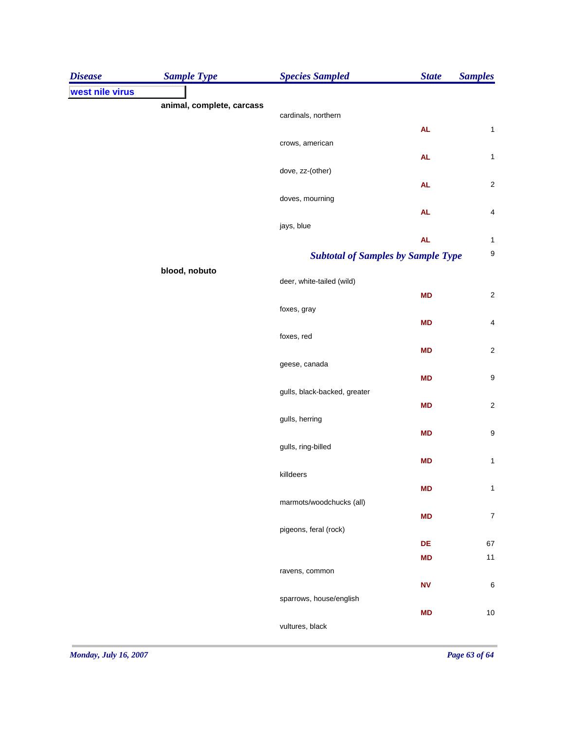| *Disease* | *Sample Type* | *Species Sampled* | *State* | *Samples* |
|---|---|---|---|---|
| **west nile virus** | | | | |
| | **animal, complete, carcass** | | | |
| | | cardinals, northern | | |
| | | | **AL** | 1 |
| | | crows, american | | |
| | | | **AL** | 1 |
| | | dove, zz-(other) | | |
| | | | **AL** | 2 |
| | | doves, mourning | | |
| | | | **AL** | 4 |
| | | jays, blue | | |
| | | | **AL** | 1 |
| | | ***Subtotal of Samples by Sample Type*** | | 9 |
| | **blood, nobuto** | | | |
| | | deer, white-tailed (wild) | | |
| | | | **MD** | 2 |
| | | foxes, gray | | |
| | | | **MD** | 4 |
| | | foxes, red | | |
| | | | **MD** | 2 |
| | | geese, canada | | |
| | | | **MD** | 9 |
| | | gulls, black-backed, greater | | |
| | | | **MD** | 2 |
| | | gulls, herring | | |
| | | | **MD** | 9 |
| | | gulls, ring-billed | | |
| | | | **MD** | 1 |
| | | killdeers | | |
| | | | **MD** | 1 |
| | | marmots/woodchucks (all) | | |
| | | | **MD** | 7 |
| | | pigeons, feral (rock) | | |
| | | | **DE** | 67 |
| | | | **MD** | 11 |
| | | ravens, common | | |
| | | | **NV** | 6 |
| | | sparrows, house/english | | |
| | | | **MD** | 10 |
| | | vultures, black | | |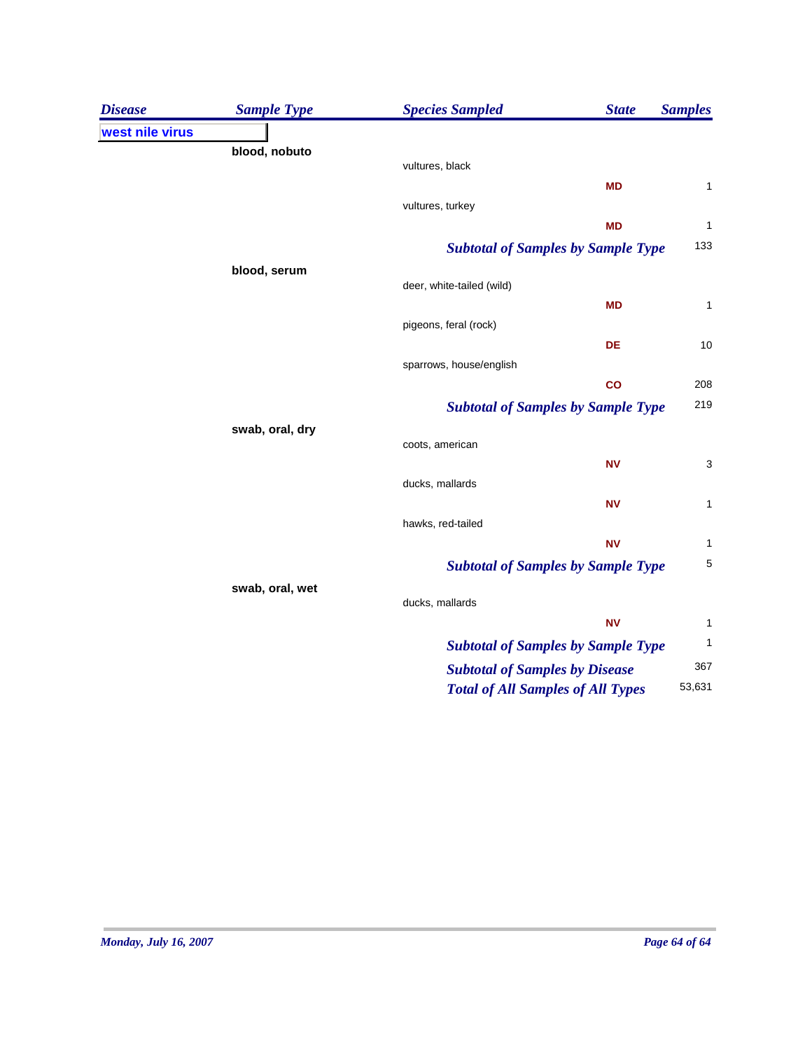| Disease | Sample Type | Species Sampled | State | Samples |
|---|---|---|---|---|
| west nile virus | | | | |
| | blood, nobuto | | | |
| | | vultures, black | | |
| | | | MD | 1 |
| | | vultures, turkey | | |
| | | | MD | 1 |
| | | *Subtotal of Samples by Sample Type* | | 133 |
| | blood, serum | | | |
| | | deer, white-tailed (wild) | | |
| | | | MD | 1 |
| | | pigeons, feral (rock) | | |
| | | | DE | 10 |
| | | sparrows, house/english | | |
| | | | CO | 208 |
| | | *Subtotal of Samples by Sample Type* | | 219 |
| | swab, oral, dry | | | |
| | | coots, american | | |
| | | | NV | 3 |
| | | ducks, mallards | | |
| | | | NV | 1 |
| | | hawks, red-tailed | | |
| | | | NV | 1 |
| | | *Subtotal of Samples by Sample Type* | | 5 |
| | swab, oral, wet | | | |
| | | ducks, mallards | | |
| | | | NV | 1 |
| | | *Subtotal of Samples by Sample Type* | | 1 |
| | | *Subtotal of Samples by Disease* | | 367 |
| | | *Total of All Samples of All Types* | | 53,631 |

*Monday, July 16, 2007*